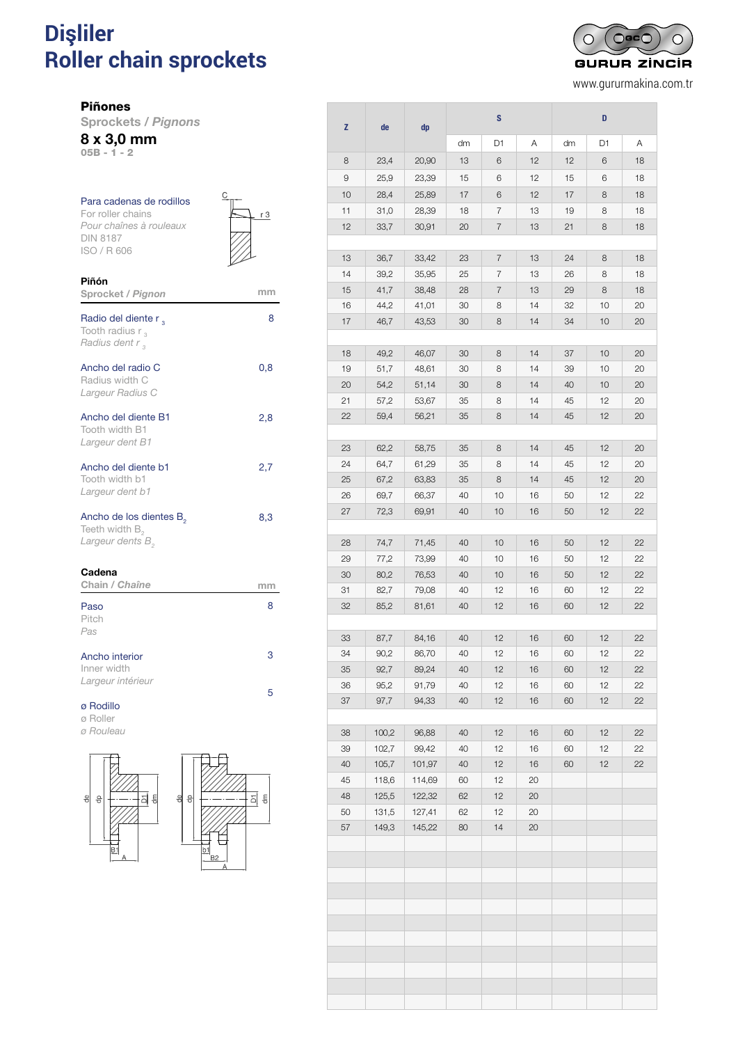# Dişliler
# Roller chain sprockets

GURUR ZİNCİR
www.gururmakina.com.tr

## Piñones

*Sprockets / Pignons*

**8 x 3,0 mm**

05B - 1 - 2

Para cadenas de rodillos
For roller chains
*Pour chaînes à rouleaux*
DIN 8187
ISO / R 606

### Piñón

*Sprocket / Pignon* — mm

| | mm |
|---|---|
| Radio del diente $r_3$ / Tooth radius $r_3$ / *Radius dent $r_3$* | 8 |
| Ancho del radio C / Radius width C / *Largeur Radius C* | 0,8 |
| Ancho del diente B1 / Tooth width B1 / *Largeur dent B1* | 2,8 |
| Ancho del diente b1 / Tooth width b1 / *Largeur dent b1* | 2,7 |
| Ancho de los dientes $B_2$ / Teeth width $B_2$ / *Largeur dents $B_2$* | 8,3 |

### Cadena

*Chain / Chaîne* — mm

| | mm |
|---|---|
| Paso / Pitch / *Pas* | 8 |
| Ancho interior / Inner width / *Largeur intérieur* | 3 |
| ø Rodillo / ø Roller / *ø Rouleau* | 5 |

| Z | de | dp | S | | | D | | |
|---|---|---|---|---|---|---|---|---|
| | | | dm | D1 | A | dm | D1 | A |
| 8 | 23,4 | 20,90 | 13 | 6 | 12 | 12 | 6 | 18 |
| 9 | 25,9 | 23,39 | 15 | 6 | 12 | 15 | 6 | 18 |
| 10 | 28,4 | 25,89 | 17 | 6 | 12 | 17 | 8 | 18 |
| 11 | 31,0 | 28,39 | 18 | 7 | 13 | 19 | 8 | 18 |
| 12 | 33,7 | 30,91 | 20 | 7 | 13 | 21 | 8 | 18 |
| 13 | 36,7 | 33,42 | 23 | 7 | 13 | 24 | 8 | 18 |
| 14 | 39,2 | 35,95 | 25 | 7 | 13 | 26 | 8 | 18 |
| 15 | 41,7 | 38,48 | 28 | 7 | 13 | 29 | 8 | 18 |
| 16 | 44,2 | 41,01 | 30 | 8 | 14 | 32 | 10 | 20 |
| 17 | 46,7 | 43,53 | 30 | 8 | 14 | 34 | 10 | 20 |
| 18 | 49,2 | 46,07 | 30 | 8 | 14 | 37 | 10 | 20 |
| 19 | 51,7 | 48,61 | 30 | 8 | 14 | 39 | 10 | 20 |
| 20 | 54,2 | 51,14 | 30 | 8 | 14 | 40 | 10 | 20 |
| 21 | 57,2 | 53,67 | 35 | 8 | 14 | 45 | 12 | 20 |
| 22 | 59,4 | 56,21 | 35 | 8 | 14 | 45 | 12 | 20 |
| 23 | 62,2 | 58,75 | 35 | 8 | 14 | 45 | 12 | 20 |
| 24 | 64,7 | 61,29 | 35 | 8 | 14 | 45 | 12 | 20 |
| 25 | 67,2 | 63,83 | 35 | 8 | 14 | 45 | 12 | 20 |
| 26 | 69,7 | 66,37 | 40 | 10 | 16 | 50 | 12 | 22 |
| 27 | 72,3 | 69,91 | 40 | 10 | 16 | 50 | 12 | 22 |
| 28 | 74,7 | 71,45 | 40 | 10 | 16 | 50 | 12 | 22 |
| 29 | 77,2 | 73,99 | 40 | 10 | 16 | 50 | 12 | 22 |
| 30 | 80,2 | 76,53 | 40 | 10 | 16 | 50 | 12 | 22 |
| 31 | 82,7 | 79,08 | 40 | 12 | 16 | 60 | 12 | 22 |
| 32 | 85,2 | 81,61 | 40 | 12 | 16 | 60 | 12 | 22 |
| 33 | 87,7 | 84,16 | 40 | 12 | 16 | 60 | 12 | 22 |
| 34 | 90,2 | 86,70 | 40 | 12 | 16 | 60 | 12 | 22 |
| 35 | 92,7 | 89,24 | 40 | 12 | 16 | 60 | 12 | 22 |
| 36 | 95,2 | 91,79 | 40 | 12 | 16 | 60 | 12 | 22 |
| 37 | 97,7 | 94,33 | 40 | 12 | 16 | 60 | 12 | 22 |
| 38 | 100,2 | 96,88 | 40 | 12 | 16 | 60 | 12 | 22 |
| 39 | 102,7 | 99,42 | 40 | 12 | 16 | 60 | 12 | 22 |
| 40 | 105,7 | 101,97 | 40 | 12 | 16 | 60 | 12 | 22 |
| 45 | 118,6 | 114,69 | 60 | 12 | 20 | | | |
| 48 | 125,5 | 122,32 | 62 | 12 | 20 | | | |
| 50 | 131,5 | 127,41 | 62 | 12 | 20 | | | |
| 57 | 149,3 | 145,22 | 80 | 14 | 20 | | | |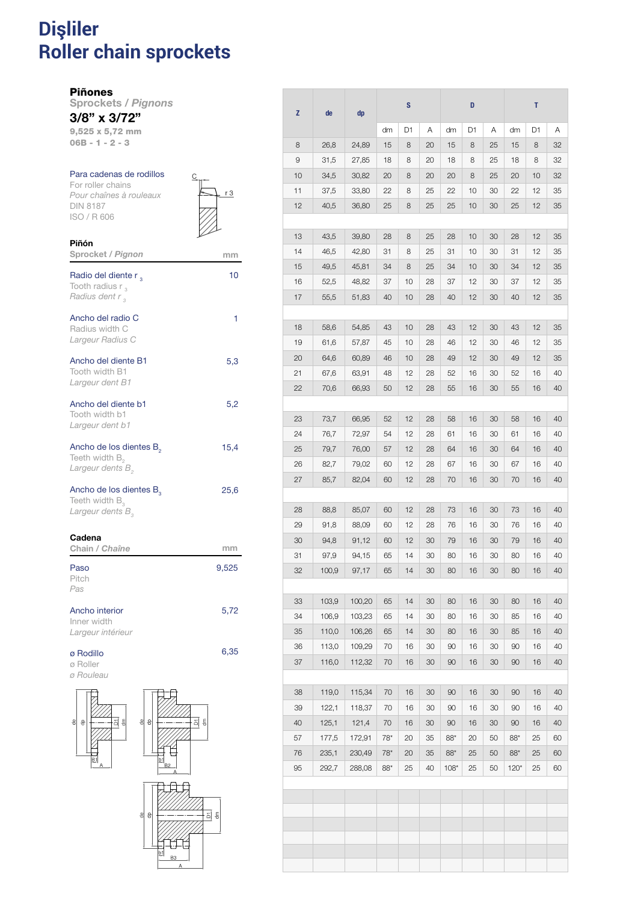# Dişliler
# Roller chain sprockets

**Piñones**
Sprockets / *Pignons*

**3/8" x 3/72"**

**9,525 x 5,72 mm**
**06B - 1 - 2 - 3**

Para cadenas de rodillos
For roller chains
*Pour chaînes à rouleaux*
DIN 8187
ISO / R 606

| **Piñón** Sprocket / *Pignon* | mm |
|---|---|
| Radio del diente $r_3$ Tooth radius $r_3$ *Radius dent* $r_3$ | 10 |
| Ancho del radio C Radius width C *Largeur Radius C* | 1 |
| Ancho del diente B1 Tooth width B1 *Largeur dent B1* | 5,3 |
| Ancho del diente b1 Tooth width b1 *Largeur dent b1* | 5,2 |
| Ancho de los dientes $B_2$ Teeth width $B_2$ *Largeur dents* $B_2$ | 15,4 |
| Ancho de los dientes $B_3$ Teeth width $B_3$ *Largeur dents* $B_3$ | 25,6 |

| **Cadena** Chain / *Chaîne* | mm |
|---|---|
| Paso Pitch *Pas* | 9,525 |
| Ancho interior Inner width *Largeur intérieur* | 5,72 |
| ø Rodillo ø Roller *ø Rouleau* | 6,35 |

| Z | de | dp | S | | | D | | | T | | |
|---|---|---|---|---|---|---|---|---|---|---|---|
| | | | dm | D1 | A | dm | D1 | A | dm | D1 | A |
| 8 | 26,8 | 24,89 | 15 | 8 | 20 | 15 | 8 | 25 | 15 | 8 | 32 |
| 9 | 31,5 | 27,85 | 18 | 8 | 20 | 18 | 8 | 25 | 18 | 8 | 32 |
| 10 | 34,5 | 30,82 | 20 | 8 | 20 | 20 | 8 | 25 | 20 | 10 | 32 |
| 11 | 37,5 | 33,80 | 22 | 8 | 25 | 22 | 10 | 30 | 22 | 12 | 35 |
| 12 | 40,5 | 36,80 | 25 | 8 | 25 | 25 | 10 | 30 | 25 | 12 | 35 |
| 13 | 43,5 | 39,80 | 28 | 8 | 25 | 28 | 10 | 30 | 28 | 12 | 35 |
| 14 | 46,5 | 42,80 | 31 | 8 | 25 | 31 | 10 | 30 | 31 | 12 | 35 |
| 15 | 49,5 | 45,81 | 34 | 8 | 25 | 34 | 10 | 30 | 34 | 12 | 35 |
| 16 | 52,5 | 48,82 | 37 | 10 | 28 | 37 | 12 | 30 | 37 | 12 | 35 |
| 17 | 55,5 | 51,83 | 40 | 10 | 28 | 40 | 12 | 30 | 40 | 12 | 35 |
| 18 | 58,6 | 54,85 | 43 | 10 | 28 | 43 | 12 | 30 | 43 | 12 | 35 |
| 19 | 61,6 | 57,87 | 45 | 10 | 28 | 46 | 12 | 30 | 46 | 12 | 35 |
| 20 | 64,6 | 60,89 | 46 | 10 | 28 | 49 | 12 | 30 | 49 | 12 | 35 |
| 21 | 67,6 | 63,91 | 48 | 12 | 28 | 52 | 16 | 30 | 52 | 16 | 40 |
| 22 | 70,6 | 66,93 | 50 | 12 | 28 | 55 | 16 | 30 | 55 | 16 | 40 |
| 23 | 73,7 | 66,95 | 52 | 12 | 28 | 58 | 16 | 30 | 58 | 16 | 40 |
| 24 | 76,7 | 72,97 | 54 | 12 | 28 | 61 | 16 | 30 | 61 | 16 | 40 |
| 25 | 79,7 | 76,00 | 57 | 12 | 28 | 64 | 16 | 30 | 64 | 16 | 40 |
| 26 | 82,7 | 79,02 | 60 | 12 | 28 | 67 | 16 | 30 | 67 | 16 | 40 |
| 27 | 85,7 | 82,04 | 60 | 12 | 28 | 70 | 16 | 30 | 70 | 16 | 40 |
| 28 | 88,8 | 85,07 | 60 | 12 | 28 | 73 | 16 | 30 | 73 | 16 | 40 |
| 29 | 91,8 | 88,09 | 60 | 12 | 28 | 76 | 16 | 30 | 76 | 16 | 40 |
| 30 | 94,8 | 91,12 | 60 | 12 | 30 | 79 | 16 | 30 | 79 | 16 | 40 |
| 31 | 97,9 | 94,15 | 65 | 14 | 30 | 80 | 16 | 30 | 80 | 16 | 40 |
| 32 | 100,9 | 97,17 | 65 | 14 | 30 | 80 | 16 | 30 | 80 | 16 | 40 |
| 33 | 103,9 | 100,20 | 65 | 14 | 30 | 80 | 16 | 30 | 80 | 16 | 40 |
| 34 | 106,9 | 103,23 | 65 | 14 | 30 | 80 | 16 | 30 | 85 | 16 | 40 |
| 35 | 110,0 | 106,26 | 65 | 14 | 30 | 80 | 16 | 30 | 85 | 16 | 40 |
| 36 | 113,0 | 109,29 | 70 | 16 | 30 | 90 | 16 | 30 | 90 | 16 | 40 |
| 37 | 116,0 | 112,32 | 70 | 16 | 30 | 90 | 16 | 30 | 90 | 16 | 40 |
| 38 | 119,0 | 115,34 | 70 | 16 | 30 | 90 | 16 | 30 | 90 | 16 | 40 |
| 39 | 122,1 | 118,37 | 70 | 16 | 30 | 90 | 16 | 30 | 90 | 16 | 40 |
| 40 | 125,1 | 121,4 | 70 | 16 | 30 | 90 | 16 | 30 | 90 | 16 | 40 |
| 57 | 177,5 | 172,91 | 78* | 20 | 35 | 88* | 20 | 50 | 88* | 25 | 60 |
| 76 | 235,1 | 230,49 | 78* | 20 | 35 | 88* | 25 | 50 | 88* | 25 | 60 |
| 95 | 292,7 | 288,08 | 88* | 25 | 40 | 108* | 25 | 50 | 120* | 25 | 60 |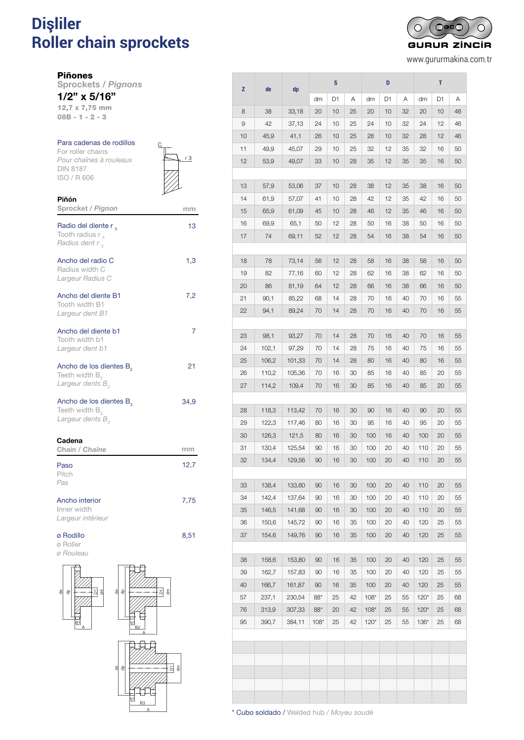# Dişliler
# Roller chain sprockets

GURUR ZİNCİR
www.gururmakina.com.tr

**Piñones**
Sprockets / *Pignons*

**1/2" x 5/16"**
12,7 x 7,75 mm
08B - 1 - 2 - 3

Para cadenas de rodillos
For roller chains
*Pour chaînes à rouleaux*
DIN 8187
ISO / R 606

| Piñón<br>Sprocket / *Pignon* | mm |
|---|---|
| Radio del diente $r_3$<br>Tooth radius $r_3$<br>*Radius dent $r_3$* | 13 |
| Ancho del radio C<br>Radius width C<br>*Largeur Radius C* | 1,3 |
| Ancho del diente B1<br>Tooth width B1<br>*Largeur dent B1* | 7,2 |
| Ancho del diente b1<br>Tooth width b1<br>*Largeur dent b1* | 7 |
| Ancho de los dientes $B_2$<br>Teeth width $B_2$<br>*Largeur dents $B_2$* | 21 |
| Ancho de los dientes $B_3$<br>Teeth width $B_3$<br>*Largeur dents $B_3$* | 34,9 |

| Cadena<br>Chain / *Chaîne* | mm |
|---|---|
| Paso<br>Pitch<br>*Pas* | 12,7 |
| Ancho interior<br>Inner width<br>*Largeur intérieur* | 7,75 |
| ø Rodillo<br>ø Roller<br>*ø Rouleau* | 8,51 |

| Z | de | dp | S | | | D | | | T | | |
|---|---|---|---|---|---|---|---|---|---|---|---|
| | | | dm | D1 | A | dm | D1 | A | dm | D1 | A |
| 8 | 38 | 33,18 | 20 | 10 | 25 | 20 | 10 | 32 | 20 | 10 | 46 |
| 9 | 42 | 37,13 | 24 | 10 | 25 | 24 | 10 | 32 | 24 | 12 | 46 |
| 10 | 45,9 | 41,1 | 26 | 10 | 25 | 28 | 10 | 32 | 28 | 12 | 46 |
| 11 | 49,9 | 45,07 | 29 | 10 | 25 | 32 | 12 | 35 | 32 | 16 | 50 |
| 12 | 53,9 | 49,07 | 33 | 10 | 28 | 35 | 12 | 35 | 35 | 16 | 50 |
| 13 | 57,9 | 53,06 | 37 | 10 | 28 | 38 | 12 | 35 | 38 | 16 | 50 |
| 14 | 61,9 | 57,07 | 41 | 10 | 28 | 42 | 12 | 35 | 42 | 16 | 50 |
| 15 | 65,9 | 61,09 | 45 | 10 | 28 | 46 | 12 | 35 | 46 | 16 | 50 |
| 16 | 69,9 | 65,1 | 50 | 12 | 28 | 50 | 16 | 38 | 50 | 16 | 50 |
| 17 | 74 | 69,11 | 52 | 12 | 28 | 54 | 16 | 38 | 54 | 16 | 50 |
| 18 | 78 | 73,14 | 56 | 12 | 28 | 58 | 16 | 38 | 58 | 16 | 50 |
| 19 | 82 | 77,16 | 60 | 12 | 28 | 62 | 16 | 38 | 62 | 16 | 50 |
| 20 | 86 | 81,19 | 64 | 12 | 28 | 66 | 16 | 38 | 66 | 16 | 50 |
| 21 | 90,1 | 85,22 | 68 | 14 | 28 | 70 | 16 | 40 | 70 | 16 | 55 |
| 22 | 94,1 | 89,24 | 70 | 14 | 28 | 70 | 16 | 40 | 70 | 16 | 55 |
| 23 | 98,1 | 93,27 | 70 | 14 | 28 | 70 | 16 | 40 | 70 | 16 | 55 |
| 24 | 102,1 | 97,29 | 70 | 14 | 28 | 75 | 16 | 40 | 75 | 16 | 55 |
| 25 | 106,2 | 101,33 | 70 | 14 | 28 | 80 | 16 | 40 | 80 | 16 | 55 |
| 26 | 110,2 | 105,36 | 70 | 16 | 30 | 85 | 16 | 40 | 85 | 20 | 55 |
| 27 | 114,2 | 109,4 | 70 | 16 | 30 | 85 | 16 | 40 | 85 | 20 | 55 |
| 28 | 118,3 | 113,42 | 70 | 16 | 30 | 90 | 16 | 40 | 90 | 20 | 55 |
| 29 | 122,3 | 117,46 | 80 | 16 | 30 | 95 | 16 | 40 | 95 | 20 | 55 |
| 30 | 126,3 | 121,5 | 80 | 16 | 30 | 100 | 16 | 40 | 100 | 20 | 55 |
| 31 | 130,4 | 125,54 | 90 | 16 | 30 | 100 | 20 | 40 | 110 | 20 | 55 |
| 32 | 134,4 | 129,56 | 90 | 16 | 30 | 100 | 20 | 40 | 110 | 20 | 55 |
| 33 | 138,4 | 133,60 | 90 | 16 | 30 | 100 | 20 | 40 | 110 | 20 | 55 |
| 34 | 142,4 | 137,64 | 90 | 16 | 30 | 100 | 20 | 40 | 110 | 20 | 55 |
| 35 | 146,5 | 141,68 | 90 | 16 | 30 | 100 | 20 | 40 | 110 | 20 | 55 |
| 36 | 150,6 | 145,72 | 90 | 16 | 35 | 100 | 20 | 40 | 120 | 25 | 55 |
| 37 | 154,6 | 149,76 | 90 | 16 | 35 | 100 | 20 | 40 | 120 | 25 | 55 |
| 38 | 158,6 | 153,80 | 90 | 16 | 35 | 100 | 20 | 40 | 120 | 25 | 55 |
| 39 | 162,7 | 157,83 | 90 | 16 | 35 | 100 | 20 | 40 | 120 | 25 | 55 |
| 40 | 166,7 | 161,87 | 90 | 16 | 35 | 100 | 20 | 40 | 120 | 25 | 55 |
| 57 | 237,1 | 230,54 | 88* | 25 | 42 | 108* | 25 | 55 | 120* | 25 | 68 |
| 76 | 313,9 | 307,33 | 88* | 20 | 42 | 108* | 25 | 55 | 120* | 25 | 68 |
| 95 | 390,7 | 384,11 | 108* | 25 | 42 | 120* | 25 | 55 | 136* | 25 | 68 |

\* Cubo soldado / Welded hub / *Moyeu soudé*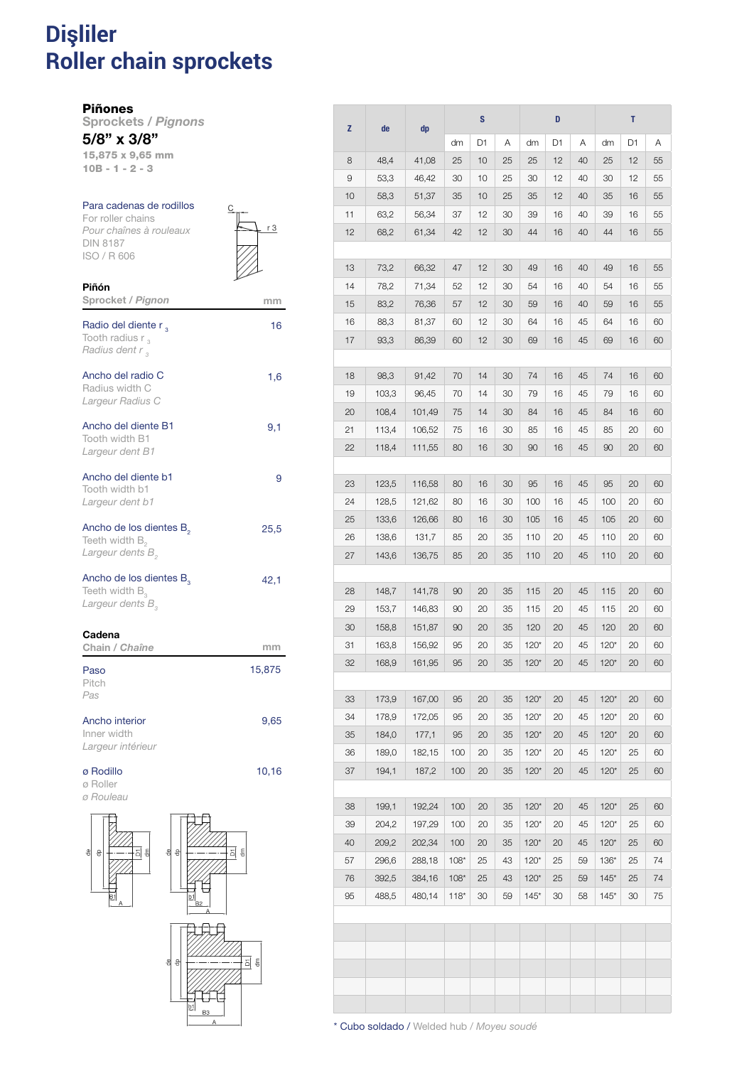# Dişliler
# Roller chain sprockets

**Piñones**
Sprockets / *Pignons*

## 5/8" x 3/8"

15,875 x 9,65 mm
10B - 1 - 2 - 3

Para cadenas de rodillos
For roller chains
*Pour chaînes à rouleaux*
DIN 8187
ISO / R 606

| Piñón<br>Sprocket / *Pignon* | mm |
|---|---|
| Radio del diente $r_3$<br>Tooth radius $r_3$<br>*Radius dent* $r_3$ | 16 |
| Ancho del radio C<br>Radius width C<br>*Largeur Radius C* | 1,6 |
| Ancho del diente B1<br>Tooth width B1<br>*Largeur dent B1* | 9,1 |
| Ancho del diente b1<br>Tooth width b1<br>*Largeur dent b1* | 9 |
| Ancho de los dientes $B_2$<br>Teeth width $B_2$<br>*Largeur dents* $B_2$ | 25,5 |
| Ancho de los dientes $B_3$<br>Teeth width $B_3$<br>*Largeur dents* $B_3$ | 42,1 |

| Cadena<br>Chain / *Chaîne* | mm |
|---|---|
| Paso<br>Pitch<br>*Pas* | 15,875 |
| Ancho interior<br>Inner width<br>*Largeur intérieur* | 9,65 |
| ø Rodillo<br>ø Roller<br>*ø Rouleau* | 10,16 |

| Z | de | dp | S | | | D | | | T | | |
|---|---|---|---|---|---|---|---|---|---|---|---|
| | | | dm | D1 | A | dm | D1 | A | dm | D1 | A |
| 8 | 48,4 | 41,08 | 25 | 10 | 25 | 25 | 12 | 40 | 25 | 12 | 55 |
| 9 | 53,3 | 46,42 | 30 | 10 | 25 | 30 | 12 | 40 | 30 | 12 | 55 |
| 10 | 58,3 | 51,37 | 35 | 10 | 25 | 35 | 12 | 40 | 35 | 16 | 55 |
| 11 | 63,2 | 56,34 | 37 | 12 | 30 | 39 | 16 | 40 | 39 | 16 | 55 |
| 12 | 68,2 | 61,34 | 42 | 12 | 30 | 44 | 16 | 40 | 44 | 16 | 55 |
| 13 | 73,2 | 66,32 | 47 | 12 | 30 | 49 | 16 | 40 | 49 | 16 | 55 |
| 14 | 78,2 | 71,34 | 52 | 12 | 30 | 54 | 16 | 40 | 54 | 16 | 55 |
| 15 | 83,2 | 76,36 | 57 | 12 | 30 | 59 | 16 | 40 | 59 | 16 | 55 |
| 16 | 88,3 | 81,37 | 60 | 12 | 30 | 64 | 16 | 45 | 64 | 16 | 60 |
| 17 | 93,3 | 86,39 | 60 | 12 | 30 | 69 | 16 | 45 | 69 | 16 | 60 |
| 18 | 98,3 | 91,42 | 70 | 14 | 30 | 74 | 16 | 45 | 74 | 16 | 60 |
| 19 | 103,3 | 96,45 | 70 | 14 | 30 | 79 | 16 | 45 | 79 | 16 | 60 |
| 20 | 108,4 | 101,49 | 75 | 14 | 30 | 84 | 16 | 45 | 84 | 16 | 60 |
| 21 | 113,4 | 106,52 | 75 | 16 | 30 | 85 | 16 | 45 | 85 | 20 | 60 |
| 22 | 118,4 | 111,55 | 80 | 16 | 30 | 90 | 16 | 45 | 90 | 20 | 60 |
| 23 | 123,5 | 116,58 | 80 | 16 | 30 | 95 | 16 | 45 | 95 | 20 | 60 |
| 24 | 128,5 | 121,62 | 80 | 16 | 30 | 100 | 16 | 45 | 100 | 20 | 60 |
| 25 | 133,6 | 126,66 | 80 | 16 | 30 | 105 | 16 | 45 | 105 | 20 | 60 |
| 26 | 138,6 | 131,7 | 85 | 20 | 35 | 110 | 20 | 45 | 110 | 20 | 60 |
| 27 | 143,6 | 136,75 | 85 | 20 | 35 | 110 | 20 | 45 | 110 | 20 | 60 |
| 28 | 148,7 | 141,78 | 90 | 20 | 35 | 115 | 20 | 45 | 115 | 20 | 60 |
| 29 | 153,7 | 146,83 | 90 | 20 | 35 | 115 | 20 | 45 | 115 | 20 | 60 |
| 30 | 158,8 | 151,87 | 90 | 20 | 35 | 120 | 20 | 45 | 120 | 20 | 60 |
| 31 | 163,8 | 156,92 | 95 | 20 | 35 | 120* | 20 | 45 | 120* | 20 | 60 |
| 32 | 168,9 | 161,95 | 95 | 20 | 35 | 120* | 20 | 45 | 120* | 20 | 60 |
| 33 | 173,9 | 167,00 | 95 | 20 | 35 | 120* | 20 | 45 | 120* | 20 | 60 |
| 34 | 178,9 | 172,05 | 95 | 20 | 35 | 120* | 20 | 45 | 120* | 20 | 60 |
| 35 | 184,0 | 177,1 | 95 | 20 | 35 | 120* | 20 | 45 | 120* | 20 | 60 |
| 36 | 189,0 | 182,15 | 100 | 20 | 35 | 120* | 20 | 45 | 120* | 25 | 60 |
| 37 | 194,1 | 187,2 | 100 | 20 | 35 | 120* | 20 | 45 | 120* | 25 | 60 |
| 38 | 199,1 | 192,24 | 100 | 20 | 35 | 120* | 20 | 45 | 120* | 25 | 60 |
| 39 | 204,2 | 197,29 | 100 | 20 | 35 | 120* | 20 | 45 | 120* | 25 | 60 |
| 40 | 209,2 | 202,34 | 100 | 20 | 35 | 120* | 20 | 45 | 120* | 25 | 60 |
| 57 | 296,6 | 288,18 | 108* | 25 | 43 | 120* | 25 | 59 | 136* | 25 | 74 |
| 76 | 392,5 | 384,16 | 108* | 25 | 43 | 120* | 25 | 59 | 145* | 25 | 74 |
| 95 | 488,5 | 480,14 | 118* | 30 | 59 | 145* | 30 | 58 | 145* | 30 | 75 |

\* Cubo soldado / Welded hub / *Moyeu soudé*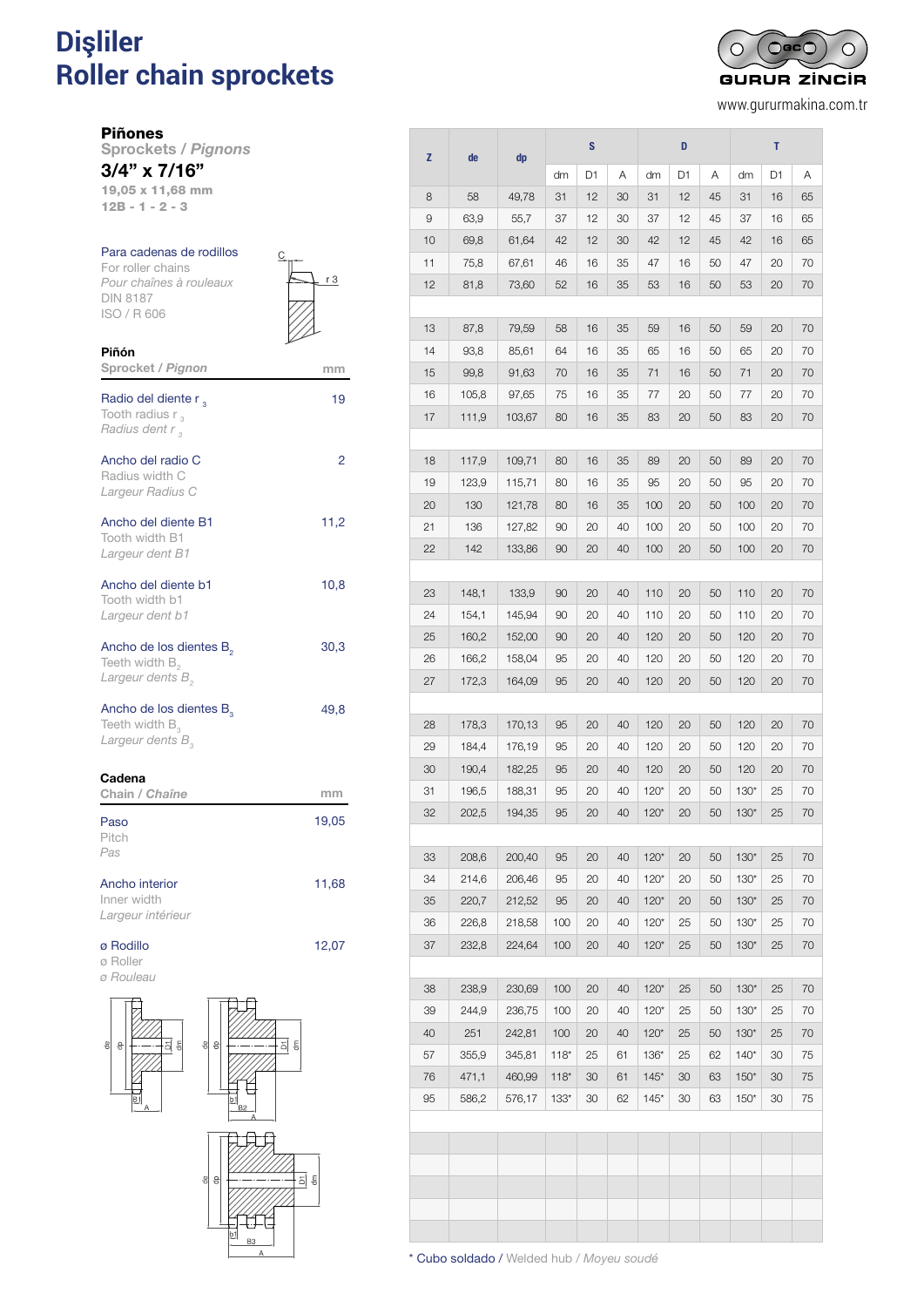# Dişliler
# Roller chain sprockets

GURUR ZİNCİR
www.gururmakina.com.tr

**Piñones**
Sprockets / *Pignons*

## 3/4" x 7/16"

**19,05 x 11,68 mm**
**12B - 1 - 2 - 3**

Para cadenas de rodillos
For roller chains
*Pour chaînes à rouleaux*
DIN 8187
ISO / R 606

| **Piñón** Sprocket / *Pignon* | mm |
|---|---|
| Radio del diente $r_3$ / Tooth radius $r_3$ / *Radius dent* $r_3$ | 19 |
| Ancho del radio C / Radius width C / *Largeur Radius C* | 2 |
| Ancho del diente B1 / Tooth width B1 / *Largeur dent B1* | 11,2 |
| Ancho del diente b1 / Tooth width b1 / *Largeur dent b1* | 10,8 |
| Ancho de los dientes $B_2$ / Teeth width $B_2$ / *Largeur dents* $B_2$ | 30,3 |
| Ancho de los dientes $B_3$ / Teeth width $B_3$ / *Largeur dents* $B_3$ | 49,8 |

| **Cadena** Chain / *Chaîne* | mm |
|---|---|
| Paso / Pitch / *Pas* | 19,05 |
| Ancho interior / Inner width / *Largeur intérieur* | 11,68 |
| ø Rodillo / ø Roller / *ø Rouleau* | 12,07 |

| Z | de | dp | S | | | D | | | T | | |
|---|---|---|---|---|---|---|---|---|---|---|---|
| | | | dm | D1 | A | dm | D1 | A | dm | D1 | A |
| 8 | 58 | 49,78 | 31 | 12 | 30 | 31 | 12 | 45 | 31 | 16 | 65 |
| 9 | 63,9 | 55,7 | 37 | 12 | 30 | 37 | 12 | 45 | 37 | 16 | 65 |
| 10 | 69,8 | 61,64 | 42 | 12 | 30 | 42 | 12 | 45 | 42 | 16 | 65 |
| 11 | 75,8 | 67,61 | 46 | 16 | 35 | 47 | 16 | 50 | 47 | 20 | 70 |
| 12 | 81,8 | 73,60 | 52 | 16 | 35 | 53 | 16 | 50 | 53 | 20 | 70 |
| 13 | 87,8 | 79,59 | 58 | 16 | 35 | 59 | 16 | 50 | 59 | 20 | 70 |
| 14 | 93,8 | 85,61 | 64 | 16 | 35 | 65 | 16 | 50 | 65 | 20 | 70 |
| 15 | 99,8 | 91,63 | 70 | 16 | 35 | 71 | 16 | 50 | 71 | 20 | 70 |
| 16 | 105,8 | 97,65 | 75 | 16 | 35 | 77 | 20 | 50 | 77 | 20 | 70 |
| 17 | 111,9 | 103,67 | 80 | 16 | 35 | 83 | 20 | 50 | 83 | 20 | 70 |
| 18 | 117,9 | 109,71 | 80 | 16 | 35 | 89 | 20 | 50 | 89 | 20 | 70 |
| 19 | 123,9 | 115,71 | 80 | 16 | 35 | 95 | 20 | 50 | 95 | 20 | 70 |
| 20 | 130 | 121,78 | 80 | 16 | 35 | 100 | 20 | 50 | 100 | 20 | 70 |
| 21 | 136 | 127,82 | 90 | 20 | 40 | 100 | 20 | 50 | 100 | 20 | 70 |
| 22 | 142 | 133,86 | 90 | 20 | 40 | 100 | 20 | 50 | 100 | 20 | 70 |
| 23 | 148,1 | 133,9 | 90 | 20 | 40 | 110 | 20 | 50 | 110 | 20 | 70 |
| 24 | 154,1 | 145,94 | 90 | 20 | 40 | 110 | 20 | 50 | 110 | 20 | 70 |
| 25 | 160,2 | 152,00 | 90 | 20 | 40 | 120 | 20 | 50 | 120 | 20 | 70 |
| 26 | 166,2 | 158,04 | 95 | 20 | 40 | 120 | 20 | 50 | 120 | 20 | 70 |
| 27 | 172,3 | 164,09 | 95 | 20 | 40 | 120 | 20 | 50 | 120 | 20 | 70 |
| 28 | 178,3 | 170,13 | 95 | 20 | 40 | 120 | 20 | 50 | 120 | 20 | 70 |
| 29 | 184,4 | 176,19 | 95 | 20 | 40 | 120 | 20 | 50 | 120 | 20 | 70 |
| 30 | 190,4 | 182,25 | 95 | 20 | 40 | 120 | 20 | 50 | 120 | 20 | 70 |
| 31 | 196,5 | 188,31 | 95 | 20 | 40 | 120* | 20 | 50 | 130* | 25 | 70 |
| 32 | 202,5 | 194,35 | 95 | 20 | 40 | 120* | 20 | 50 | 130* | 25 | 70 |
| 33 | 208,6 | 200,40 | 95 | 20 | 40 | 120* | 20 | 50 | 130* | 25 | 70 |
| 34 | 214,6 | 206,46 | 95 | 20 | 40 | 120* | 20 | 50 | 130* | 25 | 70 |
| 35 | 220,7 | 212,52 | 95 | 20 | 40 | 120* | 20 | 50 | 130* | 25 | 70 |
| 36 | 226,8 | 218,58 | 100 | 20 | 40 | 120* | 25 | 50 | 130* | 25 | 70 |
| 37 | 232,8 | 224,64 | 100 | 20 | 40 | 120* | 25 | 50 | 130* | 25 | 70 |
| 38 | 238,9 | 230,69 | 100 | 20 | 40 | 120* | 25 | 50 | 130* | 25 | 70 |
| 39 | 244,9 | 236,75 | 100 | 20 | 40 | 120* | 25 | 50 | 130* | 25 | 70 |
| 40 | 251 | 242,81 | 100 | 20 | 40 | 120* | 25 | 50 | 130* | 25 | 70 |
| 57 | 355,9 | 345,81 | 118* | 25 | 61 | 136* | 25 | 62 | 140* | 30 | 75 |
| 76 | 471,1 | 460,99 | 118* | 30 | 61 | 145* | 30 | 63 | 150* | 30 | 75 |
| 95 | 586,2 | 576,17 | 133* | 30 | 62 | 145* | 30 | 63 | 150* | 30 | 75 |

\* Cubo soldado / Welded hub / *Moyeu soudé*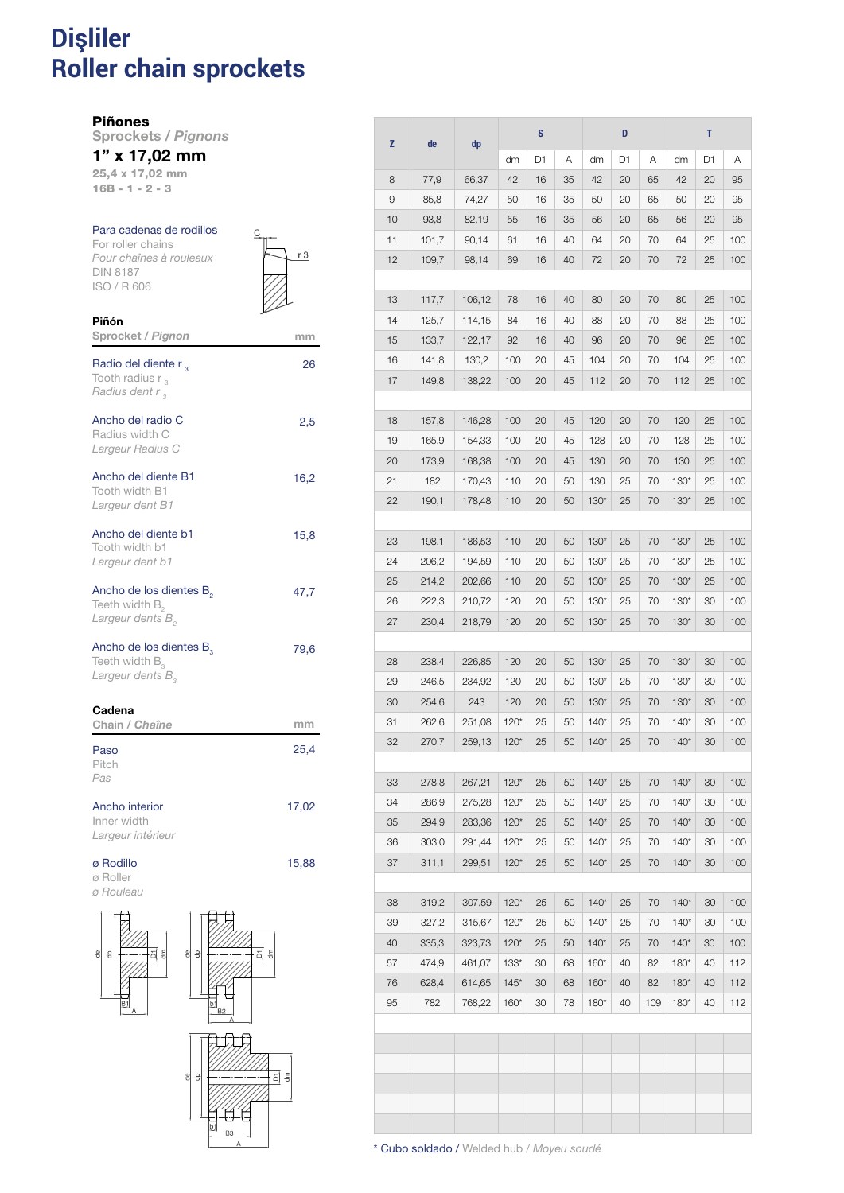# Dişliler
# Roller chain sprockets

**Piñones**
Sprockets / *Pignons*

## 1" x 17,02 mm

25,4 x 17,02 mm
16B - 1 - 2 - 3

Para cadenas de rodillos
For roller chains
*Pour chaînes à rouleaux*
DIN 8187
ISO / R 606

**Piñón**
Sprocket / *Pignon* — mm

| | |
|---|---|
| Radio del diente $r_3$ / Tooth radius $r_3$ / *Radius dent $r_3$* | 26 |
| Ancho del radio C / Radius width C / *Largeur Radius C* | 2,5 |
| Ancho del diente B1 / Tooth width B1 / *Largeur dent B1* | 16,2 |
| Ancho del diente b1 / Tooth width b1 / *Largeur dent b1* | 15,8 |
| Ancho de los dientes $B_2$ / Teeth width $B_2$ / *Largeur dents $B_2$* | 47,7 |
| Ancho de los dientes $B_3$ / Teeth width $B_3$ / *Largeur dents $B_3$* | 79,6 |

**Cadena**
Chain / *Chaîne* — mm

| | |
|---|---|
| Paso / Pitch / *Pas* | 25,4 |
| Ancho interior / Inner width / *Largeur intérieur* | 17,02 |
| ø Rodillo / ø Roller / *ø Rouleau* | 15,88 |

| Z | de | dp | S | | | D | | | T | | |
|---|---|---|---|---|---|---|---|---|---|---|---|
| | | | dm | D1 | A | dm | D1 | A | dm | D1 | A |
| 8 | 77,9 | 66,37 | 42 | 16 | 35 | 42 | 20 | 65 | 42 | 20 | 95 |
| 9 | 85,8 | 74,27 | 50 | 16 | 35 | 50 | 20 | 65 | 50 | 20 | 95 |
| 10 | 93,8 | 82,19 | 55 | 16 | 35 | 56 | 20 | 65 | 56 | 20 | 95 |
| 11 | 101,7 | 90,14 | 61 | 16 | 40 | 64 | 20 | 70 | 64 | 25 | 100 |
| 12 | 109,7 | 98,14 | 69 | 16 | 40 | 72 | 20 | 70 | 72 | 25 | 100 |
| 13 | 117,7 | 106,12 | 78 | 16 | 40 | 80 | 20 | 70 | 80 | 25 | 100 |
| 14 | 125,7 | 114,15 | 84 | 16 | 40 | 88 | 20 | 70 | 88 | 25 | 100 |
| 15 | 133,7 | 122,17 | 92 | 16 | 40 | 96 | 20 | 70 | 96 | 25 | 100 |
| 16 | 141,8 | 130,2 | 100 | 20 | 45 | 104 | 20 | 70 | 104 | 25 | 100 |
| 17 | 149,8 | 138,22 | 100 | 20 | 45 | 112 | 20 | 70 | 112 | 25 | 100 |
| 18 | 157,8 | 146,28 | 100 | 20 | 45 | 120 | 20 | 70 | 120 | 25 | 100 |
| 19 | 165,9 | 154,33 | 100 | 20 | 45 | 128 | 20 | 70 | 128 | 25 | 100 |
| 20 | 173,9 | 168,38 | 100 | 20 | 45 | 130 | 20 | 70 | 130 | 25 | 100 |
| 21 | 182 | 170,43 | 110 | 20 | 50 | 130 | 25 | 70 | 130* | 25 | 100 |
| 22 | 190,1 | 178,48 | 110 | 20 | 50 | 130* | 25 | 70 | 130* | 25 | 100 |
| 23 | 198,1 | 186,53 | 110 | 20 | 50 | 130* | 25 | 70 | 130* | 25 | 100 |
| 24 | 206,2 | 194,59 | 110 | 20 | 50 | 130* | 25 | 70 | 130* | 25 | 100 |
| 25 | 214,2 | 202,66 | 110 | 20 | 50 | 130* | 25 | 70 | 130* | 25 | 100 |
| 26 | 222,3 | 210,72 | 120 | 20 | 50 | 130* | 25 | 70 | 130* | 30 | 100 |
| 27 | 230,4 | 218,79 | 120 | 20 | 50 | 130* | 25 | 70 | 130* | 30 | 100 |
| 28 | 238,4 | 226,85 | 120 | 20 | 50 | 130* | 25 | 70 | 130* | 30 | 100 |
| 29 | 246,5 | 234,92 | 120 | 20 | 50 | 130* | 25 | 70 | 130* | 30 | 100 |
| 30 | 254,6 | 243 | 120 | 20 | 50 | 130* | 25 | 70 | 130* | 30 | 100 |
| 31 | 262,6 | 251,08 | 120* | 25 | 50 | 140* | 25 | 70 | 140* | 30 | 100 |
| 32 | 270,7 | 259,13 | 120* | 25 | 50 | 140* | 25 | 70 | 140* | 30 | 100 |
| 33 | 278,8 | 267,21 | 120* | 25 | 50 | 140* | 25 | 70 | 140* | 30 | 100 |
| 34 | 286,9 | 275,28 | 120* | 25 | 50 | 140* | 25 | 70 | 140* | 30 | 100 |
| 35 | 294,9 | 283,36 | 120* | 25 | 50 | 140* | 25 | 70 | 140* | 30 | 100 |
| 36 | 303,0 | 291,44 | 120* | 25 | 50 | 140* | 25 | 70 | 140* | 30 | 100 |
| 37 | 311,1 | 299,51 | 120* | 25 | 50 | 140* | 25 | 70 | 140* | 30 | 100 |
| 38 | 319,2 | 307,59 | 120* | 25 | 50 | 140* | 25 | 70 | 140* | 30 | 100 |
| 39 | 327,2 | 315,67 | 120* | 25 | 50 | 140* | 25 | 70 | 140* | 30 | 100 |
| 40 | 335,3 | 323,73 | 120* | 25 | 50 | 140* | 25 | 70 | 140* | 30 | 100 |
| 57 | 474,9 | 461,07 | 133* | 30 | 68 | 160* | 40 | 82 | 180* | 40 | 112 |
| 76 | 628,4 | 614,65 | 145* | 30 | 68 | 160* | 40 | 82 | 180* | 40 | 112 |
| 95 | 782 | 768,22 | 160* | 30 | 78 | 180* | 40 | 109 | 180* | 40 | 112 |

\* Cubo soldado / Welded hub / *Moyeu soudé*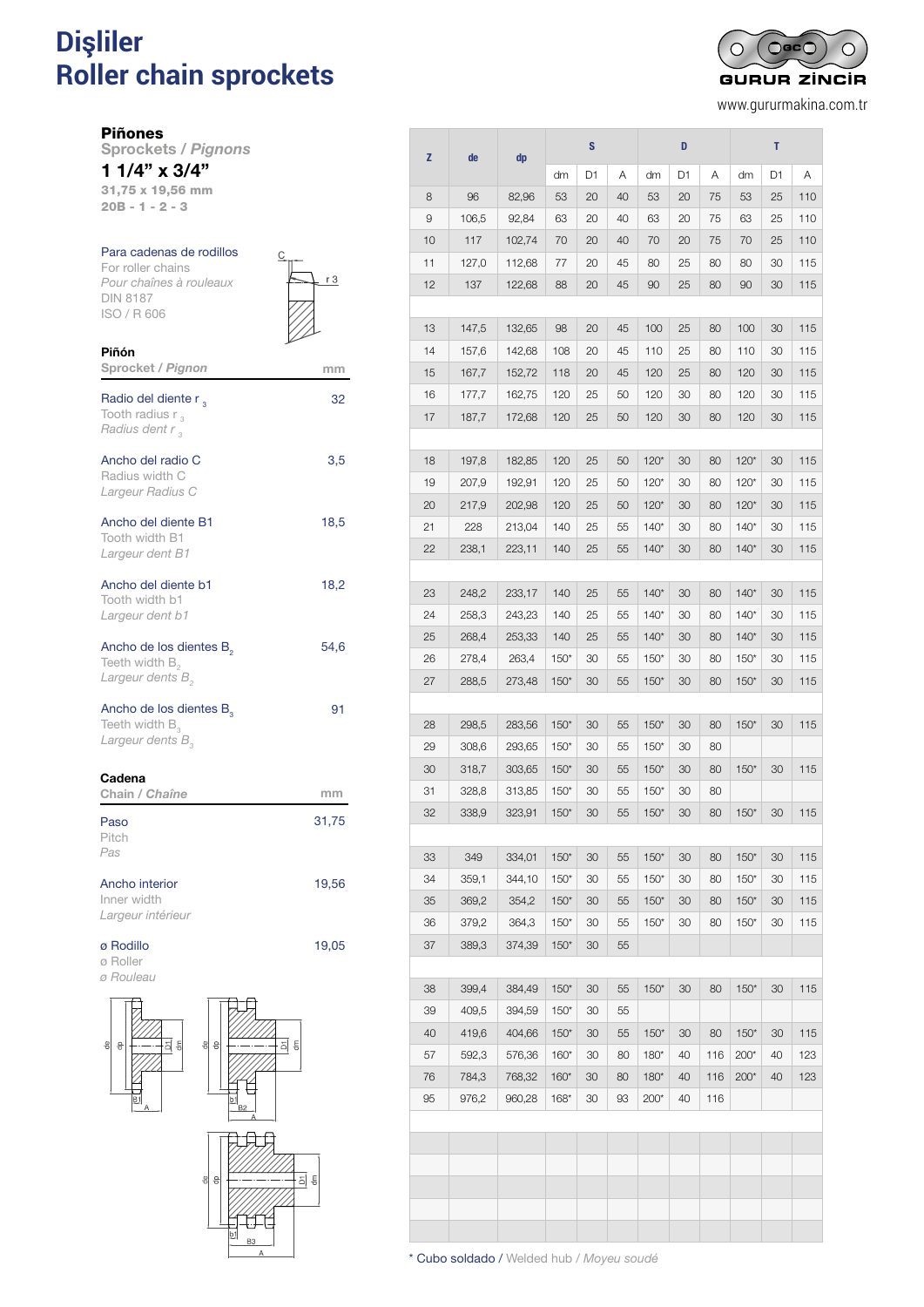# Dişliler
# Roller chain sprockets

GURUR ZİNCİR

www.gururmakina.com.tr

**Piñones**
Sprockets / *Pignons*

**1 1/4" x 3/4"**
**31,75 x 19,56 mm**
**20B - 1 - 2 - 3**

Para cadenas de rodillos
For roller chains
*Pour chaînes à rouleaux*
DIN 8187
ISO / R 606

| **Piñón** Sprocket / *Pignon* | mm |
|---|---|
| Radio del diente $r_3$ / Tooth radius $r_3$ / *Radius dent $r_3$* | 32 |
| Ancho del radio C / Radius width C / *Largeur Radius C* | 3,5 |
| Ancho del diente B1 / Tooth width B1 / *Largeur dent B1* | 18,5 |
| Ancho del diente b1 / Tooth width b1 / *Largeur dent b1* | 18,2 |
| Ancho de los dientes $B_2$ / Teeth width $B_2$ / *Largeur dents $B_2$* | 54,6 |
| Ancho de los dientes $B_3$ / Teeth width $B_3$ / *Largeur dents $B_3$* | 91 |

| **Cadena** Chain / *Chaîne* | mm |
|---|---|
| Paso / Pitch / *Pas* | 31,75 |
| Ancho interior / Inner width / *Largeur intérieur* | 19,56 |
| ø Rodillo / ø Roller / *ø Rouleau* | 19,05 |

| Z | de | dp | S | | | D | | | T | | |
|---|---|---|---|---|---|---|---|---|---|---|---|
| | | | dm | D1 | A | dm | D1 | A | dm | D1 | A |
| 8 | 96 | 82,96 | 53 | 20 | 40 | 53 | 20 | 75 | 53 | 25 | 110 |
| 9 | 106,5 | 92,84 | 63 | 20 | 40 | 63 | 20 | 75 | 63 | 25 | 110 |
| 10 | 117 | 102,74 | 70 | 20 | 40 | 70 | 20 | 75 | 70 | 25 | 110 |
| 11 | 127,0 | 112,68 | 77 | 20 | 45 | 80 | 25 | 80 | 80 | 30 | 115 |
| 12 | 137 | 122,68 | 88 | 20 | 45 | 90 | 25 | 80 | 90 | 30 | 115 |
| 13 | 147,5 | 132,65 | 98 | 20 | 45 | 100 | 25 | 80 | 100 | 30 | 115 |
| 14 | 157,6 | 142,68 | 108 | 20 | 45 | 110 | 25 | 80 | 110 | 30 | 115 |
| 15 | 167,7 | 152,72 | 118 | 20 | 45 | 120 | 25 | 80 | 120 | 30 | 115 |
| 16 | 177,7 | 162,75 | 120 | 25 | 50 | 120 | 30 | 80 | 120 | 30 | 115 |
| 17 | 187,7 | 172,68 | 120 | 25 | 50 | 120 | 30 | 80 | 120 | 30 | 115 |
| 18 | 197,8 | 182,85 | 120 | 25 | 50 | 120* | 30 | 80 | 120* | 30 | 115 |
| 19 | 207,9 | 192,91 | 120 | 25 | 50 | 120* | 30 | 80 | 120* | 30 | 115 |
| 20 | 217,9 | 202,98 | 120 | 25 | 50 | 120* | 30 | 80 | 120* | 30 | 115 |
| 21 | 228 | 213,04 | 140 | 25 | 55 | 140* | 30 | 80 | 140* | 30 | 115 |
| 22 | 238,1 | 223,11 | 140 | 25 | 55 | 140* | 30 | 80 | 140* | 30 | 115 |
| 23 | 248,2 | 233,17 | 140 | 25 | 55 | 140* | 30 | 80 | 140* | 30 | 115 |
| 24 | 258,3 | 243,23 | 140 | 25 | 55 | 140* | 30 | 80 | 140* | 30 | 115 |
| 25 | 268,4 | 253,33 | 140 | 25 | 55 | 140* | 30 | 80 | 140* | 30 | 115 |
| 26 | 278,4 | 263,4 | 150* | 30 | 55 | 150* | 30 | 80 | 150* | 30 | 115 |
| 27 | 288,5 | 273,48 | 150* | 30 | 55 | 150* | 30 | 80 | 150* | 30 | 115 |
| 28 | 298,5 | 283,56 | 150* | 30 | 55 | 150* | 30 | 80 | 150* | 30 | 115 |
| 29 | 308,6 | 293,65 | 150* | 30 | 55 | 150* | 30 | 80 | | | |
| 30 | 318,7 | 303,65 | 150* | 30 | 55 | 150* | 30 | 80 | 150* | 30 | 115 |
| 31 | 328,8 | 313,85 | 150* | 30 | 55 | 150* | 30 | 80 | | | |
| 32 | 338,9 | 323,91 | 150* | 30 | 55 | 150* | 30 | 80 | 150* | 30 | 115 |
| 33 | 349 | 334,01 | 150* | 30 | 55 | 150* | 30 | 80 | 150* | 30 | 115 |
| 34 | 359,1 | 344,10 | 150* | 30 | 55 | 150* | 30 | 80 | 150* | 30 | 115 |
| 35 | 369,2 | 354,2 | 150* | 30 | 55 | 150* | 30 | 80 | 150* | 30 | 115 |
| 36 | 379,2 | 364,3 | 150* | 30 | 55 | 150* | 30 | 80 | 150* | 30 | 115 |
| 37 | 389,3 | 374,39 | 150* | 30 | 55 | | | | | | |
| 38 | 399,4 | 384,49 | 150* | 30 | 55 | 150* | 30 | 80 | 150* | 30 | 115 |
| 39 | 409,5 | 394,59 | 150* | 30 | 55 | | | | | | |
| 40 | 419,6 | 404,66 | 150* | 30 | 55 | 150* | 30 | 80 | 150* | 30 | 115 |
| 57 | 592,3 | 576,36 | 160* | 30 | 80 | 180* | 40 | 116 | 200* | 40 | 123 |
| 76 | 784,3 | 768,32 | 160* | 30 | 80 | 180* | 40 | 116 | 200* | 40 | 123 |
| 95 | 976,2 | 960,28 | 168* | 30 | 93 | 200* | 40 | 116 | | | |

\* Cubo soldado / Welded hub / *Moyeu soudé*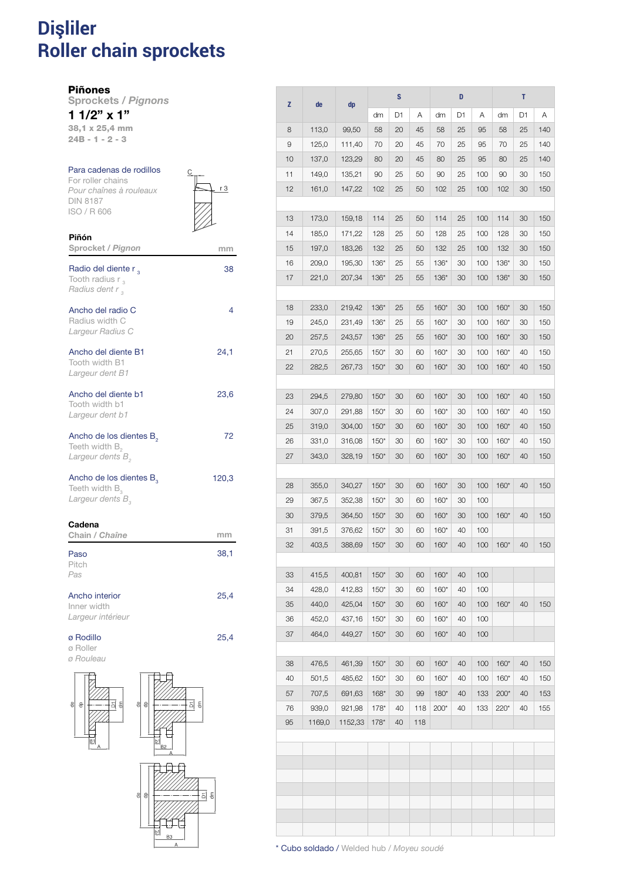# Dişliler
# Roller chain sprockets

**Piñones**
*Sprockets / Pignons*

## 1 1/2" x 1"

38,1 x 25,4 mm
24B - 1 - 2 - 3

Para cadenas de rodillos
For roller chains
*Pour chaînes à rouleaux*
DIN 8187
ISO / R 606

| Piñón<br>Sprocket / *Pignon* | mm |
|---|---|
| Radio del diente $r_3$<br>Tooth radius $r_3$<br>*Radius dent $r_3$* | 38 |
| Ancho del radio C<br>Radius width C<br>*Largeur Radius C* | 4 |
| Ancho del diente B1<br>Tooth width B1<br>*Largeur dent B1* | 24,1 |
| Ancho del diente b1<br>Tooth width b1<br>*Largeur dent b1* | 23,6 |
| Ancho de los dientes $B_2$<br>Teeth width $B_2$<br>*Largeur dents $B_2$* | 72 |
| Ancho de los dientes $B_3$<br>Teeth width $B_3$<br>*Largeur dents $B_3$* | 120,3 |

| Cadena<br>Chain / *Chaîne* | mm |
|---|---|
| Paso<br>Pitch<br>*Pas* | 38,1 |
| Ancho interior<br>Inner width<br>*Largeur intérieur* | 25,4 |
| ø Rodillo<br>ø Roller<br>*ø Rouleau* | 25,4 |

| Z | de | dp | S | | | D | | | T | | |
|---|---|---|---|---|---|---|---|---|---|---|---|
| | | | dm | D1 | A | dm | D1 | A | dm | D1 | A |
| 8 | 113,0 | 99,50 | 58 | 20 | 45 | 58 | 25 | 95 | 58 | 25 | 140 |
| 9 | 125,0 | 111,40 | 70 | 20 | 45 | 70 | 25 | 95 | 70 | 25 | 140 |
| 10 | 137,0 | 123,29 | 80 | 20 | 45 | 80 | 25 | 95 | 80 | 25 | 140 |
| 11 | 149,0 | 135,21 | 90 | 25 | 50 | 90 | 25 | 100 | 90 | 30 | 150 |
| 12 | 161,0 | 147,22 | 102 | 25 | 50 | 102 | 25 | 100 | 102 | 30 | 150 |
| 13 | 173,0 | 159,18 | 114 | 25 | 50 | 114 | 25 | 100 | 114 | 30 | 150 |
| 14 | 185,0 | 171,22 | 128 | 25 | 50 | 128 | 25 | 100 | 128 | 30 | 150 |
| 15 | 197,0 | 183,26 | 132 | 25 | 50 | 132 | 25 | 100 | 132 | 30 | 150 |
| 16 | 209,0 | 195,30 | 136* | 25 | 55 | 136* | 30 | 100 | 136* | 30 | 150 |
| 17 | 221,0 | 207,34 | 136* | 25 | 55 | 136* | 30 | 100 | 136* | 30 | 150 |
| 18 | 233,0 | 219,42 | 136* | 25 | 55 | 160* | 30 | 100 | 160* | 30 | 150 |
| 19 | 245,0 | 231,49 | 136* | 25 | 55 | 160* | 30 | 100 | 160* | 30 | 150 |
| 20 | 257,5 | 243,57 | 136* | 25 | 55 | 160* | 30 | 100 | 160* | 30 | 150 |
| 21 | 270,5 | 255,65 | 150* | 30 | 60 | 160* | 30 | 100 | 160* | 40 | 150 |
| 22 | 282,5 | 267,73 | 150* | 30 | 60 | 160* | 30 | 100 | 160* | 40 | 150 |
| 23 | 294,5 | 279,80 | 150* | 30 | 60 | 160* | 30 | 100 | 160* | 40 | 150 |
| 24 | 307,0 | 291,88 | 150* | 30 | 60 | 160* | 30 | 100 | 160* | 40 | 150 |
| 25 | 319,0 | 304,00 | 150* | 30 | 60 | 160* | 30 | 100 | 160* | 40 | 150 |
| 26 | 331,0 | 316,08 | 150* | 30 | 60 | 160* | 30 | 100 | 160* | 40 | 150 |
| 27 | 343,0 | 328,19 | 150* | 30 | 60 | 160* | 30 | 100 | 160* | 40 | 150 |
| 28 | 355,0 | 340,27 | 150* | 30 | 60 | 160* | 30 | 100 | 160* | 40 | 150 |
| 29 | 367,5 | 352,38 | 150* | 30 | 60 | 160* | 30 | 100 | | | |
| 30 | 379,5 | 364,50 | 150* | 30 | 60 | 160* | 30 | 100 | 160* | 40 | 150 |
| 31 | 391,5 | 376,62 | 150* | 30 | 60 | 160* | 40 | 100 | | | |
| 32 | 403,5 | 388,69 | 150* | 30 | 60 | 160* | 40 | 100 | 160* | 40 | 150 |
| 33 | 415,5 | 400,81 | 150* | 30 | 60 | 160* | 40 | 100 | | | |
| 34 | 428,0 | 412,83 | 150* | 30 | 60 | 160* | 40 | 100 | | | |
| 35 | 440,0 | 425,04 | 150* | 30 | 60 | 160* | 40 | 100 | 160* | 40 | 150 |
| 36 | 452,0 | 437,16 | 150* | 30 | 60 | 160* | 40 | 100 | | | |
| 37 | 464,0 | 449,27 | 150* | 30 | 60 | 160* | 40 | 100 | | | |
| 38 | 476,5 | 461,39 | 150* | 30 | 60 | 160* | 40 | 100 | 160* | 40 | 150 |
| 40 | 501,5 | 485,62 | 150* | 30 | 60 | 160* | 40 | 100 | 160* | 40 | 150 |
| 57 | 707,5 | 691,63 | 168* | 30 | 99 | 180* | 40 | 133 | 200* | 40 | 153 |
| 76 | 939,0 | 921,98 | 178* | 40 | 118 | 200* | 40 | 133 | 220* | 40 | 155 |
| 95 | 1169,0 | 1152,33 | 178* | 40 | 118 | | | | | | |

\* Cubo soldado / Welded hub / *Moyeu soudé*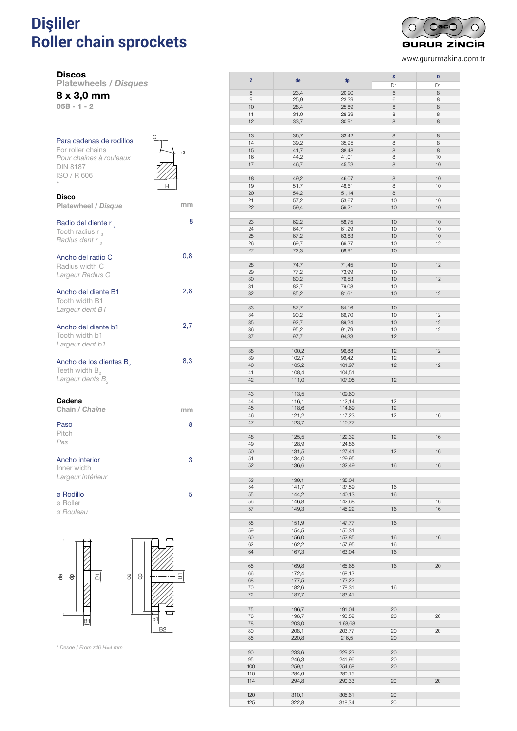# Dişliler
# Roller chain sprockets

GURUR ZİNCİR

www.gururmakina.com.tr

**Discos**
**Platewheels / *Disques***

## 8 x 3,0 mm

**05B - 1 - 2**

Para cadenas de rodillos
For roller chains
*Pour chaînes à rouleaux*
DIN 8187
ISO / R 606
*

| **Disco** Platewheel / *Disque* | mm |
|---|---|
| Radio del diente $r_3$ / Tooth radius $r_3$ / *Radius dent $r_3$* | 8 |
| Ancho del radio C / Radius width C / *Largeur Radius C* | 0,8 |
| Ancho del diente B1 / Tooth width B1 / *Largeur dent B1* | 2,8 |
| Ancho del diente b1 / Tooth width b1 / *Largeur dent b1* | 2,7 |
| Ancho de los dientes $B_2$ / Teeth width $B_2$ / *Largeur dents $B_2$* | 8,3 |

| **Cadena** Chain / *Chaîne* | mm |
|---|---|
| Paso / Pitch / *Pas* | 8 |
| Ancho interior / Inner width / *Largeur intérieur* | 3 |
| ø Rodillo / ø Roller / *ø Rouleau* | 5 |

*\* Desde / From z46 H=4 mm*

| Z | de | dp | S | D |
|---|---|---|---|---|
| | | | D1 | D1 |
| 8 | 23,4 | 20,90 | 6 | 8 |
| 9 | 25,9 | 23,39 | 6 | 8 |
| 10 | 28,4 | 25,89 | 8 | 8 |
| 11 | 31,0 | 28,39 | 8 | 8 |
| 12 | 33,7 | 30,91 | 8 | 8 |
| 13 | 36,7 | 33,42 | 8 | 8 |
| 14 | 39,2 | 35,95 | 8 | 8 |
| 15 | 41,7 | 38,48 | 8 | 8 |
| 16 | 44,2 | 41,01 | 8 | 10 |
| 17 | 46,7 | 45,53 | 8 | 10 |
| 18 | 49,2 | 46,07 | 8 | 10 |
| 19 | 51,7 | 48,61 | 8 | 10 |
| 20 | 54,2 | 51,14 | 8 | |
| 21 | 57,2 | 53,67 | 10 | 10 |
| 22 | 59,4 | 56,21 | 10 | 10 |
| 23 | 62,2 | 58,75 | 10 | 10 |
| 24 | 64,7 | 61,29 | 10 | 10 |
| 25 | 67,2 | 63,83 | 10 | 10 |
| 26 | 69,7 | 66,37 | 10 | 12 |
| 27 | 72,3 | 68,91 | 10 | |
| 28 | 74,7 | 71,45 | 10 | 12 |
| 29 | 77,2 | 73,99 | 10 | |
| 30 | 80,2 | 76,53 | 10 | 12 |
| 31 | 82,7 | 79,08 | 10 | |
| 32 | 85,2 | 81,61 | 10 | 12 |
| 33 | 87,7 | 84,16 | 10 | |
| 34 | 90,2 | 86,70 | 10 | 12 |
| 35 | 92,7 | 89,24 | 10 | 12 |
| 36 | 95,2 | 91,79 | 10 | 12 |
| 37 | 97,7 | 94,33 | 12 | |
| 38 | 100,2 | 96,88 | 12 | 12 |
| 39 | 102,7 | 99,42 | 12 | |
| 40 | 105,2 | 101,97 | 12 | 12 |
| 41 | 108,4 | 104,51 | | |
| 42 | 111,0 | 107,05 | 12 | |
| 43 | 113,5 | 109,60 | | |
| 44 | 116,1 | 112,14 | 12 | |
| 45 | 118,6 | 114,69 | 12 | |
| 46 | 121,2 | 117,23 | 12 | 16 |
| 47 | 123,7 | 119,77 | | |
| 48 | 125,5 | 122,32 | 12 | 16 |
| 49 | 128,9 | 124,86 | | |
| 50 | 131,5 | 127,41 | 12 | 16 |
| 51 | 134,0 | 129,95 | | |
| 52 | 136,6 | 132,49 | 16 | 16 |
| 53 | 139,1 | 135,04 | | |
| 54 | 141,7 | 137,59 | 16 | |
| 55 | 144,2 | 140,13 | 16 | |
| 56 | 146,8 | 142,68 | | 16 |
| 57 | 149,3 | 145,22 | 16 | 16 |
| 58 | 151,9 | 147,77 | 16 | |
| 59 | 154,5 | 150,31 | | |
| 60 | 156,0 | 152,85 | 16 | 16 |
| 62 | 162,2 | 157,95 | 16 | |
| 64 | 167,3 | 163,04 | 16 | |
| 65 | 169,8 | 165,68 | 16 | 20 |
| 66 | 172,4 | 168,13 | | |
| 68 | 177,5 | 173,22 | | |
| 70 | 182,6 | 178,31 | 16 | |
| 72 | 187,7 | 183,41 | | |
| 75 | 196,7 | 191,04 | 20 | |
| 76 | 196,7 | 193,59 | 20 | 20 |
| 78 | 203,0 | 1 98,68 | | |
| 80 | 208,1 | 203,77 | 20 | 20 |
| 85 | 220,8 | 216,5 | 20 | |
| 90 | 233,6 | 229,23 | 20 | |
| 95 | 246,3 | 241,96 | 20 | |
| 100 | 259,1 | 254,68 | 20 | |
| 110 | 284,6 | 280,15 | | |
| 114 | 294,8 | 290,33 | 20 | 20 |
| 120 | 310,1 | 305,61 | 20 | |
| 125 | 322,8 | 318,34 | 20 | |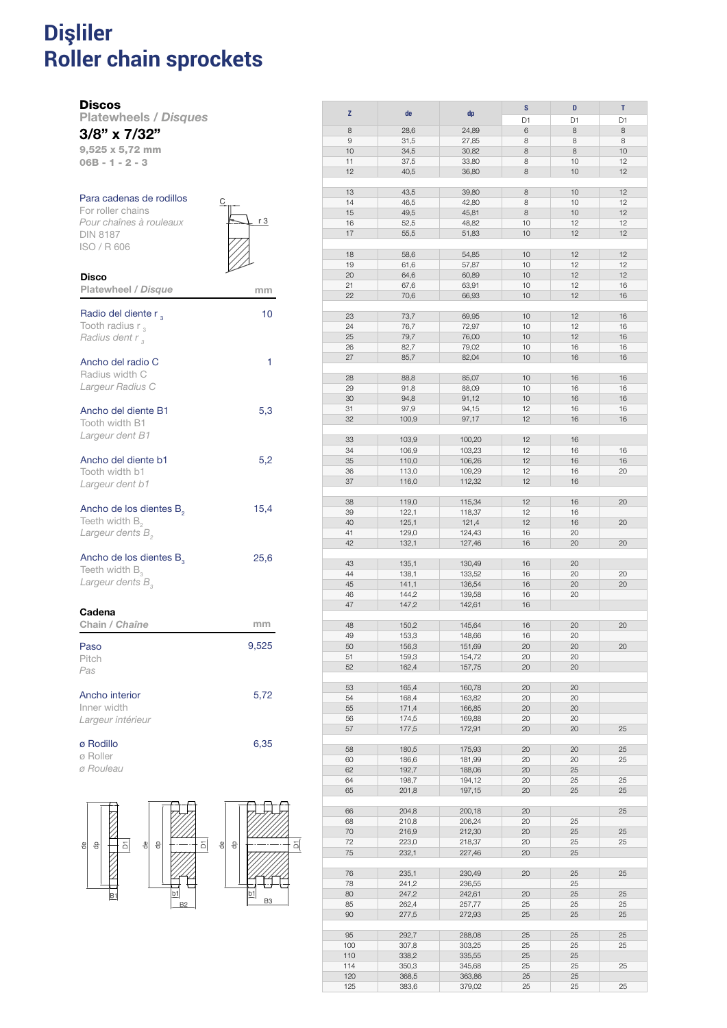# Dişliler
# Roller chain sprockets

### Discos
**Platewheels / *Disques***

## 3/8” x 7/32”

**9,525 x 5,72 mm**

**06B - 1 - 2 - 3**

Para cadenas de rodillos
For roller chains
*Pour chaînes à rouleaux*
DIN 8187
ISO / R 606

| **Disco** Platewheel / *Disque* | mm |
|---|---|
| Radio del diente $r_3$ / Tooth radius $r_3$ / *Radius dent $r_3$* | 10 |
| Ancho del radio C / Radius width C / *Largeur Radius C* | 1 |
| Ancho del diente B1 / Tooth width B1 / *Largeur dent B1* | 5,3 |
| Ancho del diente b1 / Tooth width b1 / *Largeur dent b1* | 5,2 |
| Ancho de los dientes $B_2$ / Teeth width $B_2$ / *Largeur dents $B_2$* | 15,4 |
| Ancho de los dientes $B_3$ / Teeth width $B_3$ / *Largeur dents $B_3$* | 25,6 |

| **Cadena** Chain / *Chaîne* | mm |
|---|---|
| Paso / Pitch / *Pas* | 9,525 |
| Ancho interior / Inner width / *Largeur intérieur* | 5,72 |
| ø Rodillo / ø Roller / *ø Rouleau* | 6,35 |

| Z | de | dp | S | D | T |
|---|---|---|---|---|---|
| | | | D1 | D1 | D1 |
| 8 | 28,6 | 24,89 | 6 | 8 | 8 |
| 9 | 31,5 | 27,85 | 8 | 8 | 8 |
| 10 | 34,5 | 30,82 | 8 | 8 | 10 |
| 11 | 37,5 | 33,80 | 8 | 10 | 12 |
| 12 | 40,5 | 36,80 | 8 | 10 | 12 |
| 13 | 43,5 | 39,80 | 8 | 10 | 12 |
| 14 | 46,5 | 42,80 | 8 | 10 | 12 |
| 15 | 49,5 | 45,81 | 8 | 10 | 12 |
| 16 | 52,5 | 48,82 | 10 | 12 | 12 |
| 17 | 55,5 | 51,83 | 10 | 12 | 12 |
| 18 | 58,6 | 54,85 | 10 | 12 | 12 |
| 19 | 61,6 | 57,87 | 10 | 12 | 12 |
| 20 | 64,6 | 60,89 | 10 | 12 | 12 |
| 21 | 67,6 | 63,91 | 10 | 12 | 16 |
| 22 | 70,6 | 66,93 | 10 | 12 | 16 |
| 23 | 73,7 | 69,95 | 10 | 12 | 16 |
| 24 | 76,7 | 72,97 | 10 | 12 | 16 |
| 25 | 79,7 | 76,00 | 10 | 12 | 16 |
| 26 | 82,7 | 79,02 | 10 | 16 | 16 |
| 27 | 85,7 | 82,04 | 10 | 16 | 16 |
| 28 | 88,8 | 85,07 | 10 | 16 | 16 |
| 29 | 91,8 | 88,09 | 10 | 16 | 16 |
| 30 | 94,8 | 91,12 | 10 | 16 | 16 |
| 31 | 97,9 | 94,15 | 12 | 16 | 16 |
| 32 | 100,9 | 97,17 | 12 | 16 | 16 |
| 33 | 103,9 | 100,20 | 12 | 16 | |
| 34 | 106,9 | 103,23 | 12 | 16 | 16 |
| 35 | 110,0 | 106,26 | 12 | 16 | 16 |
| 36 | 113,0 | 109,29 | 12 | 16 | 20 |
| 37 | 116,0 | 112,32 | 12 | 16 | |
| 38 | 119,0 | 115,34 | 12 | 16 | 20 |
| 39 | 122,1 | 118,37 | 12 | 16 | |
| 40 | 125,1 | 121,4 | 12 | 16 | 20 |
| 41 | 129,0 | 124,43 | 16 | 20 | |
| 42 | 132,1 | 127,46 | 16 | 20 | 20 |
| 43 | 135,1 | 130,49 | 16 | 20 | |
| 44 | 138,1 | 133,52 | 16 | 20 | 20 |
| 45 | 141,1 | 136,54 | 16 | 20 | 20 |
| 46 | 144,2 | 139,58 | 16 | 20 | |
| 47 | 147,2 | 142,61 | 16 | | |
| 48 | 150,2 | 145,64 | 16 | 20 | 20 |
| 49 | 153,3 | 148,66 | 16 | 20 | |
| 50 | 156,3 | 151,69 | 20 | 20 | 20 |
| 51 | 159,3 | 154,72 | 20 | 20 | |
| 52 | 162,4 | 157,75 | 20 | 20 | |
| 53 | 165,4 | 160,78 | 20 | 20 | |
| 54 | 168,4 | 163,82 | 20 | 20 | |
| 55 | 171,4 | 166,85 | 20 | 20 | |
| 56 | 174,5 | 169,88 | 20 | 20 | |
| 57 | 177,5 | 172,91 | 20 | 20 | 25 |
| 58 | 180,5 | 175,93 | 20 | 20 | 25 |
| 60 | 186,6 | 181,99 | 20 | 20 | 25 |
| 62 | 192,7 | 188,06 | 20 | 25 | |
| 64 | 198,7 | 194,12 | 20 | 25 | 25 |
| 65 | 201,8 | 197,15 | 20 | 25 | 25 |
| 66 | 204,8 | 200,18 | 20 | | 25 |
| 68 | 210,8 | 206,24 | 20 | 25 | |
| 70 | 216,9 | 212,30 | 20 | 25 | 25 |
| 72 | 223,0 | 218,37 | 20 | 25 | 25 |
| 75 | 232,1 | 227,46 | 20 | 25 | |
| 76 | 235,1 | 230,49 | 20 | 25 | 25 |
| 78 | 241,2 | 236,55 | | 25 | |
| 80 | 247,2 | 242,61 | 20 | 25 | 25 |
| 85 | 262,4 | 257,77 | 25 | 25 | 25 |
| 90 | 277,5 | 272,93 | 25 | 25 | 25 |
| 95 | 292,7 | 288,08 | 25 | 25 | 25 |
| 100 | 307,8 | 303,25 | 25 | 25 | 25 |
| 110 | 338,2 | 335,55 | 25 | 25 | |
| 114 | 350,3 | 345,68 | 25 | 25 | 25 |
| 120 | 368,5 | 363,86 | 25 | 25 | |
| 125 | 383,6 | 379,02 | 25 | 25 | 25 |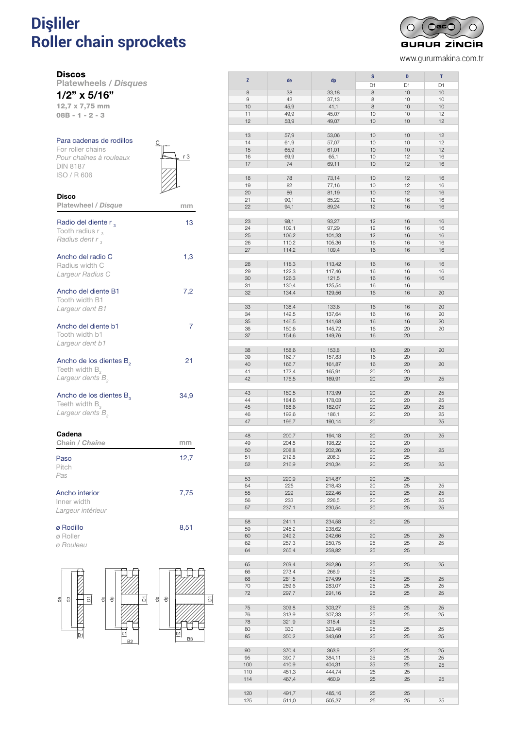# Dişliler
# Roller chain sprockets

GURUR ZİNCİR

www.gururmakina.com.tr

## Discos

**Platewheels / *Disques***

### 1/2" x 5/16"

**12,7 x 7,75 mm**

**08B - 1 - 2 - 3**

Para cadenas de rodillos
For roller chains
*Pour chaînes à rouleaux*
DIN 8187
ISO / R 606

| **Disco** Platewheel / *Disque* | mm |
|---|---|
| Radio del diente $r_3$ / Tooth radius $r_3$ / *Radius dent $r_3$* | 13 |
| Ancho del radio C / Radius width C / *Largeur Radius C* | 1,3 |
| Ancho del diente B1 / Tooth width B1 / *Largeur dent B1* | 7,2 |
| Ancho del diente b1 / Tooth width b1 / *Largeur dent b1* | 7 |
| Ancho de los dientes $B_2$ / Teeth width $B_2$ / *Largeur dents $B_2$* | 21 |
| Ancho de los dientes $B_3$ / Teeth width $B_3$ / *Largeur dents $B_3$* | 34,9 |

| **Cadena** Chain / *Chaîne* | mm |
|---|---|
| Paso / Pitch / *Pas* | 12,7 |
| Ancho interior / Inner width / *Largeur intérieur* | 7,75 |
| ø Rodillo / ø Roller / *ø Rouleau* | 8,51 |

| Z | de | dp | S | D | T |
|---|---|---|---|---|---|
| | | | D1 | D1 | D1 |
| 8 | 38 | 33,18 | 8 | 10 | 10 |
| 9 | 42 | 37,13 | 8 | 10 | 10 |
| 10 | 45,9 | 41,1 | 8 | 10 | 10 |
| 11 | 49,9 | 45,07 | 10 | 10 | 12 |
| 12 | 53,9 | 49,07 | 10 | 10 | 12 |
| 13 | 57,9 | 53,06 | 10 | 10 | 12 |
| 14 | 61,9 | 57,07 | 10 | 10 | 12 |
| 15 | 65,9 | 61,01 | 10 | 10 | 12 |
| 16 | 69,9 | 65,1 | 10 | 12 | 16 |
| 17 | 74 | 69,11 | 10 | 12 | 16 |
| 18 | 78 | 73,14 | 10 | 12 | 16 |
| 19 | 82 | 77,16 | 10 | 12 | 16 |
| 20 | 86 | 81,19 | 10 | 12 | 16 |
| 21 | 90,1 | 85,22 | 12 | 16 | 16 |
| 22 | 94,1 | 89,24 | 12 | 16 | 16 |
| 23 | 98,1 | 93,27 | 12 | 16 | 16 |
| 24 | 102,1 | 97,29 | 12 | 16 | 16 |
| 25 | 106,2 | 101,33 | 12 | 16 | 16 |
| 26 | 110,2 | 105,36 | 16 | 16 | 16 |
| 27 | 114,2 | 109,4 | 16 | 16 | 16 |
| 28 | 118,3 | 113,42 | 16 | 16 | 16 |
| 29 | 122,3 | 117,46 | 16 | 16 | 16 |
| 30 | 126,3 | 121,5 | 16 | 16 | 16 |
| 31 | 130,4 | 125,54 | 16 | 16 | |
| 32 | 134,4 | 129,56 | 16 | 16 | 20 |
| 33 | 138,4 | 133,6 | 16 | 16 | 20 |
| 34 | 142,5 | 137,64 | 16 | 16 | 20 |
| 35 | 146,5 | 141,68 | 16 | 16 | 20 |
| 36 | 150,6 | 145,72 | 16 | 20 | 20 |
| 37 | 154,6 | 149,76 | 16 | 20 | |
| 38 | 158,6 | 153,8 | 16 | 20 | 20 |
| 39 | 162,7 | 157,83 | 16 | 20 | |
| 40 | 166,7 | 161,87 | 16 | 20 | 20 |
| 41 | 172,4 | 165,91 | 20 | 20 | |
| 42 | 176,5 | 169,91 | 20 | 20 | 25 |
| 43 | 180,5 | 173,99 | 20 | 20 | 25 |
| 44 | 184,6 | 178,03 | 20 | 20 | 25 |
| 45 | 188,6 | 182,07 | 20 | 20 | 25 |
| 46 | 192,6 | 186,1 | 20 | 20 | 25 |
| 47 | 196,7 | 190,14 | 20 | | 25 |
| 48 | 200,7 | 194,18 | 20 | 20 | 25 |
| 49 | 204,8 | 198,22 | 20 | 20 | |
| 50 | 208,8 | 202,26 | 20 | 20 | 25 |
| 51 | 212,8 | 206,3 | 20 | 25 | |
| 52 | 216,9 | 210,34 | 20 | 25 | 25 |
| 53 | 220,9 | 214,87 | 20 | 25 | |
| 54 | 225 | 218,43 | 20 | 25 | 25 |
| 55 | 229 | 222,46 | 20 | 25 | 25 |
| 56 | 233 | 226,5 | 20 | 25 | 25 |
| 57 | 237,1 | 230,54 | 20 | 25 | 25 |
| 58 | 241,1 | 234,58 | 20 | 25 | |
| 59 | 245,2 | 238,62 | | | |
| 60 | 249,2 | 242,66 | 20 | 25 | 25 |
| 62 | 257,3 | 250,75 | 25 | 25 | 25 |
| 64 | 265,4 | 258,82 | 25 | 25 | |
| 65 | 269,4 | 262,86 | 25 | 25 | 25 |
| 66 | 273,4 | 266,9 | 25 | | |
| 68 | 281,5 | 274,99 | 25 | 25 | 25 |
| 70 | 289,6 | 283,07 | 25 | 25 | 25 |
| 72 | 297,7 | 291,16 | 25 | 25 | 25 |
| 75 | 309,8 | 303,27 | 25 | 25 | 25 |
| 76 | 313,9 | 307,33 | 25 | 25 | 25 |
| 78 | 321,9 | 315,4 | 25 | | |
| 80 | 330 | 323,48 | 25 | 25 | 25 |
| 85 | 350,2 | 343,69 | 25 | 25 | 25 |
| 90 | 370,4 | 363,9 | 25 | 25 | 25 |
| 95 | 390,7 | 384,11 | 25 | 25 | 25 |
| 100 | 410,9 | 404,31 | 25 | 25 | 25 |
| 110 | 451,3 | 444,74 | 25 | 25 | |
| 114 | 467,4 | 460,9 | 25 | 25 | 25 |
| 120 | 491,7 | 485,16 | 25 | 25 | |
| 125 | 511,0 | 505,37 | 25 | 25 | 25 |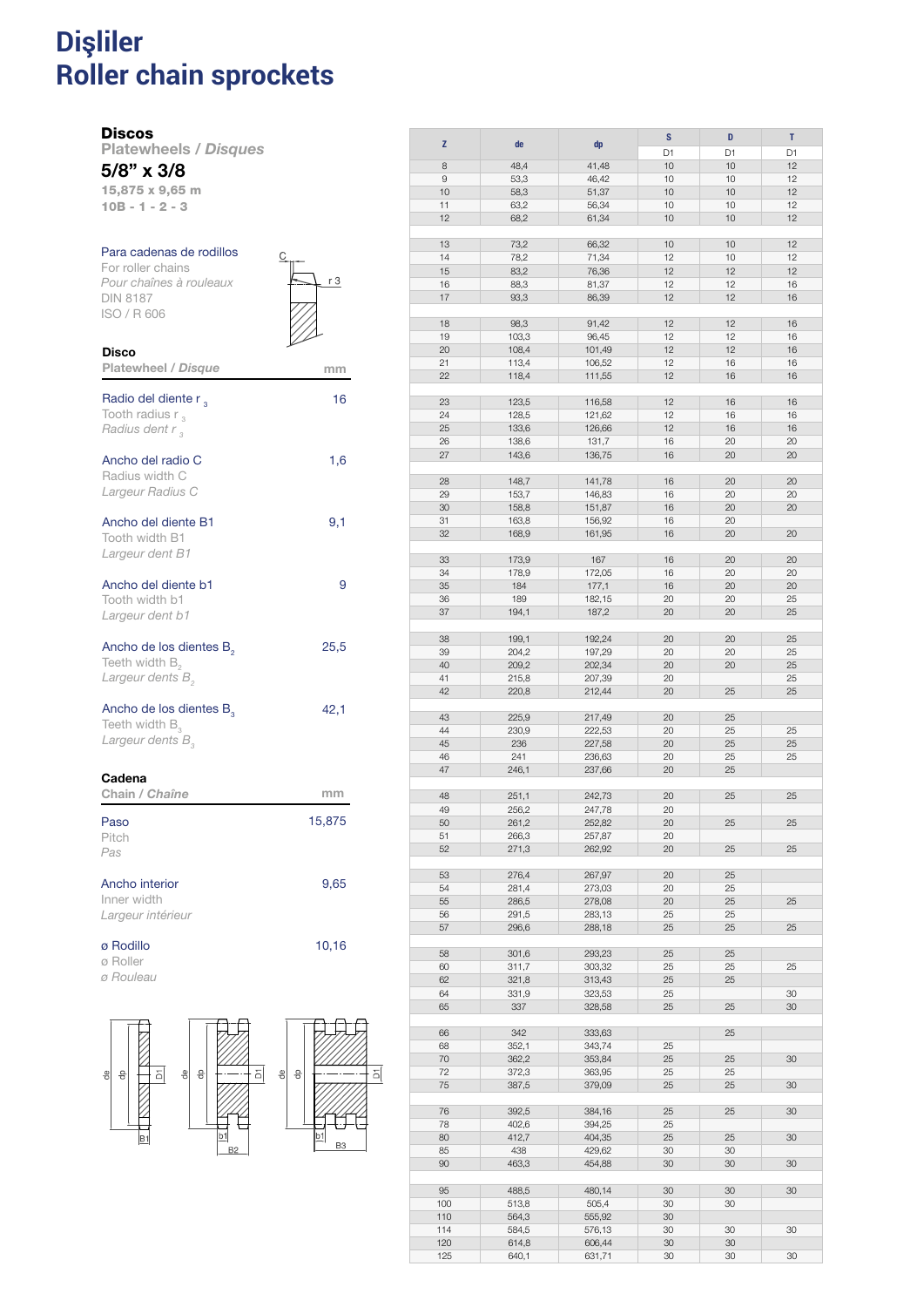# Dişliler
# Roller chain sprockets

## Discos
**Platewheels / *Disques***

## 5/8" x 3/8

**15,875 x 9,65 m**

**10B - 1 - 2 - 3**

Para cadenas de rodillos
For roller chains
*Pour chaînes à rouleaux*
DIN 8187
ISO / R 606

**Disco**
**Platewheel / *Disque***

| | mm |
|---|---|
| Radio del diente $r_3$<br>Tooth radius $r_3$<br>*Radius dent $r_3$* | 16 |
| Ancho del radio C<br>Radius width C<br>*Largeur Radius C* | 1,6 |
| Ancho del diente B1<br>Tooth width B1<br>*Largeur dent B1* | 9,1 |
| Ancho del diente b1<br>Tooth width b1<br>*Largeur dent b1* | 9 |
| Ancho de los dientes $B_2$<br>Teeth width $B_2$<br>*Largeur dents $B_2$* | 25,5 |
| Ancho de los dientes $B_3$<br>Teeth width $B_3$<br>*Largeur dents $B_3$* | 42,1 |

**Cadena**
**Chain / *Chaîne***

| | mm |
|---|---|
| Paso<br>Pitch<br>*Pas* | 15,875 |
| Ancho interior<br>Inner width<br>*Largeur intérieur* | 9,65 |
| ø Rodillo<br>ø Roller<br>*ø Rouleau* | 10,16 |

| Z | de | dp | S | D | T |
|---|---|---|---|---|---|
| | | | D1 | D1 | D1 |
| 8 | 48,4 | 41,48 | 10 | 10 | 12 |
| 9 | 53,3 | 46,42 | 10 | 10 | 12 |
| 10 | 58,3 | 51,37 | 10 | 10 | 12 |
| 11 | 63,2 | 56,34 | 10 | 10 | 12 |
| 12 | 68,2 | 61,34 | 10 | 10 | 12 |
| 13 | 73,2 | 66,32 | 10 | 10 | 12 |
| 14 | 78,2 | 71,34 | 12 | 10 | 12 |
| 15 | 83,2 | 76,36 | 12 | 12 | 12 |
| 16 | 88,3 | 81,37 | 12 | 12 | 16 |
| 17 | 93,3 | 86,39 | 12 | 12 | 16 |
| 18 | 98,3 | 91,42 | 12 | 12 | 16 |
| 19 | 103,3 | 96,45 | 12 | 12 | 16 |
| 20 | 108,4 | 101,49 | 12 | 12 | 16 |
| 21 | 113,4 | 106,52 | 12 | 16 | 16 |
| 22 | 118,4 | 111,55 | 12 | 16 | 16 |
| 23 | 123,5 | 116,58 | 12 | 16 | 16 |
| 24 | 128,5 | 121,62 | 12 | 16 | 16 |
| 25 | 133,6 | 126,66 | 12 | 16 | 16 |
| 26 | 138,6 | 131,7 | 16 | 20 | 20 |
| 27 | 143,6 | 136,75 | 16 | 20 | 20 |
| 28 | 148,7 | 141,78 | 16 | 20 | 20 |
| 29 | 153,7 | 146,83 | 16 | 20 | 20 |
| 30 | 158,8 | 151,87 | 16 | 20 | 20 |
| 31 | 163,8 | 156,92 | 16 | 20 | |
| 32 | 168,9 | 161,95 | 16 | 20 | 20 |
| 33 | 173,9 | 167 | 16 | 20 | 20 |
| 34 | 178,9 | 172,05 | 16 | 20 | 20 |
| 35 | 184 | 177,1 | 16 | 20 | 20 |
| 36 | 189 | 182,15 | 20 | 20 | 25 |
| 37 | 194,1 | 187,2 | 20 | 20 | 25 |
| 38 | 199,1 | 192,24 | 20 | 20 | 25 |
| 39 | 204,2 | 197,29 | 20 | 20 | 25 |
| 40 | 209,2 | 202,34 | 20 | 20 | 25 |
| 41 | 215,8 | 207,39 | 20 | | 25 |
| 42 | 220,8 | 212,44 | 20 | 25 | 25 |
| 43 | 225,9 | 217,49 | 20 | 25 | |
| 44 | 230,9 | 222,53 | 20 | 25 | 25 |
| 45 | 236 | 227,58 | 20 | 25 | 25 |
| 46 | 241 | 236,63 | 20 | 25 | 25 |
| 47 | 246,1 | 237,66 | 20 | 25 | |
| 48 | 251,1 | 242,73 | 20 | 25 | 25 |
| 49 | 256,2 | 247,78 | 20 | | |
| 50 | 261,2 | 252,82 | 20 | 25 | 25 |
| 51 | 266,3 | 257,87 | 20 | | |
| 52 | 271,3 | 262,92 | 20 | 25 | 25 |
| 53 | 276,4 | 267,97 | 20 | 25 | |
| 54 | 281,4 | 273,03 | 20 | 25 | |
| 55 | 286,5 | 278,08 | 20 | 25 | 25 |
| 56 | 291,5 | 283,13 | 25 | 25 | |
| 57 | 296,6 | 288,18 | 25 | 25 | 25 |
| 58 | 301,6 | 293,23 | 25 | 25 | |
| 60 | 311,7 | 303,32 | 25 | 25 | 25 |
| 62 | 321,8 | 313,43 | 25 | 25 | |
| 64 | 331,9 | 323,53 | 25 | | 30 |
| 65 | 337 | 328,58 | 25 | 25 | 30 |
| 66 | 342 | 333,63 | | 25 | |
| 68 | 352,1 | 343,74 | 25 | | |
| 70 | 362,2 | 353,84 | 25 | 25 | 30 |
| 72 | 372,3 | 363,95 | 25 | 25 | |
| 75 | 387,5 | 379,09 | 25 | 25 | 30 |
| 76 | 392,5 | 384,16 | 25 | 25 | 30 |
| 78 | 402,6 | 394,25 | 25 | | |
| 80 | 412,7 | 404,35 | 25 | 25 | 30 |
| 85 | 438 | 429,62 | 30 | 30 | |
| 90 | 463,3 | 454,88 | 30 | 30 | 30 |
| 95 | 488,5 | 480,14 | 30 | 30 | 30 |
| 100 | 513,8 | 505,4 | 30 | 30 | |
| 110 | 564,3 | 555,92 | 30 | | |
| 114 | 584,5 | 576,13 | 30 | 30 | 30 |
| 120 | 614,8 | 606,44 | 30 | 30 | |
| 125 | 640,1 | 631,71 | 30 | 30 | 30 |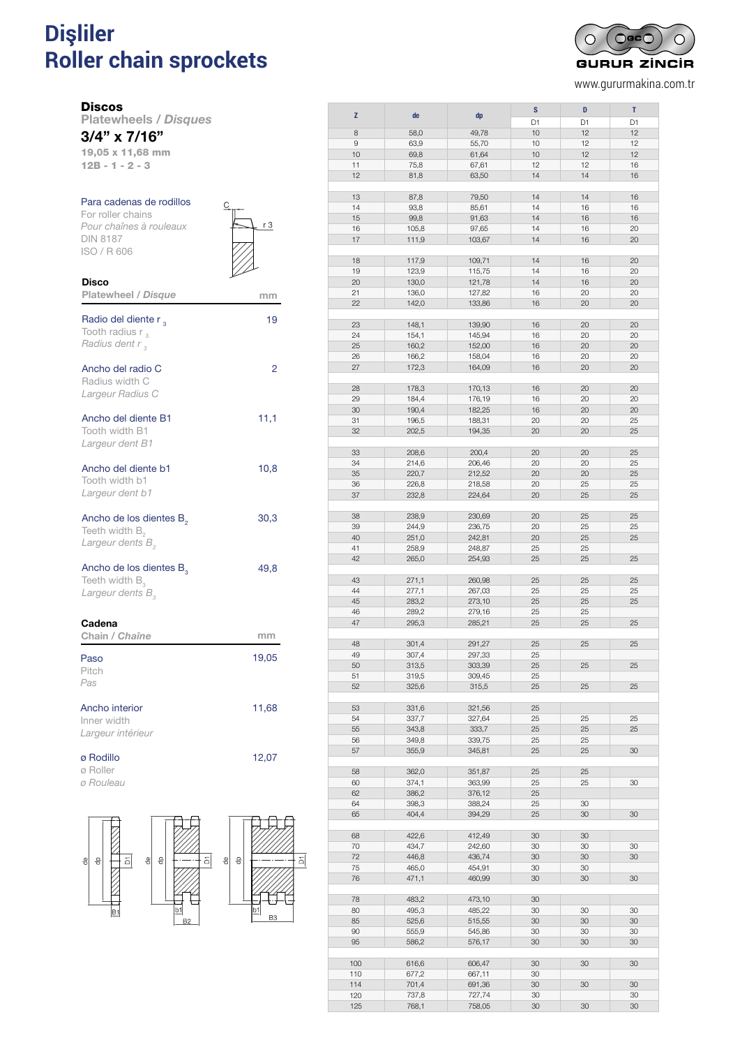# Dişliler
# Roller chain sprockets

GURUR ZİNCİR

www.gururmakina.com.tr

## Discos

*Platewheels / Disques*

### 3/4" x 7/16"

**19,05 x 11,68 mm**

**12B - 1 - 2 - 3**

Para cadenas de rodillos
For roller chains
*Pour chaînes à rouleaux*
DIN 8187
ISO / R 606

| **Disco** *Platewheel / Disque* | mm |
|---|---|
| Radio del diente $r_3$ / Tooth radius $r_3$ / *Radius dent $r_3$* | 19 |
| Ancho del radio C / Radius width C / *Largeur Radius C* | 2 |
| Ancho del diente B1 / Tooth width B1 / *Largeur dent B1* | 11,1 |
| Ancho del diente b1 / Tooth width b1 / *Largeur dent b1* | 10,8 |
| Ancho de los dientes $B_2$ / Teeth width $B_2$ / *Largeur dents $B_2$* | 30,3 |
| Ancho de los dientes $B_3$ / Teeth width $B_3$ / *Largeur dents $B_3$* | 49,8 |

| **Cadena** *Chain / Chaîne* | mm |
|---|---|
| Paso / Pitch / *Pas* | 19,05 |
| Ancho interior / Inner width / *Largeur intérieur* | 11,68 |
| ø Rodillo / ø Roller / *ø Rouleau* | 12,07 |

| Z | de | dp | S | D | T |
|---|---|---|---|---|---|
| | | | D1 | D1 | D1 |
| 8 | 58,0 | 49,78 | 10 | 12 | 12 |
| 9 | 63,9 | 55,70 | 10 | 12 | 12 |
| 10 | 69,8 | 61,64 | 10 | 12 | 12 |
| 11 | 75,8 | 67,61 | 12 | 12 | 16 |
| 12 | 81,8 | 63,50 | 14 | 14 | 16 |
| 13 | 87,8 | 79,50 | 14 | 14 | 16 |
| 14 | 93,8 | 85,61 | 14 | 16 | 16 |
| 15 | 99,8 | 91,63 | 14 | 16 | 16 |
| 16 | 105,8 | 97,65 | 14 | 16 | 20 |
| 17 | 111,9 | 103,67 | 14 | 16 | 20 |
| 18 | 117,9 | 109,71 | 14 | 16 | 20 |
| 19 | 123,9 | 115,75 | 14 | 16 | 20 |
| 20 | 130,0 | 121,78 | 14 | 16 | 20 |
| 21 | 136,0 | 127,82 | 16 | 20 | 20 |
| 22 | 142,0 | 133,86 | 16 | 20 | 20 |
| 23 | 148,1 | 139,90 | 16 | 20 | 20 |
| 24 | 154,1 | 145,94 | 16 | 20 | 20 |
| 25 | 160,2 | 152,00 | 16 | 20 | 20 |
| 26 | 166,2 | 158,04 | 16 | 20 | 20 |
| 27 | 172,3 | 164,09 | 16 | 20 | 20 |
| 28 | 178,3 | 170,13 | 16 | 20 | 20 |
| 29 | 184,4 | 176,19 | 16 | 20 | 20 |
| 30 | 190,4 | 182,25 | 16 | 20 | 20 |
| 31 | 196,5 | 188,31 | 20 | 20 | 25 |
| 32 | 202,5 | 194,35 | 20 | 20 | 25 |
| 33 | 208,6 | 200,4 | 20 | 20 | 25 |
| 34 | 214,6 | 206,46 | 20 | 20 | 25 |
| 35 | 220,7 | 212,52 | 20 | 20 | 25 |
| 36 | 226,8 | 218,58 | 20 | 25 | 25 |
| 37 | 232,8 | 224,64 | 20 | 25 | 25 |
| 38 | 238,9 | 230,69 | 20 | 25 | 25 |
| 39 | 244,9 | 236,75 | 20 | 25 | 25 |
| 40 | 251,0 | 242,81 | 20 | 25 | 25 |
| 41 | 258,9 | 248,87 | 25 | 25 | |
| 42 | 265,0 | 254,93 | 25 | 25 | 25 |
| 43 | 271,1 | 260,98 | 25 | 25 | 25 |
| 44 | 277,1 | 267,03 | 25 | 25 | 25 |
| 45 | 283,2 | 273,10 | 25 | 25 | 25 |
| 46 | 289,2 | 279,16 | 25 | 25 | |
| 47 | 295,3 | 285,21 | 25 | 25 | 25 |
| 48 | 301,4 | 291,27 | 25 | 25 | 25 |
| 49 | 307,4 | 297,33 | 25 | | |
| 50 | 313,5 | 303,39 | 25 | 25 | 25 |
| 51 | 319,5 | 309,45 | 25 | | |
| 52 | 325,6 | 315,5 | 25 | 25 | 25 |
| 53 | 331,6 | 321,56 | 25 | | |
| 54 | 337,7 | 327,64 | 25 | 25 | 25 |
| 55 | 343,8 | 333,7 | 25 | 25 | 25 |
| 56 | 349,8 | 339,75 | 25 | 25 | |
| 57 | 355,9 | 345,81 | 25 | 25 | 30 |
| 58 | 362,0 | 351,87 | 25 | 25 | |
| 60 | 374,1 | 363,99 | 25 | 25 | 30 |
| 62 | 386,2 | 376,12 | 25 | | |
| 64 | 398,3 | 388,24 | 25 | 30 | |
| 65 | 404,4 | 394,29 | 25 | 30 | 30 |
| 68 | 422,6 | 412,49 | 30 | 30 | |
| 70 | 434,7 | 242,60 | 30 | 30 | 30 |
| 72 | 446,8 | 436,74 | 30 | 30 | 30 |
| 75 | 465,0 | 454,91 | 30 | 30 | |
| 76 | 471,1 | 460,99 | 30 | 30 | 30 |
| 78 | 483,2 | 473,10 | 30 | | |
| 80 | 495,3 | 485,22 | 30 | 30 | 30 |
| 85 | 525,6 | 515,55 | 30 | 30 | 30 |
| 90 | 555,9 | 545,86 | 30 | 30 | 30 |
| 95 | 586,2 | 576,17 | 30 | 30 | 30 |
| 100 | 616,6 | 606,47 | 30 | 30 | 30 |
| 110 | 677,2 | 667,11 | 30 | | |
| 114 | 701,4 | 691,36 | 30 | 30 | 30 |
| 120 | 737,8 | 727,74 | 30 | | 30 |
| 125 | 768,1 | 758,05 | 30 | 30 | 30 |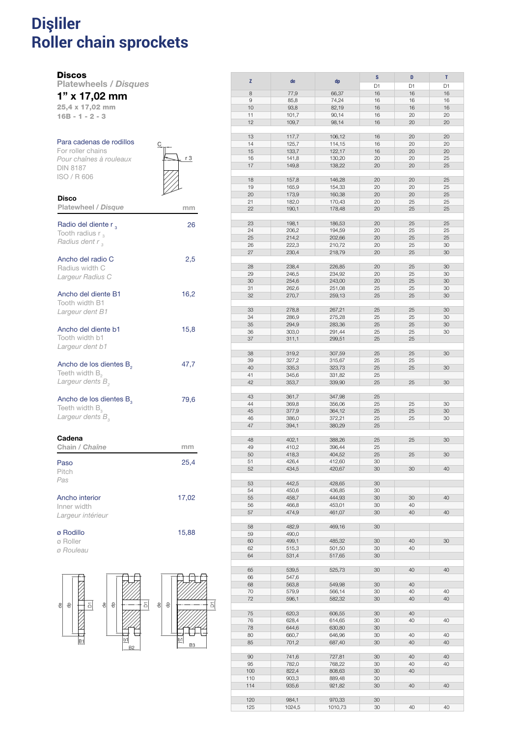# Dişliler
# Roller chain sprockets

## Discos

**Platewheels / *Disques***

## 1" x 17,02 mm

**25,4 x 17,02 mm**

**16B - 1 - 2 - 3**

Para cadenas de rodillos
For roller chains
*Pour chaînes à rouleaux*
DIN 8187
ISO / R 606

| **Disco** Platewheel / *Disque* | mm |
|---|---|
| Radio del diente $r_3$ / Tooth radius $r_3$ / *Radius dent* $r_3$ | 26 |
| Ancho del radio C / Radius width C / *Largeur Radius C* | 2,5 |
| Ancho del diente B1 / Tooth width B1 / *Largeur dent B1* | 16,2 |
| Ancho del diente b1 / Tooth width b1 / *Largeur dent b1* | 15,8 |
| Ancho de los dientes $B_2$ / Teeth width $B_2$ / *Largeur dents* $B_2$ | 47,7 |
| Ancho de los dientes $B_3$ / Teeth width $B_3$ / *Largeur dents* $B_3$ | 79,6 |

| **Cadena** Chain / *Chaîne* | mm |
|---|---|
| Paso / Pitch / *Pas* | 25,4 |
| Ancho interior / Inner width / *Largeur intérieur* | 17,02 |
| ø Rodillo / ø Roller / *ø Rouleau* | 15,88 |

| Z | de | dp | S | D | T |
|---|---|---|---|---|---|
| | | | D1 | D1 | D1 |
| 8 | 77,9 | 66,37 | 16 | 16 | 16 |
| 9 | 85,8 | 74,24 | 16 | 16 | 16 |
| 10 | 93,8 | 82,19 | 16 | 16 | 16 |
| 11 | 101,7 | 90,14 | 16 | 20 | 20 |
| 12 | 109,7 | 98,14 | 16 | 20 | 20 |
| 13 | 117,7 | 106,12 | 16 | 20 | 20 |
| 14 | 125,7 | 114,15 | 16 | 20 | 20 |
| 15 | 133,7 | 122,17 | 16 | 20 | 20 |
| 16 | 141,8 | 130,20 | 20 | 20 | 25 |
| 17 | 149,8 | 138,22 | 20 | 20 | 25 |
| 18 | 157,8 | 146,28 | 20 | 20 | 25 |
| 19 | 165,9 | 154,33 | 20 | 20 | 25 |
| 20 | 173,9 | 160,38 | 20 | 20 | 25 |
| 21 | 182,0 | 170,43 | 20 | 25 | 25 |
| 22 | 190,1 | 178,48 | 20 | 25 | 25 |
| 23 | 198,1 | 186,53 | 20 | 25 | 25 |
| 24 | 206,2 | 194,59 | 20 | 25 | 25 |
| 25 | 214,2 | 202,66 | 20 | 25 | 25 |
| 26 | 222,3 | 210,72 | 20 | 25 | 30 |
| 27 | 230,4 | 218,79 | 20 | 25 | 30 |
| 28 | 238,4 | 226,85 | 20 | 25 | 30 |
| 29 | 246,5 | 234,92 | 20 | 25 | 30 |
| 30 | 254,6 | 243,00 | 20 | 25 | 30 |
| 31 | 262,6 | 251,08 | 25 | 25 | 30 |
| 32 | 270,7 | 259,13 | 25 | 25 | 30 |
| 33 | 278,8 | 267,21 | 25 | 25 | 30 |
| 34 | 286,9 | 275,28 | 25 | 25 | 30 |
| 35 | 294,9 | 283,36 | 25 | 25 | 30 |
| 36 | 303,0 | 291,44 | 25 | 25 | 30 |
| 37 | 311,1 | 299,51 | 25 | 25 | |
| 38 | 319,2 | 307,59 | 25 | 25 | 30 |
| 39 | 327,2 | 315,67 | 25 | 25 | |
| 40 | 335,3 | 323,73 | 25 | 25 | 30 |
| 41 | 345,6 | 331,82 | 25 | | |
| 42 | 353,7 | 339,90 | 25 | 25 | 30 |
| 43 | 361,7 | 347,98 | 25 | | |
| 44 | 369,8 | 356,06 | 25 | 25 | 30 |
| 45 | 377,9 | 364,12 | 25 | 25 | 30 |
| 46 | 386,0 | 372,21 | 25 | 25 | 30 |
| 47 | 394,1 | 380,29 | 25 | | |
| 48 | 402,1 | 388,26 | 25 | 25 | 30 |
| 49 | 410,2 | 396,44 | 25 | | |
| 50 | 418,3 | 404,52 | 25 | 25 | 30 |
| 51 | 426,4 | 412,60 | 30 | | |
| 52 | 434,5 | 420,67 | 30 | 30 | 40 |
| 53 | 442,5 | 428,65 | 30 | | |
| 54 | 450,6 | 436,85 | 30 | | |
| 55 | 458,7 | 444,93 | 30 | 30 | 40 |
| 56 | 466,8 | 453,01 | 30 | 40 | |
| 57 | 474,9 | 461,07 | 30 | 40 | 40 |
| 58 | 482,9 | 469,16 | 30 | | |
| 59 | 490,0 | | | | |
| 60 | 499,1 | 485,32 | 30 | 40 | 30 |
| 62 | 515,3 | 501,50 | 30 | 40 | |
| 64 | 531,4 | 517,65 | 30 | | |
| 65 | 539,5 | 525,73 | 30 | 40 | 40 |
| 66 | 547,6 | | | | |
| 68 | 563,8 | 549,98 | 30 | 40 | |
| 70 | 579,9 | 566,14 | 30 | 40 | 40 |
| 72 | 596,1 | 582,32 | 30 | 40 | 40 |
| 75 | 620,3 | 606,55 | 30 | 40 | |
| 76 | 628,4 | 614,65 | 30 | 40 | 40 |
| 78 | 644,6 | 630,80 | 30 | | |
| 80 | 660,7 | 646,96 | 30 | 40 | 40 |
| 85 | 701,2 | 687,40 | 30 | 40 | 40 |
| 90 | 741,6 | 727,81 | 30 | 40 | 40 |
| 95 | 782,0 | 768,22 | 30 | 40 | 40 |
| 100 | 822,4 | 808,63 | 30 | 40 | |
| 110 | 903,3 | 889,48 | 30 | | |
| 114 | 935,6 | 921,82 | 30 | 40 | 40 |
| 120 | 984,1 | 970,33 | 30 | | |
| 125 | 1024,5 | 1010,73 | 30 | 40 | 40 |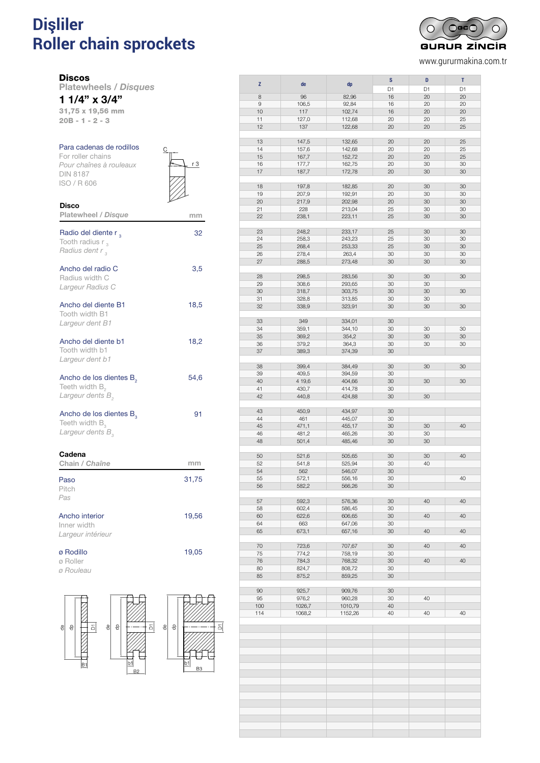# Dişliler
# Roller chain sprockets

GURUR ZİNCİR

www.gururmakina.com.tr

## Discos

**Platewheels / *Disques***

## 1 1/4" x 3/4"

**31,75 x 19,56 mm**

**20B - 1 - 2 - 3**

Para cadenas de rodillos
For roller chains
*Pour chaînes à rouleaux*
DIN 8187
ISO / R 606

C
r 3

### Disco

| Platewheel / *Disque* | mm |
|---|---|
| Radio del diente $r_3$ / Tooth radius $r_3$ / *Radius dent $r_3$* | 32 |
| Ancho del radio C / Radius width C / *Largeur Radius C* | 3,5 |
| Ancho del diente B1 / Tooth width B1 / *Largeur dent B1* | 18,5 |
| Ancho del diente b1 / Tooth width b1 / *Largeur dent b1* | 18,2 |
| Ancho de los dientes $B_2$ / Teeth width $B_2$ / *Largeur dents $B_2$* | 54,6 |
| Ancho de los dientes $B_3$ / Teeth width $B_3$ / *Largeur dents $B_3$* | 91 |

### Cadena

| Chain / *Chaîne* | mm |
|---|---|
| Paso / Pitch / *Pas* | 31,75 |
| Ancho interior / Inner width / *Largeur intérieur* | 19,56 |
| ø Rodillo / ø Roller / *ø Rouleau* | 19,05 |

de dp D1 B1 | de dp D1 b1 B2 | de dp D1 b1 B3

| Z | de | dp | S D1 | D D1 | T D1 |
|---|---|---|---|---|---|
| 8 | 96 | 82,96 | 16 | 20 | 20 |
| 9 | 106,5 | 92,84 | 16 | 20 | 20 |
| 10 | 117 | 102,74 | 16 | 20 | 20 |
| 11 | 127,0 | 112,68 | 20 | 20 | 25 |
| 12 | 137 | 122,68 | 20 | 20 | 25 |
| 13 | 147,5 | 132,65 | 20 | 20 | 25 |
| 14 | 157,6 | 142,68 | 20 | 20 | 25 |
| 15 | 167,7 | 152,72 | 20 | 20 | 25 |
| 16 | 177,7 | 162,75 | 20 | 30 | 30 |
| 17 | 187,7 | 172,78 | 20 | 30 | 30 |
| 18 | 197,8 | 182,85 | 20 | 30 | 30 |
| 19 | 207,9 | 192,91 | 20 | 30 | 30 |
| 20 | 217,9 | 202,98 | 20 | 30 | 30 |
| 21 | 228 | 213,04 | 25 | 30 | 30 |
| 22 | 238,1 | 223,11 | 25 | 30 | 30 |
| 23 | 248,2 | 233,17 | 25 | 30 | 30 |
| 24 | 258,3 | 243,23 | 25 | 30 | 30 |
| 25 | 268,4 | 253,33 | 25 | 30 | 30 |
| 26 | 278,4 | 263,4 | 30 | 30 | 30 |
| 27 | 288,5 | 273,48 | 30 | 30 | 30 |
| 28 | 298,5 | 283,56 | 30 | 30 | 30 |
| 29 | 308,6 | 293,65 | 30 | 30 | |
| 30 | 318,7 | 303,75 | 30 | 30 | 30 |
| 31 | 328,8 | 313,85 | 30 | 30 | |
| 32 | 338,9 | 323,91 | 30 | 30 | 30 |
| 33 | 349 | 334,01 | 30 | | |
| 34 | 359,1 | 344,10 | 30 | 30 | 30 |
| 35 | 369,2 | 354,2 | 30 | 30 | 30 |
| 36 | 379,2 | 364,3 | 30 | 30 | 30 |
| 37 | 389,3 | 374,39 | 30 | | |
| 38 | 399,4 | 384,49 | 30 | 30 | 30 |
| 39 | 409,5 | 394,59 | 30 | | |
| 40 | 4 19,6 | 404,66 | 30 | 30 | 30 |
| 41 | 430,7 | 414,78 | 30 | | |
| 42 | 440,8 | 424,88 | 30 | 30 | |
| 43 | 450,9 | 434,97 | 30 | | |
| 44 | 461 | 445,07 | 30 | | |
| 45 | 471,1 | 455,17 | 30 | 30 | 40 |
| 46 | 481,2 | 465,26 | 30 | 30 | |
| 48 | 501,4 | 485,46 | 30 | 30 | |
| 50 | 521,6 | 505,65 | 30 | 30 | 40 |
| 52 | 541,8 | 525,94 | 30 | 40 | |
| 54 | 562 | 546,07 | 30 | | |
| 55 | 572,1 | 556,16 | 30 | | 40 |
| 56 | 582,2 | 566,26 | 30 | | |
| 57 | 592,3 | 576,36 | 30 | 40 | 40 |
| 58 | 602,4 | 586,45 | 30 | | |
| 60 | 622,6 | 606,65 | 30 | 40 | 40 |
| 64 | 663 | 647,06 | 30 | | |
| 65 | 673,1 | 657,16 | 30 | 40 | 40 |
| 70 | 723,6 | 707,67 | 30 | 40 | 40 |
| 75 | 774,2 | 758,19 | 30 | | |
| 76 | 784,3 | 768,32 | 30 | 40 | 40 |
| 80 | 824,7 | 808,72 | 30 | | |
| 85 | 875,2 | 859,25 | 30 | | |
| 90 | 925,7 | 909,76 | 30 | | |
| 95 | 976,2 | 960,28 | 30 | 40 | |
| 100 | 1026,7 | 1010,79 | 40 | | |
| 114 | 1068,2 | 1152,26 | 40 | 40 | 40 |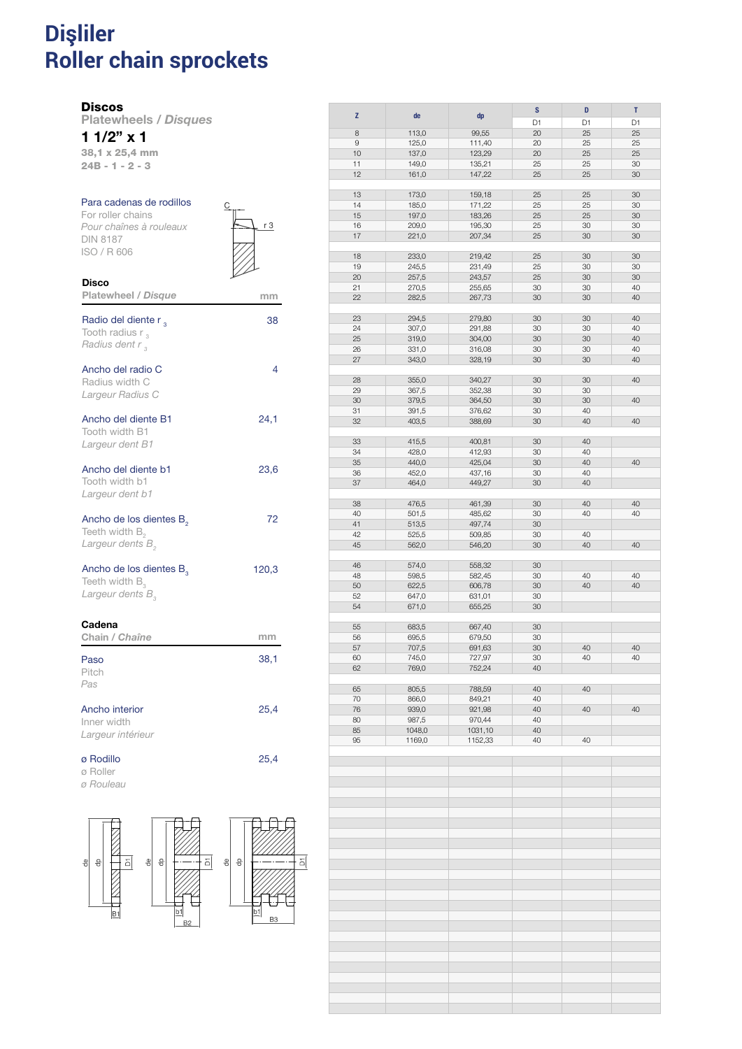# Dişliler
# Roller chain sprockets

**Discos**
*Platewheels / Disques*

**1 1/2" x 1**

**38,1 x 25,4 mm**

**24B - 1 - 2 - 3**

Para cadenas de rodillos
For roller chains
*Pour chaînes à rouleaux*
DIN 8187
ISO / R 606

| **Disco** *Platewheel / Disque* | mm |
|---|---|
| Radio del diente $r_3$ / Tooth radius $r_3$ / *Radius dent $r_3$* | 38 |
| Ancho del radio C / Radius width C / *Largeur Radius C* | 4 |
| Ancho del diente B1 / Tooth width B1 / *Largeur dent B1* | 24,1 |
| Ancho del diente b1 / Tooth width b1 / *Largeur dent b1* | 23,6 |
| Ancho de los dientes $B_2$ / Teeth width $B_2$ / *Largeur dents $B_2$* | 72 |
| Ancho de los dientes $B_3$ / Teeth width $B_3$ / *Largeur dents $B_3$* | 120,3 |

| **Cadena** *Chain / Chaîne* | mm |
|---|---|
| Paso / Pitch / *Pas* | 38,1 |
| Ancho interior / Inner width / *Largeur intérieur* | 25,4 |
| ø Rodillo / ø Roller / *ø Rouleau* | 25,4 |

| Z | de | dp | S | D | T |
|---|---|---|---|---|---|
| | | | D1 | D1 | D1 |
| 8 | 113,0 | 99,55 | 20 | 25 | 25 |
| 9 | 125,0 | 111,40 | 20 | 25 | 25 |
| 10 | 137,0 | 123,29 | 20 | 25 | 25 |
| 11 | 149,0 | 135,21 | 25 | 25 | 30 |
| 12 | 161,0 | 147,22 | 25 | 25 | 30 |
| 13 | 173,0 | 159,18 | 25 | 25 | 30 |
| 14 | 185,0 | 171,22 | 25 | 25 | 30 |
| 15 | 197,0 | 183,26 | 25 | 25 | 30 |
| 16 | 209,0 | 195,30 | 25 | 30 | 30 |
| 17 | 221,0 | 207,34 | 25 | 30 | 30 |
| 18 | 233,0 | 219,42 | 25 | 30 | 30 |
| 19 | 245,5 | 231,49 | 25 | 30 | 30 |
| 20 | 257,5 | 243,57 | 25 | 30 | 30 |
| 21 | 270,5 | 255,65 | 30 | 30 | 40 |
| 22 | 282,5 | 267,73 | 30 | 30 | 40 |
| 23 | 294,5 | 279,80 | 30 | 30 | 40 |
| 24 | 307,0 | 291,88 | 30 | 30 | 40 |
| 25 | 319,0 | 304,00 | 30 | 30 | 40 |
| 26 | 331,0 | 316,08 | 30 | 30 | 40 |
| 27 | 343,0 | 328,19 | 30 | 30 | 40 |
| 28 | 355,0 | 340,27 | 30 | 30 | 40 |
| 29 | 367,5 | 352,38 | 30 | 30 | |
| 30 | 379,5 | 364,50 | 30 | 30 | 40 |
| 31 | 391,5 | 376,62 | 30 | 40 | |
| 32 | 403,5 | 388,69 | 30 | 40 | 40 |
| 33 | 415,5 | 400,81 | 30 | 40 | |
| 34 | 428,0 | 412,93 | 30 | 40 | |
| 35 | 440,0 | 425,04 | 30 | 40 | 40 |
| 36 | 452,0 | 437,16 | 30 | 40 | |
| 37 | 464,0 | 449,27 | 30 | 40 | |
| 38 | 476,5 | 461,39 | 30 | 40 | 40 |
| 40 | 501,5 | 485,62 | 30 | 40 | 40 |
| 41 | 513,5 | 497,74 | 30 | | |
| 42 | 525,5 | 509,85 | 30 | 40 | |
| 45 | 562,0 | 546,20 | 30 | 40 | 40 |
| 46 | 574,0 | 558,32 | 30 | | |
| 48 | 598,5 | 582,45 | 30 | 40 | 40 |
| 50 | 622,5 | 606,78 | 30 | 40 | 40 |
| 52 | 647,0 | 631,01 | 30 | | |
| 54 | 671,0 | 655,25 | 30 | | |
| 55 | 683,5 | 667,40 | 30 | | |
| 56 | 695,5 | 679,50 | 30 | | |
| 57 | 707,5 | 691,63 | 30 | 40 | 40 |
| 60 | 745,0 | 727,97 | 30 | 40 | 40 |
| 62 | 769,0 | 752,24 | 40 | | |
| 65 | 805,5 | 788,59 | 40 | 40 | |
| 70 | 866,0 | 849,21 | 40 | | |
| 76 | 939,0 | 921,98 | 40 | 40 | 40 |
| 80 | 987,5 | 970,44 | 40 | | |
| 85 | 1048,0 | 1031,10 | 40 | | |
| 95 | 1169,0 | 1152,33 | 40 | 40 | |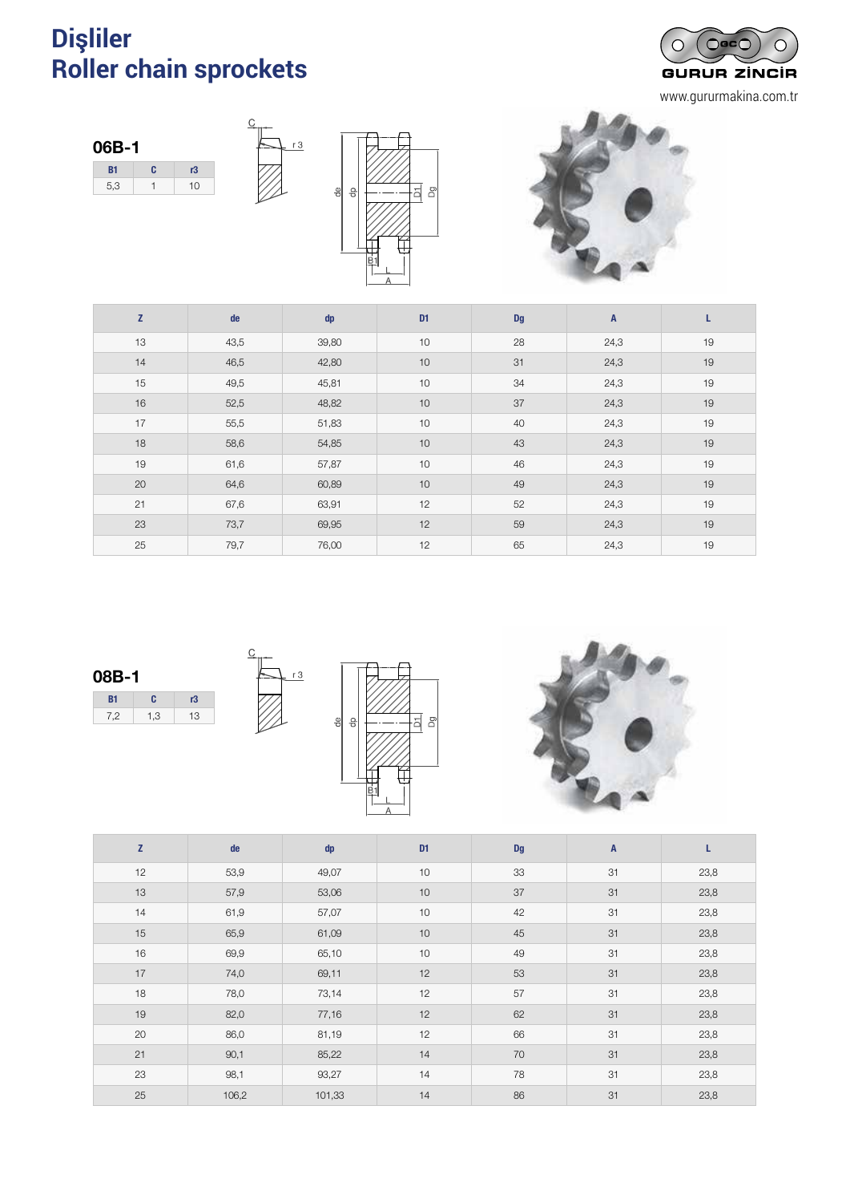# Dişliler
# Roller chain sprockets

GURUR ZİNCİR
www.gururmakina.com.tr

## 06B-1

| B1 | C | r3 |
|---|---|---|
| 5,3 | 1 | 10 |

| Z | de | dp | D1 | Dg | A | L |
|---|---|---|---|---|---|---|
| 13 | 43,5 | 39,80 | 10 | 28 | 24,3 | 19 |
| 14 | 46,5 | 42,80 | 10 | 31 | 24,3 | 19 |
| 15 | 49,5 | 45,81 | 10 | 34 | 24,3 | 19 |
| 16 | 52,5 | 48,82 | 10 | 37 | 24,3 | 19 |
| 17 | 55,5 | 51,83 | 10 | 40 | 24,3 | 19 |
| 18 | 58,6 | 54,85 | 10 | 43 | 24,3 | 19 |
| 19 | 61,6 | 57,87 | 10 | 46 | 24,3 | 19 |
| 20 | 64,6 | 60,89 | 10 | 49 | 24,3 | 19 |
| 21 | 67,6 | 63,91 | 12 | 52 | 24,3 | 19 |
| 23 | 73,7 | 69,95 | 12 | 59 | 24,3 | 19 |
| 25 | 79,7 | 76,00 | 12 | 65 | 24,3 | 19 |

## 08B-1

| B1 | C | r3 |
|---|---|---|
| 7,2 | 1,3 | 13 |

| Z | de | dp | D1 | Dg | A | L |
|---|---|---|---|---|---|---|
| 12 | 53,9 | 49,07 | 10 | 33 | 31 | 23,8 |
| 13 | 57,9 | 53,06 | 10 | 37 | 31 | 23,8 |
| 14 | 61,9 | 57,07 | 10 | 42 | 31 | 23,8 |
| 15 | 65,9 | 61,09 | 10 | 45 | 31 | 23,8 |
| 16 | 69,9 | 65,10 | 10 | 49 | 31 | 23,8 |
| 17 | 74,0 | 69,11 | 12 | 53 | 31 | 23,8 |
| 18 | 78,0 | 73,14 | 12 | 57 | 31 | 23,8 |
| 19 | 82,0 | 77,16 | 12 | 62 | 31 | 23,8 |
| 20 | 86,0 | 81,19 | 12 | 66 | 31 | 23,8 |
| 21 | 90,1 | 85,22 | 14 | 70 | 31 | 23,8 |
| 23 | 98,1 | 93,27 | 14 | 78 | 31 | 23,8 |
| 25 | 106,2 | 101,33 | 14 | 86 | 31 | 23,8 |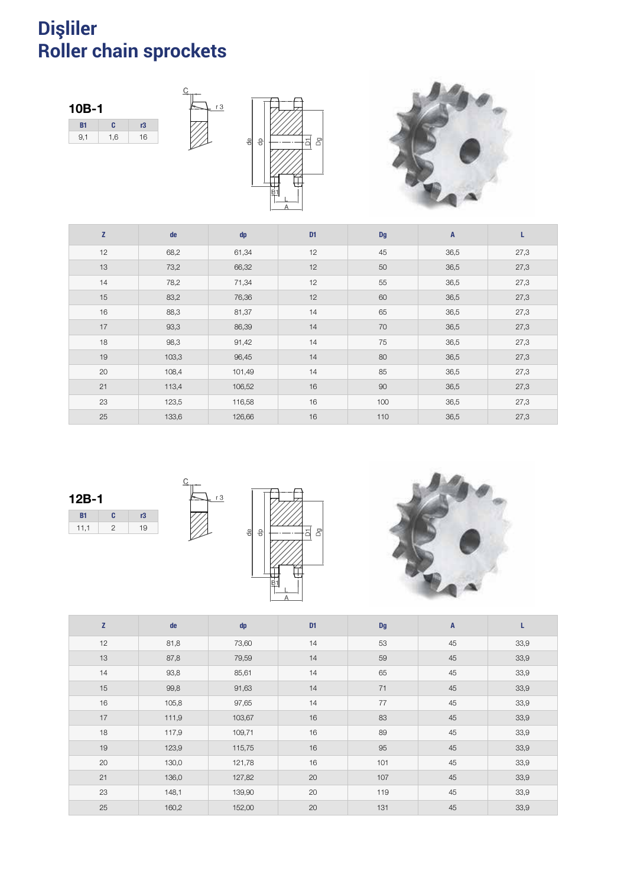# Dişliler
# Roller chain sprockets

## 10B-1

| B1 | C | r3 |
|---|---|---|
| 9,1 | 1,6 | 16 |

| Z | de | dp | D1 | Dg | A | L |
|---|---|---|---|---|---|---|
| 12 | 68,2 | 61,34 | 12 | 45 | 36,5 | 27,3 |
| 13 | 73,2 | 66,32 | 12 | 50 | 36,5 | 27,3 |
| 14 | 78,2 | 71,34 | 12 | 55 | 36,5 | 27,3 |
| 15 | 83,2 | 76,36 | 12 | 60 | 36,5 | 27,3 |
| 16 | 88,3 | 81,37 | 14 | 65 | 36,5 | 27,3 |
| 17 | 93,3 | 86,39 | 14 | 70 | 36,5 | 27,3 |
| 18 | 98,3 | 91,42 | 14 | 75 | 36,5 | 27,3 |
| 19 | 103,3 | 96,45 | 14 | 80 | 36,5 | 27,3 |
| 20 | 108,4 | 101,49 | 14 | 85 | 36,5 | 27,3 |
| 21 | 113,4 | 106,52 | 16 | 90 | 36,5 | 27,3 |
| 23 | 123,5 | 116,58 | 16 | 100 | 36,5 | 27,3 |
| 25 | 133,6 | 126,66 | 16 | 110 | 36,5 | 27,3 |

## 12B-1

| B1 | C | r3 |
|---|---|---|
| 11,1 | 2 | 19 |

| Z | de | dp | D1 | Dg | A | L |
|---|---|---|---|---|---|---|
| 12 | 81,8 | 73,60 | 14 | 53 | 45 | 33,9 |
| 13 | 87,8 | 79,59 | 14 | 59 | 45 | 33,9 |
| 14 | 93,8 | 85,61 | 14 | 65 | 45 | 33,9 |
| 15 | 99,8 | 91,63 | 14 | 71 | 45 | 33,9 |
| 16 | 105,8 | 97,65 | 14 | 77 | 45 | 33,9 |
| 17 | 111,9 | 103,67 | 16 | 83 | 45 | 33,9 |
| 18 | 117,9 | 109,71 | 16 | 89 | 45 | 33,9 |
| 19 | 123,9 | 115,75 | 16 | 95 | 45 | 33,9 |
| 20 | 130,0 | 121,78 | 16 | 101 | 45 | 33,9 |
| 21 | 136,0 | 127,82 | 20 | 107 | 45 | 33,9 |
| 23 | 148,1 | 139,90 | 20 | 119 | 45 | 33,9 |
| 25 | 160,2 | 152,00 | 20 | 131 | 45 | 33,9 |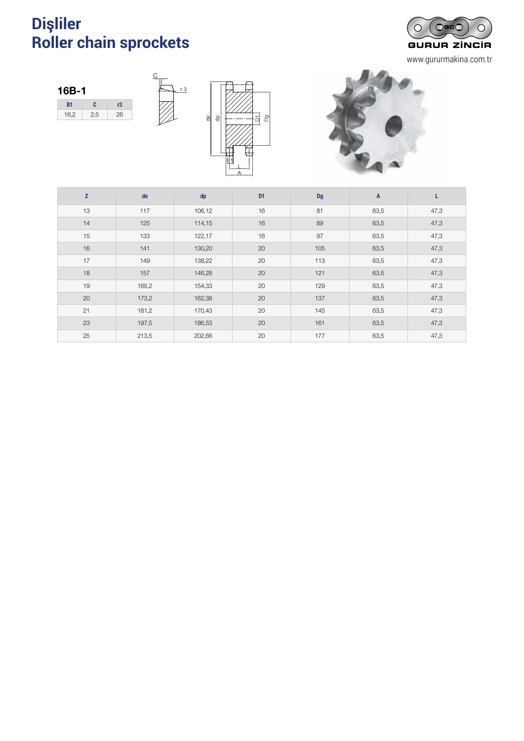# Dişliler
# Roller chain sprockets

GURUR ZİNCİR

www.gururmakina.com.tr

### 16B-1

| B1 | C | r3 |
|---|---|---|
| 16,2 | 2,5 | 26 |

| Z | de | dp | D1 | Dg | A | L |
|---|---|---|---|---|---|---|
| 13 | 117 | 106,12 | 16 | 81 | 63,5 | 47,3 |
| 14 | 125 | 114,15 | 16 | 89 | 63,5 | 47,3 |
| 15 | 133 | 122,17 | 16 | 97 | 63,5 | 47,3 |
| 16 | 141 | 130,20 | 20 | 105 | 63,5 | 47,3 |
| 17 | 149 | 138,22 | 20 | 113 | 63,5 | 47,3 |
| 18 | 157 | 146,28 | 20 | 121 | 63,5 | 47,3 |
| 19 | 165,2 | 154,33 | 20 | 129 | 63,5 | 47,3 |
| 20 | 173,2 | 162,38 | 20 | 137 | 63,5 | 47,3 |
| 21 | 181,2 | 170,43 | 20 | 145 | 63,5 | 47,3 |
| 23 | 197,5 | 186,53 | 20 | 161 | 63,5 | 47,3 |
| 25 | 213,5 | 202,66 | 20 | 177 | 63,5 | 47,3 |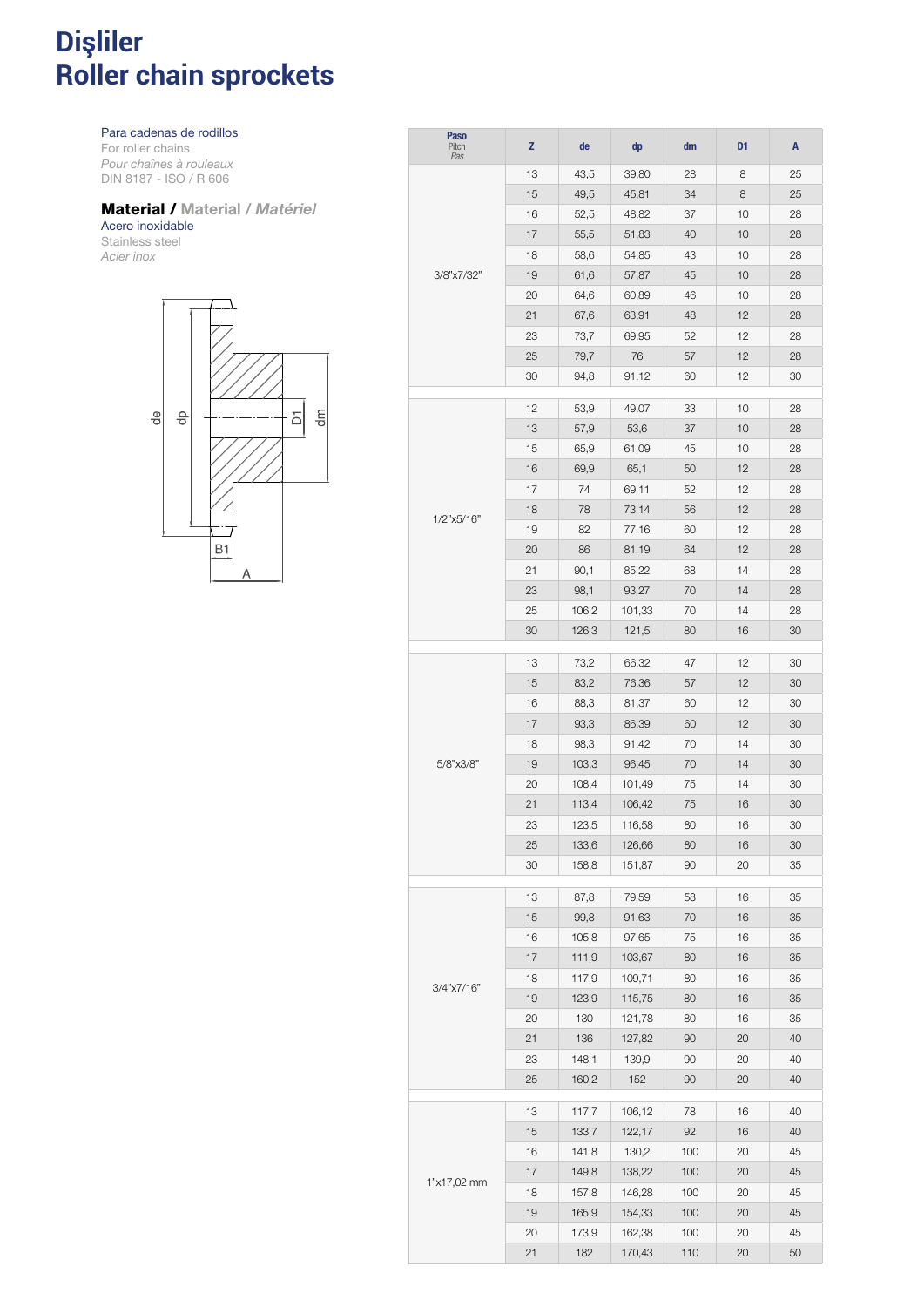# Dişliler
# Roller chain sprockets

Para cadenas de rodillos
For roller chains
*Pour chaînes à rouleaux*
DIN 8187 - ISO / R 606

**Material /** Material / *Matériel*
Acero inoxidable
Stainless steel
*Acier inox*

de dp D1 dm B1 A

| Paso Pitch *Pas* | Z | de | dp | dm | D1 | A |
|---|---|---|---|---|---|---|
| 3/8"x7/32" | 13 | 43,5 | 39,80 | 28 | 8 | 25 |
| | 15 | 49,5 | 45,81 | 34 | 8 | 25 |
| | 16 | 52,5 | 48,82 | 37 | 10 | 28 |
| | 17 | 55,5 | 51,83 | 40 | 10 | 28 |
| | 18 | 58,6 | 54,85 | 43 | 10 | 28 |
| | 19 | 61,6 | 57,87 | 45 | 10 | 28 |
| | 20 | 64,6 | 60,89 | 46 | 10 | 28 |
| | 21 | 67,6 | 63,91 | 48 | 12 | 28 |
| | 23 | 73,7 | 69,95 | 52 | 12 | 28 |
| | 25 | 79,7 | 76 | 57 | 12 | 28 |
| | 30 | 94,8 | 91,12 | 60 | 12 | 30 |
| 1/2"x5/16" | 12 | 53,9 | 49,07 | 33 | 10 | 28 |
| | 13 | 57,9 | 53,6 | 37 | 10 | 28 |
| | 15 | 65,9 | 61,09 | 45 | 10 | 28 |
| | 16 | 69,9 | 65,1 | 50 | 12 | 28 |
| | 17 | 74 | 69,11 | 52 | 12 | 28 |
| | 18 | 78 | 73,14 | 56 | 12 | 28 |
| | 19 | 82 | 77,16 | 60 | 12 | 28 |
| | 20 | 86 | 81,19 | 64 | 12 | 28 |
| | 21 | 90,1 | 85,22 | 68 | 14 | 28 |
| | 23 | 98,1 | 93,27 | 70 | 14 | 28 |
| | 25 | 106,2 | 101,33 | 70 | 14 | 28 |
| | 30 | 126,3 | 121,5 | 80 | 16 | 30 |
| 5/8"x3/8" | 13 | 73,2 | 66,32 | 47 | 12 | 30 |
| | 15 | 83,2 | 76,36 | 57 | 12 | 30 |
| | 16 | 88,3 | 81,37 | 60 | 12 | 30 |
| | 17 | 93,3 | 86,39 | 60 | 12 | 30 |
| | 18 | 98,3 | 91,42 | 70 | 14 | 30 |
| | 19 | 103,3 | 96,45 | 70 | 14 | 30 |
| | 20 | 108,4 | 101,49 | 75 | 14 | 30 |
| | 21 | 113,4 | 106,42 | 75 | 16 | 30 |
| | 23 | 123,5 | 116,58 | 80 | 16 | 30 |
| | 25 | 133,6 | 126,66 | 80 | 16 | 30 |
| | 30 | 158,8 | 151,87 | 90 | 20 | 35 |
| 3/4"x7/16" | 13 | 87,8 | 79,59 | 58 | 16 | 35 |
| | 15 | 99,8 | 91,63 | 70 | 16 | 35 |
| | 16 | 105,8 | 97,65 | 75 | 16 | 35 |
| | 17 | 111,9 | 103,67 | 80 | 16 | 35 |
| | 18 | 117,9 | 109,71 | 80 | 16 | 35 |
| | 19 | 123,9 | 115,75 | 80 | 16 | 35 |
| | 20 | 130 | 121,78 | 80 | 16 | 35 |
| | 21 | 136 | 127,82 | 90 | 20 | 40 |
| | 23 | 148,1 | 139,9 | 90 | 20 | 40 |
| | 25 | 160,2 | 152 | 90 | 20 | 40 |
| 1"x17,02 mm | 13 | 117,7 | 106,12 | 78 | 16 | 40 |
| | 15 | 133,7 | 122,17 | 92 | 16 | 40 |
| | 16 | 141,8 | 130,2 | 100 | 20 | 45 |
| | 17 | 149,8 | 138,22 | 100 | 20 | 45 |
| | 18 | 157,8 | 146,28 | 100 | 20 | 45 |
| | 19 | 165,9 | 154,33 | 100 | 20 | 45 |
| | 20 | 173,9 | 162,38 | 100 | 20 | 45 |
| | 21 | 182 | 170,43 | 110 | 20 | 50 |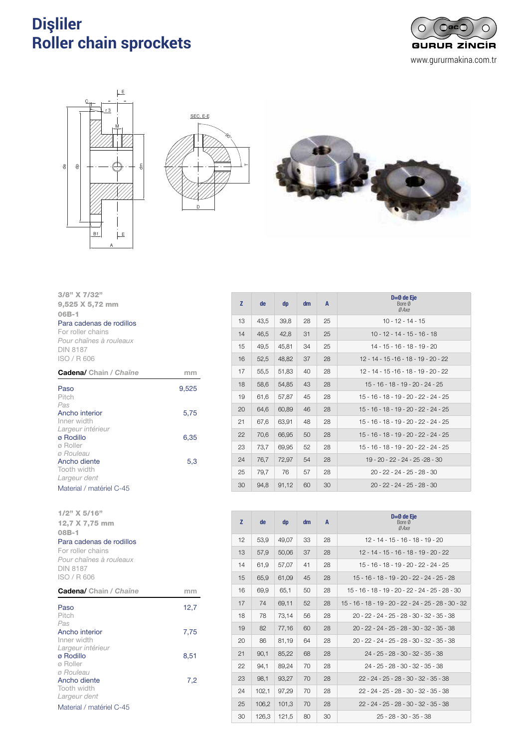# Dişliler
# Roller chain sprockets

GURUR ZİNCİR
www.gururmakina.com.tr

**3/8" X 7/32"**
**9,525 X 5,72 mm**
**06B-1**
Para cadenas de rodillos
For roller chains
*Pour chaînes à rouleaux*
DIN 8187
ISO / R 606

| **Cadena/** Chain / *Chaîne* | mm |
|---|---|
| Paso<br>Pitch<br>*Pas* | 9,525 |
| Ancho interior<br>Inner width<br>*Largeur intérieur* | 5,75 |
| ø Rodillo<br>ø Roller<br>*ø Rouleau* | 6,35 |
| Ancho diente<br>Tooth width<br>*Largeur dent* | 5,3 |

Material / matériel C-45

| Z | de | dp | dm | A | D=Ø de Eje<br>Bore Ø<br>*Ø Axe* |
|---|---|---|---|---|---|
| 13 | 43,5 | 39,8 | 28 | 25 | 10 - 12 - 14 - 15 |
| 14 | 46,5 | 42,8 | 31 | 25 | 10 - 12 - 14 - 15 - 16 - 18 |
| 15 | 49,5 | 45,81 | 34 | 25 | 14 - 15 - 16 - 18 - 19 - 20 |
| 16 | 52,5 | 48,82 | 37 | 28 | 12 - 14 - 15 -16 - 18 - 19 - 20 - 22 |
| 17 | 55,5 | 51,83 | 40 | 28 | 12 - 14 - 15 -16 - 18 - 19 - 20 - 22 |
| 18 | 58,6 | 54,85 | 43 | 28 | 15 - 16 - 18 - 19 - 20 - 24 - 25 |
| 19 | 61,6 | 57,87 | 45 | 28 | 15 - 16 - 18 - 19 - 20 - 22 - 24 - 25 |
| 20 | 64,6 | 60,89 | 46 | 28 | 15 - 16 - 18 - 19 - 20 - 22 - 24 - 25 |
| 21 | 67,6 | 63,91 | 48 | 28 | 15 - 16 - 18 - 19 - 20 - 22 - 24 - 25 |
| 22 | 70,6 | 66,95 | 50 | 28 | 15 - 16 - 18 - 19 - 20 - 22 - 24 - 25 |
| 23 | 73,7 | 69,95 | 52 | 28 | 15 - 16 - 18 - 19 - 20 - 22 - 24 - 25 |
| 24 | 76,7 | 72,97 | 54 | 28 | 19 - 20 - 22 - 24 - 25 -28 - 30 |
| 25 | 79,7 | 76 | 57 | 28 | 20 - 22 - 24 - 25 - 28 - 30 |
| 30 | 94,8 | 91,12 | 60 | 30 | 20 - 22 - 24 - 25 - 28 - 30 |

**1/2" X 5/16"**
**12,7 X 7,75 mm**
**08B-1**
Para cadenas de rodillos
For roller chains
*Pour chaînes à rouleaux*
DIN 8187
ISO / R 606

| **Cadena/** Chain / *Chaîne* | mm |
|---|---|
| Paso<br>Pitch<br>*Pas* | 12,7 |
| Ancho interior<br>Inner width<br>*Largeur intérieur* | 7,75 |
| ø Rodillo<br>ø Roller<br>*ø Rouleau* | 8,51 |
| Ancho diente<br>Tooth width<br>*Largeur dent* | 7,2 |

Material / matériel C-45

| Z | de | dp | dm | A | D=Ø de Eje<br>Bore Ø<br>*Ø Axe* |
|---|---|---|---|---|---|
| 12 | 53,9 | 49,07 | 33 | 28 | 12 - 14 - 15 - 16 - 18 - 19 - 20 |
| 13 | 57,9 | 50,06 | 37 | 28 | 12 - 14 - 15 - 16 - 18 - 19 - 20 - 22 |
| 14 | 61,9 | 57,07 | 41 | 28 | 15 - 16 - 18 - 19 - 20 - 22 - 24 - 25 |
| 15 | 65,9 | 61,09 | 45 | 28 | 15 - 16 - 18 - 19 - 20 - 22 - 24 - 25 - 28 |
| 16 | 69,9 | 65,1 | 50 | 28 | 15 - 16 - 18 - 19 - 20 - 22 - 24 - 25 - 28 - 30 |
| 17 | 74 | 69,11 | 52 | 28 | 15 - 16 - 18 - 19 - 20 - 22 - 24 - 25 - 28 - 30 - 32 |
| 18 | 78 | 73,14 | 56 | 28 | 20 - 22 - 24 - 25 - 28 - 30 - 32 - 35 - 38 |
| 19 | 82 | 77,16 | 60 | 28 | 20 - 22 - 24 - 25 - 28 - 30 - 32 - 35 - 38 |
| 20 | 86 | 81,19 | 64 | 28 | 20 - 22 - 24 - 25 - 28 - 30 - 32 - 35 - 38 |
| 21 | 90,1 | 85,22 | 68 | 28 | 24 - 25 - 28 - 30 - 32 - 35 - 38 |
| 22 | 94,1 | 89,24 | 70 | 28 | 24 - 25 - 28 - 30 - 32 - 35 - 38 |
| 23 | 98,1 | 93,27 | 70 | 28 | 22 - 24 - 25 - 28 - 30 - 32 - 35 - 38 |
| 24 | 102,1 | 97,29 | 70 | 28 | 22 - 24 - 25 - 28 - 30 - 32 - 35 - 38 |
| 25 | 106,2 | 101,3 | 70 | 28 | 22 - 24 - 25 - 28 - 30 - 32 - 35 - 38 |
| 30 | 126,3 | 121,5 | 80 | 30 | 25 - 28 - 30 - 35 - 38 |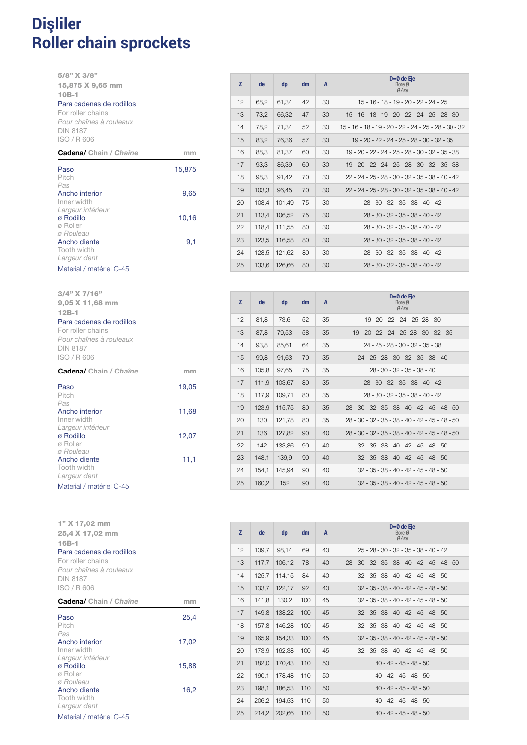# Dişliler
# Roller chain sprockets

**5/8" X 3/8"**
**15,875 X 9,65 mm**
**10B-1**
Para cadenas de rodillos
For roller chains
*Pour chaînes à rouleaux*
DIN 8187
ISO / R 606

| **Cadena/** Chain / *Chaîne* | mm |
|---|---|
| Paso<br>Pitch<br>*Pas* | 15,875 |
| Ancho interior<br>Inner width<br>*Largeur intérieur* | 9,65 |
| ø Rodillo<br>ø Roller<br>*ø Rouleau* | 10,16 |
| Ancho diente<br>Tooth width<br>*Largeur dent* | 9,1 |

Material / matériel C-45

| Z | de | dp | dm | A | D=Ø de Eje<br>Bore Ø<br>*Ø Axe* |
|---|---|---|---|---|---|
| 12 | 68,2 | 61,34 | 42 | 30 | 15 - 16 - 18 - 19 - 20 - 22 - 24 - 25 |
| 13 | 73,2 | 66,32 | 47 | 30 | 15 - 16 - 18 - 19 - 20 - 22 - 24 - 25 - 28 - 30 |
| 14 | 78,2 | 71,34 | 52 | 30 | 15 - 16 - 18 - 19 - 20 - 22 - 24 - 25 - 28 - 30 - 32 |
| 15 | 83,2 | 76,36 | 57 | 30 | 19 - 20 - 22 - 24 - 25 - 28 - 30 - 32 - 35 |
| 16 | 88,3 | 81,37 | 60 | 30 | 19 - 20 - 22 - 24 - 25 - 28 - 30 - 32 - 35 - 38 |
| 17 | 93,3 | 86,39 | 60 | 30 | 19 - 20 - 22 - 24 - 25 - 28 - 30 - 32 - 35 - 38 |
| 18 | 98,3 | 91,42 | 70 | 30 | 22 - 24 - 25 - 28 - 30 - 32 - 35 - 38 - 40 - 42 |
| 19 | 103,3 | 96,45 | 70 | 30 | 22 - 24 - 25 - 28 - 30 - 32 - 35 - 38 - 40 - 42 |
| 20 | 108,4 | 101,49 | 75 | 30 | 28 - 30 - 32 - 35 - 38 - 40 - 42 |
| 21 | 113,4 | 106,52 | 75 | 30 | 28 - 30 - 32 - 35 - 38 - 40 - 42 |
| 22 | 118,4 | 111,55 | 80 | 30 | 28 - 30 - 32 - 35 - 38 - 40 - 42 |
| 23 | 123,5 | 116,58 | 80 | 30 | 28 - 30 - 32 - 35 - 38 - 40 - 42 |
| 24 | 128,5 | 121,62 | 80 | 30 | 28 - 30 - 32 - 35 - 38 - 40 - 42 |
| 25 | 133,6 | 126,66 | 80 | 30 | 28 - 30 - 32 - 35 - 38 - 40 - 42 |

**3/4" X 7/16"**
**9,05 X 11,68 mm**
**12B-1**
Para cadenas de rodillos
For roller chains
*Pour chaînes à rouleaux*
DIN 8187
ISO / R 606

| **Cadena/** Chain / *Chaîne* | mm |
|---|---|
| Paso<br>Pitch<br>*Pas* | 19,05 |
| Ancho interior<br>Inner width<br>*Largeur intérieur* | 11,68 |
| ø Rodillo<br>ø Roller<br>*ø Rouleau* | 12,07 |
| Ancho diente<br>Tooth width<br>*Largeur dent* | 11,1 |

Material / matériel C-45

| Z | de | dp | dm | A | D=Ø de Eje<br>Bore Ø<br>*Ø Axe* |
|---|---|---|---|---|---|
| 12 | 81,8 | 73,6 | 52 | 35 | 19 - 20 - 22 - 24 - 25 -28 - 30 |
| 13 | 87,8 | 79,53 | 58 | 35 | 19 - 20 - 22 - 24 - 25 -28 - 30 - 32 - 35 |
| 14 | 93,8 | 85,61 | 64 | 35 | 24 - 25 - 28 - 30 - 32 - 35 - 38 |
| 15 | 99,8 | 91,63 | 70 | 35 | 24 - 25 - 28 - 30 - 32 - 35 - 38 - 40 |
| 16 | 105,8 | 97,65 | 75 | 35 | 28 - 30 - 32 - 35 - 38 - 40 |
| 17 | 111,9 | 103,67 | 80 | 35 | 28 - 30 - 32 - 35 - 38 - 40 - 42 |
| 18 | 117,9 | 109,71 | 80 | 35 | 28 - 30 - 32 - 35 - 38 - 40 - 42 |
| 19 | 123,9 | 115,75 | 80 | 35 | 28 - 30 - 32 - 35 - 38 - 40 - 42 - 45 - 48 - 50 |
| 20 | 130 | 121,78 | 80 | 35 | 28 - 30 - 32 - 35 - 38 - 40 - 42 - 45 - 48 - 50 |
| 21 | 136 | 127,82 | 90 | 40 | 28 - 30 - 32 - 35 - 38 - 40 - 42 - 45 - 48 - 50 |
| 22 | 142 | 133,86 | 90 | 40 | 32 - 35 - 38 - 40 - 42 - 45 - 48 - 50 |
| 23 | 148,1 | 139,9 | 90 | 40 | 32 - 35 - 38 - 40 - 42 - 45 - 48 - 50 |
| 24 | 154,1 | 145,94 | 90 | 40 | 32 - 35 - 38 - 40 - 42 - 45 - 48 - 50 |
| 25 | 160,2 | 152 | 90 | 40 | 32 - 35 - 38 - 40 - 42 - 45 - 48 - 50 |

**1" X 17,02 mm**
**25,4 X 17,02 mm**
**16B-1**
Para cadenas de rodillos
For roller chains
*Pour chaînes à rouleaux*
DIN 8187
ISO / R 606

| **Cadena/** Chain / *Chaîne* | mm |
|---|---|
| Paso<br>Pitch<br>*Pas* | 25,4 |
| Ancho interior<br>Inner width<br>*Largeur intérieur* | 17,02 |
| ø Rodillo<br>ø Roller<br>*ø Rouleau* | 15,88 |
| Ancho diente<br>Tooth width<br>*Largeur dent* | 16,2 |

Material / matériel C-45

| Z | de | dp | dm | A | D=Ø de Eje<br>Bore Ø<br>*Ø Axe* |
|---|---|---|---|---|---|
| 12 | 109,7 | 98,14 | 69 | 40 | 25 - 28 - 30 - 32 - 35 - 38 - 40 - 42 |
| 13 | 117,7 | 106,12 | 78 | 40 | 28 - 30 - 32 - 35 - 38 - 40 - 42 - 45 - 48 - 50 |
| 14 | 125,7 | 114,15 | 84 | 40 | 32 - 35 - 38 - 40 - 42 - 45 - 48 - 50 |
| 15 | 133,7 | 122,17 | 92 | 40 | 32 - 35 - 38 - 40 - 42 - 45 - 48 - 50 |
| 16 | 141,8 | 130,2 | 100 | 45 | 32 - 35 - 38 - 40 - 42 - 45 - 48 - 50 |
| 17 | 149,8 | 138,22 | 100 | 45 | 32 - 35 - 38 - 40 - 42 - 45 - 48 - 50 |
| 18 | 157,8 | 146,28 | 100 | 45 | 32 - 35 - 38 - 40 - 42 - 45 - 48 - 50 |
| 19 | 165,9 | 154,33 | 100 | 45 | 32 - 35 - 38 - 40 - 42 - 45 - 48 - 50 |
| 20 | 173,9 | 162,38 | 100 | 45 | 32 - 35 - 38 - 40 - 42 - 45 - 48 - 50 |
| 21 | 182,0 | 170,43 | 110 | 50 | 40 - 42 - 45 - 48 - 50 |
| 22 | 190,1 | 178.48 | 110 | 50 | 40 - 42 - 45 - 48 - 50 |
| 23 | 198,1 | 186,53 | 110 | 50 | 40 - 42 - 45 - 48 - 50 |
| 24 | 206,2 | 194,53 | 110 | 50 | 40 - 42 - 45 - 48 - 50 |
| 25 | 214,2 | 202,66 | 110 | 50 | 40 - 42 - 45 - 48 - 50 |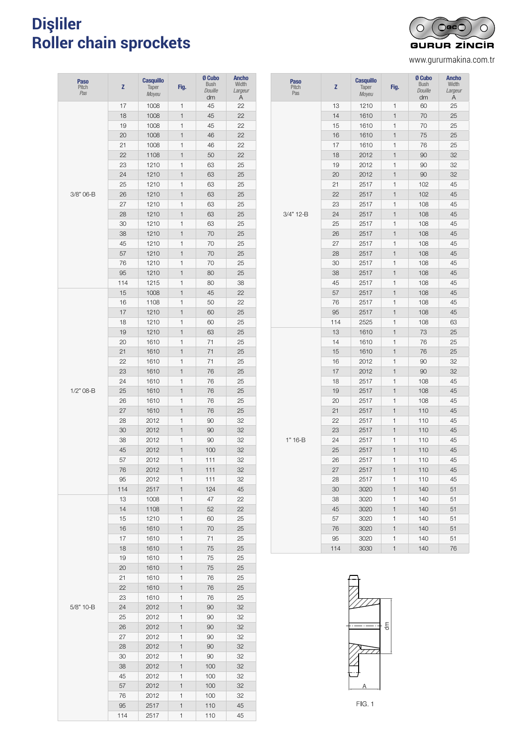# Dişliler
# Roller chain sprockets

GURUR ZİNCİR

www.gururmakina.com.tr

| Paso Pitch *Pas* | Z | Casquillo Taper *Moyeu* | Fig. | Ø Cubo Bush *Douille* dm | Ancho Width *Largeur* A |
|---|---|---|---|---|---|
| 3/8" 06-B | 17 | 1008 | 1 | 45 | 22 |
| | 18 | 1008 | 1 | 45 | 22 |
| | 19 | 1008 | 1 | 45 | 22 |
| | 20 | 1008 | 1 | 46 | 22 |
| | 21 | 1008 | 1 | 46 | 22 |
| | 22 | 1108 | 1 | 50 | 22 |
| | 23 | 1210 | 1 | 63 | 25 |
| | 24 | 1210 | 1 | 63 | 25 |
| | 25 | 1210 | 1 | 63 | 25 |
| | 26 | 1210 | 1 | 63 | 25 |
| | 27 | 1210 | 1 | 63 | 25 |
| | 28 | 1210 | 1 | 63 | 25 |
| | 30 | 1210 | 1 | 63 | 25 |
| | 38 | 1210 | 1 | 70 | 25 |
| | 45 | 1210 | 1 | 70 | 25 |
| | 57 | 1210 | 1 | 70 | 25 |
| | 76 | 1210 | 1 | 70 | 25 |
| | 95 | 1210 | 1 | 80 | 25 |
| | 114 | 1215 | 1 | 80 | 38 |
| 1/2" 08-B | 15 | 1008 | 1 | 45 | 22 |
| | 16 | 1108 | 1 | 50 | 22 |
| | 17 | 1210 | 1 | 60 | 25 |
| | 18 | 1210 | 1 | 60 | 25 |
| | 19 | 1210 | 1 | 63 | 25 |
| | 20 | 1610 | 1 | 71 | 25 |
| | 21 | 1610 | 1 | 71 | 25 |
| | 22 | 1610 | 1 | 71 | 25 |
| | 23 | 1610 | 1 | 76 | 25 |
| | 24 | 1610 | 1 | 76 | 25 |
| | 25 | 1610 | 1 | 76 | 25 |
| | 26 | 1610 | 1 | 76 | 25 |
| | 27 | 1610 | 1 | 76 | 25 |
| | 28 | 2012 | 1 | 90 | 32 |
| | 30 | 2012 | 1 | 90 | 32 |
| | 38 | 2012 | 1 | 90 | 32 |
| | 45 | 2012 | 1 | 100 | 32 |
| | 57 | 2012 | 1 | 111 | 32 |
| | 76 | 2012 | 1 | 111 | 32 |
| | 95 | 2012 | 1 | 111 | 32 |
| | 114 | 2517 | 1 | 124 | 45 |
| 5/8" 10-B | 13 | 1008 | 1 | 47 | 22 |
| | 14 | 1108 | 1 | 52 | 22 |
| | 15 | 1210 | 1 | 60 | 25 |
| | 16 | 1610 | 1 | 70 | 25 |
| | 17 | 1610 | 1 | 71 | 25 |
| | 18 | 1610 | 1 | 75 | 25 |
| | 19 | 1610 | 1 | 75 | 25 |
| | 20 | 1610 | 1 | 75 | 25 |
| | 21 | 1610 | 1 | 76 | 25 |
| | 22 | 1610 | 1 | 76 | 25 |
| | 23 | 1610 | 1 | 76 | 25 |
| | 24 | 2012 | 1 | 90 | 32 |
| | 25 | 2012 | 1 | 90 | 32 |
| | 26 | 2012 | 1 | 90 | 32 |
| | 27 | 2012 | 1 | 90 | 32 |
| | 28 | 2012 | 1 | 90 | 32 |
| | 30 | 2012 | 1 | 90 | 32 |
| | 38 | 2012 | 1 | 100 | 32 |
| | 45 | 2012 | 1 | 100 | 32 |
| | 57 | 2012 | 1 | 100 | 32 |
| | 76 | 2012 | 1 | 100 | 32 |
| | 95 | 2517 | 1 | 110 | 45 |
| | 114 | 2517 | 1 | 110 | 45 |

| Paso Pitch *Pas* | Z | Casquillo Taper *Moyeu* | Fig. | Ø Cubo Bush *Douille* dm | Ancho Width *Largeur* A |
|---|---|---|---|---|---|
| 3/4" 12-B | 13 | 1210 | 1 | 60 | 25 |
| | 14 | 1610 | 1 | 70 | 25 |
| | 15 | 1610 | 1 | 70 | 25 |
| | 16 | 1610 | 1 | 75 | 25 |
| | 17 | 1610 | 1 | 76 | 25 |
| | 18 | 2012 | 1 | 90 | 32 |
| | 19 | 2012 | 1 | 90 | 32 |
| | 20 | 2012 | 1 | 90 | 32 |
| | 21 | 2517 | 1 | 102 | 45 |
| | 22 | 2517 | 1 | 102 | 45 |
| | 23 | 2517 | 1 | 108 | 45 |
| | 24 | 2517 | 1 | 108 | 45 |
| | 25 | 2517 | 1 | 108 | 45 |
| | 26 | 2517 | 1 | 108 | 45 |
| | 27 | 2517 | 1 | 108 | 45 |
| | 28 | 2517 | 1 | 108 | 45 |
| | 30 | 2517 | 1 | 108 | 45 |
| | 38 | 2517 | 1 | 108 | 45 |
| | 45 | 2517 | 1 | 108 | 45 |
| | 57 | 2517 | 1 | 108 | 45 |
| | 76 | 2517 | 1 | 108 | 45 |
| | 95 | 2517 | 1 | 108 | 45 |
| | 114 | 2525 | 1 | 108 | 63 |
| 1" 16-B | 13 | 1610 | 1 | 73 | 25 |
| | 14 | 1610 | 1 | 76 | 25 |
| | 15 | 1610 | 1 | 76 | 25 |
| | 16 | 2012 | 1 | 90 | 32 |
| | 17 | 2012 | 1 | 90 | 32 |
| | 18 | 2517 | 1 | 108 | 45 |
| | 19 | 2517 | 1 | 108 | 45 |
| | 20 | 2517 | 1 | 108 | 45 |
| | 21 | 2517 | 1 | 110 | 45 |
| | 22 | 2517 | 1 | 110 | 45 |
| | 23 | 2517 | 1 | 110 | 45 |
| | 24 | 2517 | 1 | 110 | 45 |
| | 25 | 2517 | 1 | 110 | 45 |
| | 26 | 2517 | 1 | 110 | 45 |
| | 27 | 2517 | 1 | 110 | 45 |
| | 28 | 2517 | 1 | 110 | 45 |
| | 30 | 3020 | 1 | 140 | 51 |
| | 38 | 3020 | 1 | 140 | 51 |
| | 45 | 3020 | 1 | 140 | 51 |
| | 57 | 3020 | 1 | 140 | 51 |
| | 76 | 3020 | 1 | 140 | 51 |
| | 95 | 3020 | 1 | 140 | 51 |
| | 114 | 3030 | 1 | 140 | 76 |

FIG. 1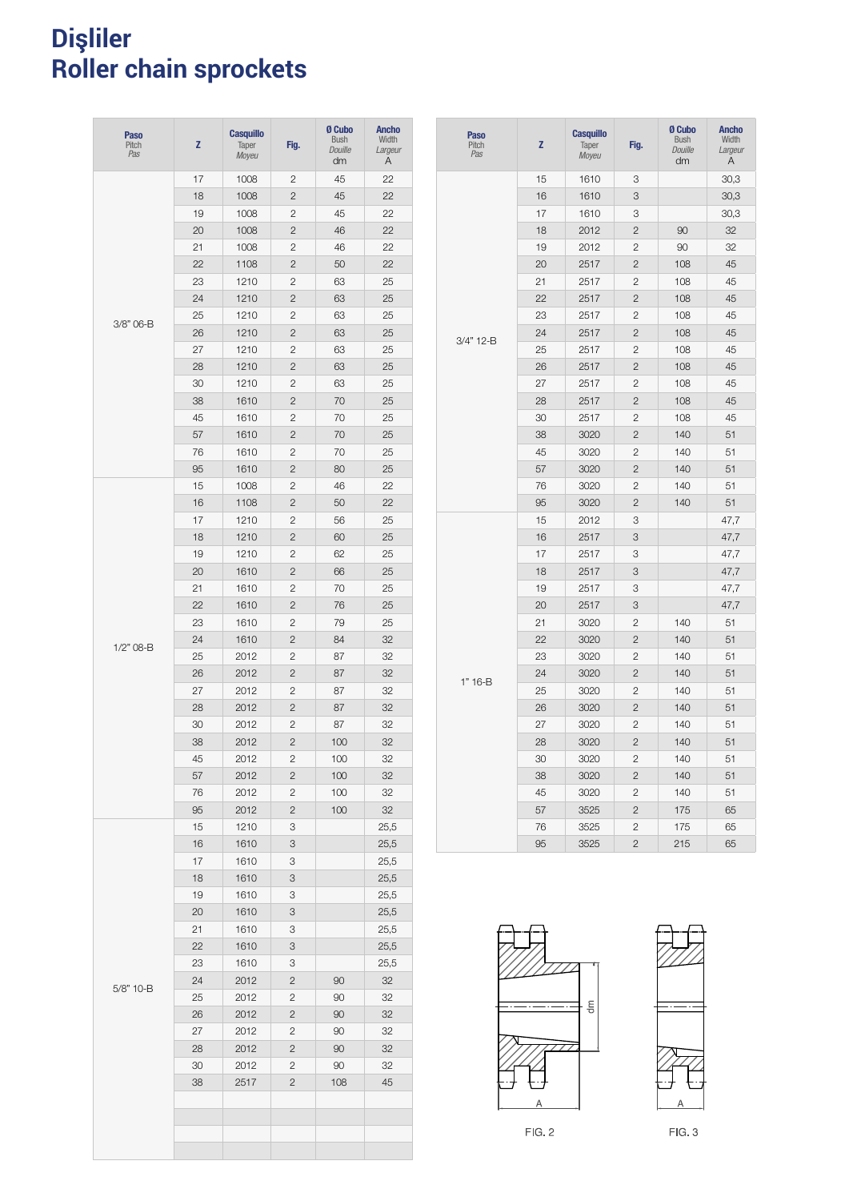# Dişliler
# Roller chain sprockets

| Paso Pitch *Pas* | Z | Casquillo Taper *Moyeu* | Fig. | Ø Cubo Bush *Douille* dm | Ancho Width *Largeur* A |
|---|---|---|---|---|---|
| 3/8" 06-B | 17 | 1008 | 2 | 45 | 22 |
| | 18 | 1008 | 2 | 45 | 22 |
| | 19 | 1008 | 2 | 45 | 22 |
| | 20 | 1008 | 2 | 46 | 22 |
| | 21 | 1008 | 2 | 46 | 22 |
| | 22 | 1108 | 2 | 50 | 22 |
| | 23 | 1210 | 2 | 63 | 25 |
| | 24 | 1210 | 2 | 63 | 25 |
| | 25 | 1210 | 2 | 63 | 25 |
| | 26 | 1210 | 2 | 63 | 25 |
| | 27 | 1210 | 2 | 63 | 25 |
| | 28 | 1210 | 2 | 63 | 25 |
| | 30 | 1210 | 2 | 63 | 25 |
| | 38 | 1610 | 2 | 70 | 25 |
| | 45 | 1610 | 2 | 70 | 25 |
| | 57 | 1610 | 2 | 70 | 25 |
| | 76 | 1610 | 2 | 70 | 25 |
| | 95 | 1610 | 2 | 80 | 25 |
| 1/2" 08-B | 15 | 1008 | 2 | 46 | 22 |
| | 16 | 1108 | 2 | 50 | 22 |
| | 17 | 1210 | 2 | 56 | 25 |
| | 18 | 1210 | 2 | 60 | 25 |
| | 19 | 1210 | 2 | 62 | 25 |
| | 20 | 1610 | 2 | 66 | 25 |
| | 21 | 1610 | 2 | 70 | 25 |
| | 22 | 1610 | 2 | 76 | 25 |
| | 23 | 1610 | 2 | 79 | 25 |
| | 24 | 1610 | 2 | 84 | 32 |
| | 25 | 2012 | 2 | 87 | 32 |
| | 26 | 2012 | 2 | 87 | 32 |
| | 27 | 2012 | 2 | 87 | 32 |
| | 28 | 2012 | 2 | 87 | 32 |
| | 30 | 2012 | 2 | 87 | 32 |
| | 38 | 2012 | 2 | 100 | 32 |
| | 45 | 2012 | 2 | 100 | 32 |
| | 57 | 2012 | 2 | 100 | 32 |
| | 76 | 2012 | 2 | 100 | 32 |
| | 95 | 2012 | 2 | 100 | 32 |
| 5/8" 10-B | 15 | 1210 | 3 | | 25,5 |
| | 16 | 1610 | 3 | | 25,5 |
| | 17 | 1610 | 3 | | 25,5 |
| | 18 | 1610 | 3 | | 25,5 |
| | 19 | 1610 | 3 | | 25,5 |
| | 20 | 1610 | 3 | | 25,5 |
| | 21 | 1610 | 3 | | 25,5 |
| | 22 | 1610 | 3 | | 25,5 |
| | 23 | 1610 | 3 | | 25,5 |
| | 24 | 2012 | 2 | 90 | 32 |
| | 25 | 2012 | 2 | 90 | 32 |
| | 26 | 2012 | 2 | 90 | 32 |
| | 27 | 2012 | 2 | 90 | 32 |
| | 28 | 2012 | 2 | 90 | 32 |
| | 30 | 2012 | 2 | 90 | 32 |
| | 38 | 2517 | 2 | 108 | 45 |

| Paso Pitch *Pas* | Z | Casquillo Taper *Moyeu* | Fig. | Ø Cubo Bush *Douille* dm | Ancho Width *Largeur* A |
|---|---|---|---|---|---|
| 3/4" 12-B | 15 | 1610 | 3 | | 30,3 |
| | 16 | 1610 | 3 | | 30,3 |
| | 17 | 1610 | 3 | | 30,3 |
| | 18 | 2012 | 2 | 90 | 32 |
| | 19 | 2012 | 2 | 90 | 32 |
| | 20 | 2517 | 2 | 108 | 45 |
| | 21 | 2517 | 2 | 108 | 45 |
| | 22 | 2517 | 2 | 108 | 45 |
| | 23 | 2517 | 2 | 108 | 45 |
| | 24 | 2517 | 2 | 108 | 45 |
| | 25 | 2517 | 2 | 108 | 45 |
| | 26 | 2517 | 2 | 108 | 45 |
| | 27 | 2517 | 2 | 108 | 45 |
| | 28 | 2517 | 2 | 108 | 45 |
| | 30 | 2517 | 2 | 108 | 45 |
| | 38 | 3020 | 2 | 140 | 51 |
| | 45 | 3020 | 2 | 140 | 51 |
| | 57 | 3020 | 2 | 140 | 51 |
| | 76 | 3020 | 2 | 140 | 51 |
| | 95 | 3020 | 2 | 140 | 51 |
| 1" 16-B | 15 | 2012 | 3 | | 47,7 |
| | 16 | 2517 | 3 | | 47,7 |
| | 17 | 2517 | 3 | | 47,7 |
| | 18 | 2517 | 3 | | 47,7 |
| | 19 | 2517 | 3 | | 47,7 |
| | 20 | 2517 | 3 | | 47,7 |
| | 21 | 3020 | 2 | 140 | 51 |
| | 22 | 3020 | 2 | 140 | 51 |
| | 23 | 3020 | 2 | 140 | 51 |
| | 24 | 3020 | 2 | 140 | 51 |
| | 25 | 3020 | 2 | 140 | 51 |
| | 26 | 3020 | 2 | 140 | 51 |
| | 27 | 3020 | 2 | 140 | 51 |
| | 28 | 3020 | 2 | 140 | 51 |
| | 30 | 3020 | 2 | 140 | 51 |
| | 38 | 3020 | 2 | 140 | 51 |
| | 45 | 3020 | 2 | 140 | 51 |
| | 57 | 3525 | 2 | 175 | 65 |
| | 76 | 3525 | 2 | 175 | 65 |
| | 95 | 3525 | 2 | 215 | 65 |

FIG. 2

FIG. 3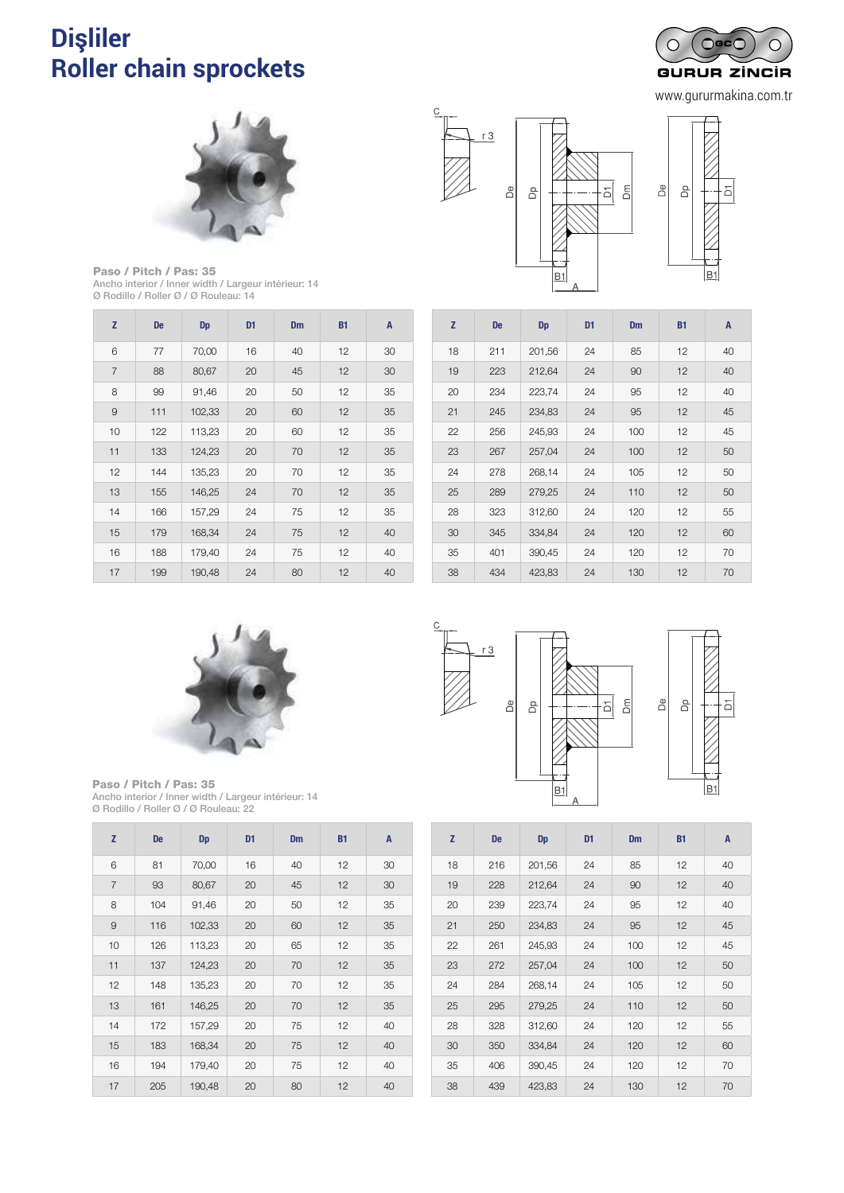# Dişliler
# Roller chain sprockets

GURUR ZİNCİR

www.gururmakina.com.tr

**Paso / Pitch / Pas: 35**
Ancho interior / Inner width / Largeur intérieur: 14
Ø Rodillo / Roller Ø / Ø Rouleau: 14

| Z | De | Dp | D1 | Dm | B1 | A |
|---|---|---|---|---|---|---|
| 6 | 77 | 70,00 | 16 | 40 | 12 | 30 |
| 7 | 88 | 80,67 | 20 | 45 | 12 | 30 |
| 8 | 99 | 91,46 | 20 | 50 | 12 | 35 |
| 9 | 111 | 102,33 | 20 | 60 | 12 | 35 |
| 10 | 122 | 113,23 | 20 | 60 | 12 | 35 |
| 11 | 133 | 124,23 | 20 | 70 | 12 | 35 |
| 12 | 144 | 135,23 | 20 | 70 | 12 | 35 |
| 13 | 155 | 146,25 | 24 | 70 | 12 | 35 |
| 14 | 166 | 157,29 | 24 | 75 | 12 | 35 |
| 15 | 179 | 168,34 | 24 | 75 | 12 | 40 |
| 16 | 188 | 179,40 | 24 | 75 | 12 | 40 |
| 17 | 199 | 190,48 | 24 | 80 | 12 | 40 |

| Z | De | Dp | D1 | Dm | B1 | A |
|---|---|---|---|---|---|---|
| 18 | 211 | 201,56 | 24 | 85 | 12 | 40 |
| 19 | 223 | 212,64 | 24 | 90 | 12 | 40 |
| 20 | 234 | 223,74 | 24 | 95 | 12 | 40 |
| 21 | 245 | 234,83 | 24 | 95 | 12 | 45 |
| 22 | 256 | 245,93 | 24 | 100 | 12 | 45 |
| 23 | 267 | 257,04 | 24 | 100 | 12 | 50 |
| 24 | 278 | 268,14 | 24 | 105 | 12 | 50 |
| 25 | 289 | 279,25 | 24 | 110 | 12 | 50 |
| 28 | 323 | 312,60 | 24 | 120 | 12 | 55 |
| 30 | 345 | 334,84 | 24 | 120 | 12 | 60 |
| 35 | 401 | 390,45 | 24 | 120 | 12 | 70 |
| 38 | 434 | 423,83 | 24 | 130 | 12 | 70 |

**Paso / Pitch / Pas: 35**
Ancho interior / Inner width / Largeur intérieur: 14
Ø Rodillo / Roller Ø / Ø Rouleau: 22

| Z | De | Dp | D1 | Dm | B1 | A |
|---|---|---|---|---|---|---|
| 6 | 81 | 70,00 | 16 | 40 | 12 | 30 |
| 7 | 93 | 80,67 | 20 | 45 | 12 | 30 |
| 8 | 104 | 91,46 | 20 | 50 | 12 | 35 |
| 9 | 116 | 102,33 | 20 | 60 | 12 | 35 |
| 10 | 126 | 113,23 | 20 | 65 | 12 | 35 |
| 11 | 137 | 124,23 | 20 | 70 | 12 | 35 |
| 12 | 148 | 135,23 | 20 | 70 | 12 | 35 |
| 13 | 161 | 146,25 | 20 | 70 | 12 | 35 |
| 14 | 172 | 157,29 | 20 | 75 | 12 | 40 |
| 15 | 183 | 168,34 | 20 | 75 | 12 | 40 |
| 16 | 194 | 179,40 | 20 | 75 | 12 | 40 |
| 17 | 205 | 190,48 | 20 | 80 | 12 | 40 |

| Z | De | Dp | D1 | Dm | B1 | A |
|---|---|---|---|---|---|---|
| 18 | 216 | 201,56 | 24 | 85 | 12 | 40 |
| 19 | 228 | 212,64 | 24 | 90 | 12 | 40 |
| 20 | 239 | 223,74 | 24 | 95 | 12 | 40 |
| 21 | 250 | 234,83 | 24 | 95 | 12 | 45 |
| 22 | 261 | 245,93 | 24 | 100 | 12 | 45 |
| 23 | 272 | 257,04 | 24 | 100 | 12 | 50 |
| 24 | 284 | 268,14 | 24 | 105 | 12 | 50 |
| 25 | 295 | 279,25 | 24 | 110 | 12 | 50 |
| 28 | 328 | 312,60 | 24 | 120 | 12 | 55 |
| 30 | 350 | 334,84 | 24 | 120 | 12 | 60 |
| 35 | 406 | 390,45 | 24 | 120 | 12 | 70 |
| 38 | 439 | 423,83 | 24 | 130 | 12 | 70 |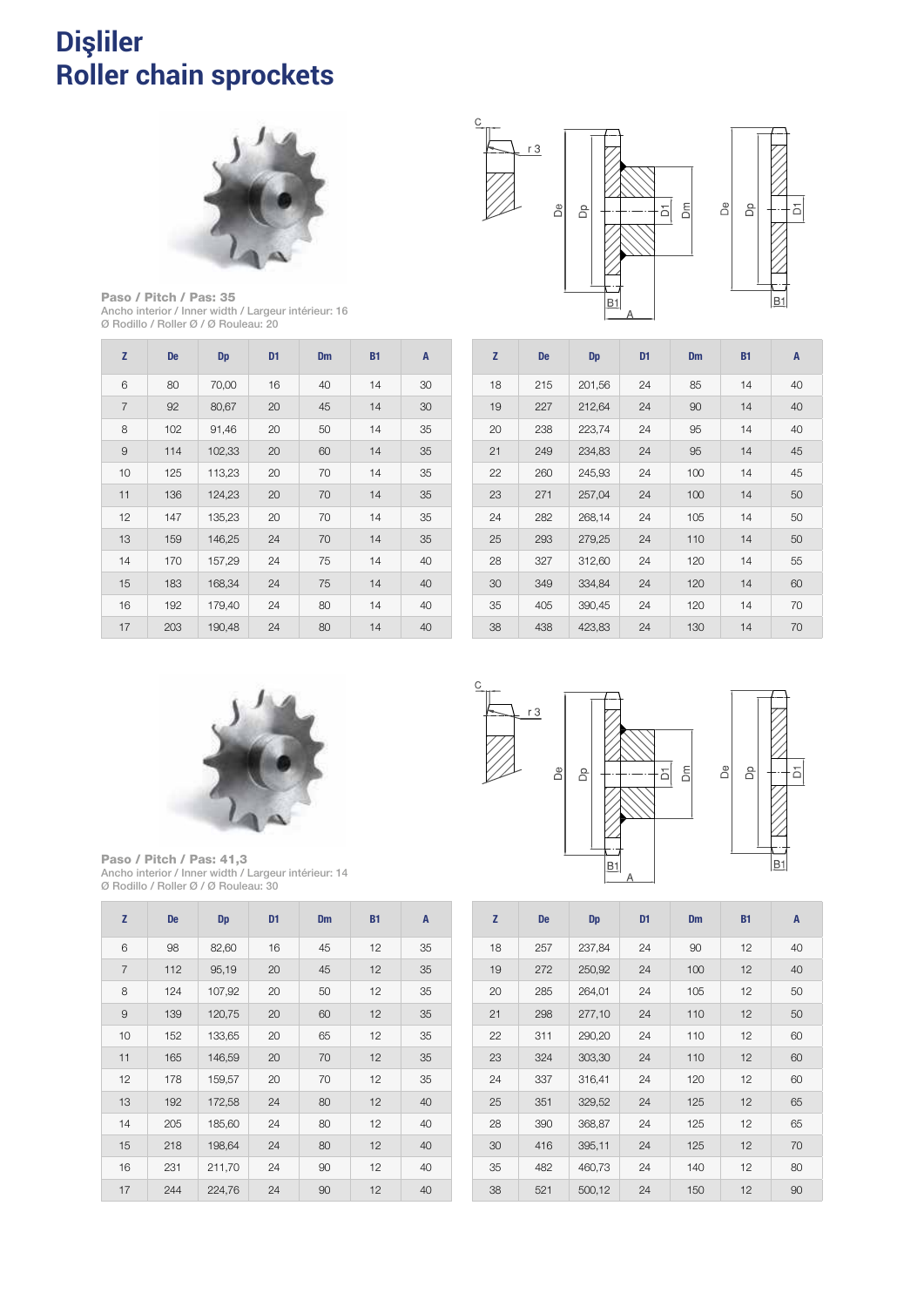# Dişliler
# Roller chain sprockets

**Paso / Pitch / Pas: 35**
Ancho interior / Inner width / Largeur intérieur: 16
Ø Rodillo / Roller Ø / Ø Rouleau: 20

| Z | De | Dp | D1 | Dm | B1 | A |
|---|---|---|---|---|---|---|
| 6 | 80 | 70,00 | 16 | 40 | 14 | 30 |
| 7 | 92 | 80,67 | 20 | 45 | 14 | 30 |
| 8 | 102 | 91,46 | 20 | 50 | 14 | 35 |
| 9 | 114 | 102,33 | 20 | 60 | 14 | 35 |
| 10 | 125 | 113,23 | 20 | 70 | 14 | 35 |
| 11 | 136 | 124,23 | 20 | 70 | 14 | 35 |
| 12 | 147 | 135,23 | 20 | 70 | 14 | 35 |
| 13 | 159 | 146,25 | 24 | 70 | 14 | 35 |
| 14 | 170 | 157,29 | 24 | 75 | 14 | 40 |
| 15 | 183 | 168,34 | 24 | 75 | 14 | 40 |
| 16 | 192 | 179,40 | 24 | 80 | 14 | 40 |
| 17 | 203 | 190,48 | 24 | 80 | 14 | 40 |

| Z | De | Dp | D1 | Dm | B1 | A |
|---|---|---|---|---|---|---|
| 18 | 215 | 201,56 | 24 | 85 | 14 | 40 |
| 19 | 227 | 212,64 | 24 | 90 | 14 | 40 |
| 20 | 238 | 223,74 | 24 | 95 | 14 | 40 |
| 21 | 249 | 234,83 | 24 | 95 | 14 | 45 |
| 22 | 260 | 245,93 | 24 | 100 | 14 | 45 |
| 23 | 271 | 257,04 | 24 | 100 | 14 | 50 |
| 24 | 282 | 268,14 | 24 | 105 | 14 | 50 |
| 25 | 293 | 279,25 | 24 | 110 | 14 | 50 |
| 28 | 327 | 312,60 | 24 | 120 | 14 | 55 |
| 30 | 349 | 334,84 | 24 | 120 | 14 | 60 |
| 35 | 405 | 390,45 | 24 | 120 | 14 | 70 |
| 38 | 438 | 423,83 | 24 | 130 | 14 | 70 |

**Paso / Pitch / Pas: 41,3**
Ancho interior / Inner width / Largeur intérieur: 14
Ø Rodillo / Roller Ø / Ø Rouleau: 30

| Z | De | Dp | D1 | Dm | B1 | A |
|---|---|---|---|---|---|---|
| 6 | 98 | 82,60 | 16 | 45 | 12 | 35 |
| 7 | 112 | 95,19 | 20 | 45 | 12 | 35 |
| 8 | 124 | 107,92 | 20 | 50 | 12 | 35 |
| 9 | 139 | 120,75 | 20 | 60 | 12 | 35 |
| 10 | 152 | 133,65 | 20 | 65 | 12 | 35 |
| 11 | 165 | 146,59 | 20 | 70 | 12 | 35 |
| 12 | 178 | 159,57 | 20 | 70 | 12 | 35 |
| 13 | 192 | 172,58 | 24 | 80 | 12 | 40 |
| 14 | 205 | 185,60 | 24 | 80 | 12 | 40 |
| 15 | 218 | 198,64 | 24 | 80 | 12 | 40 |
| 16 | 231 | 211,70 | 24 | 90 | 12 | 40 |
| 17 | 244 | 224,76 | 24 | 90 | 12 | 40 |

| Z | De | Dp | D1 | Dm | B1 | A |
|---|---|---|---|---|---|---|
| 18 | 257 | 237,84 | 24 | 90 | 12 | 40 |
| 19 | 272 | 250,92 | 24 | 100 | 12 | 40 |
| 20 | 285 | 264,01 | 24 | 105 | 12 | 50 |
| 21 | 298 | 277,10 | 24 | 110 | 12 | 50 |
| 22 | 311 | 290,20 | 24 | 110 | 12 | 60 |
| 23 | 324 | 303,30 | 24 | 110 | 12 | 60 |
| 24 | 337 | 316,41 | 24 | 120 | 12 | 60 |
| 25 | 351 | 329,52 | 24 | 125 | 12 | 65 |
| 28 | 390 | 368,87 | 24 | 125 | 12 | 65 |
| 30 | 416 | 395,11 | 24 | 125 | 12 | 70 |
| 35 | 482 | 460,73 | 24 | 140 | 12 | 80 |
| 38 | 521 | 500,12 | 24 | 150 | 12 | 90 |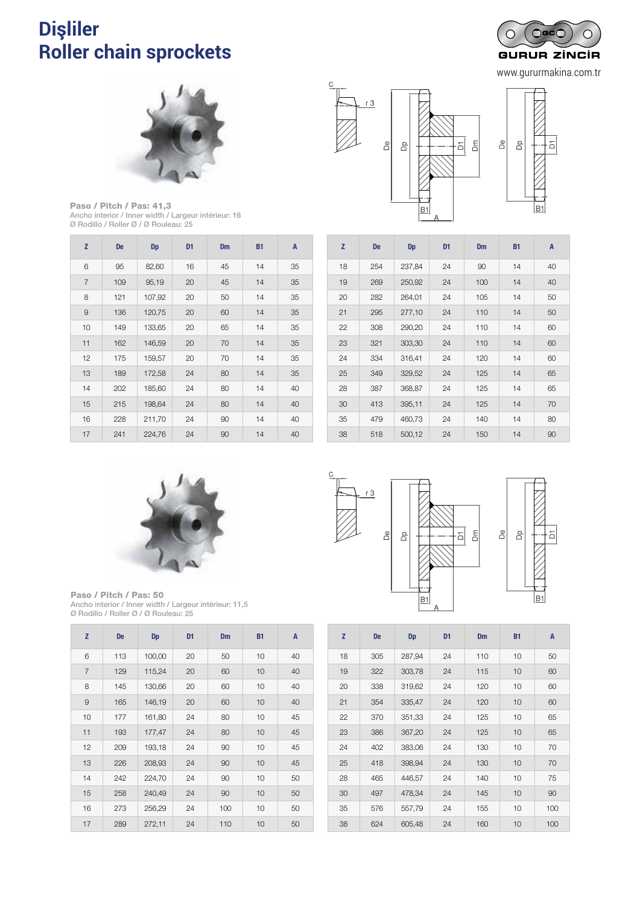# Dişliler
# Roller chain sprockets

GURUR ZİNCİR

www.gururmakina.com.tr

**Paso / Pitch / Pas: 41,3**
Ancho interior / Inner width / Largeur intérieur: 16
Ø Rodillo / Roller Ø / Ø Rouleau: 25

| Z | De | Dp | D1 | Dm | B1 | A |
|---|---|---|---|---|---|---|
| 6 | 95 | 82,60 | 16 | 45 | 14 | 35 |
| 7 | 109 | 95,19 | 20 | 45 | 14 | 35 |
| 8 | 121 | 107,92 | 20 | 50 | 14 | 35 |
| 9 | 136 | 120,75 | 20 | 60 | 14 | 35 |
| 10 | 149 | 133,65 | 20 | 65 | 14 | 35 |
| 11 | 162 | 146,59 | 20 | 70 | 14 | 35 |
| 12 | 175 | 159,57 | 20 | 70 | 14 | 35 |
| 13 | 189 | 172,58 | 24 | 80 | 14 | 35 |
| 14 | 202 | 185,60 | 24 | 80 | 14 | 40 |
| 15 | 215 | 198,64 | 24 | 80 | 14 | 40 |
| 16 | 228 | 211,70 | 24 | 90 | 14 | 40 |
| 17 | 241 | 224,76 | 24 | 90 | 14 | 40 |

| Z | De | Dp | D1 | Dm | B1 | A |
|---|---|---|---|---|---|---|
| 18 | 254 | 237,84 | 24 | 90 | 14 | 40 |
| 19 | 269 | 250,92 | 24 | 100 | 14 | 40 |
| 20 | 282 | 264,01 | 24 | 105 | 14 | 50 |
| 21 | 295 | 277,10 | 24 | 110 | 14 | 50 |
| 22 | 308 | 290,20 | 24 | 110 | 14 | 60 |
| 23 | 321 | 303,30 | 24 | 110 | 14 | 60 |
| 24 | 334 | 316,41 | 24 | 120 | 14 | 60 |
| 25 | 349 | 329,52 | 24 | 125 | 14 | 65 |
| 28 | 387 | 368,87 | 24 | 125 | 14 | 65 |
| 30 | 413 | 395,11 | 24 | 125 | 14 | 70 |
| 35 | 479 | 460,73 | 24 | 140 | 14 | 80 |
| 38 | 518 | 500,12 | 24 | 150 | 14 | 90 |

**Paso / Pitch / Pas: 50**
Ancho interior / Inner width / Largeur intérieur: 11,5
Ø Rodillo / Roller Ø / Ø Rouleau: 25

| Z | De | Dp | D1 | Dm | B1 | A |
|---|---|---|---|---|---|---|
| 6 | 113 | 100,00 | 20 | 50 | 10 | 40 |
| 7 | 129 | 115,24 | 20 | 60 | 10 | 40 |
| 8 | 145 | 130,66 | 20 | 60 | 10 | 40 |
| 9 | 165 | 146,19 | 20 | 60 | 10 | 40 |
| 10 | 177 | 161,80 | 24 | 80 | 10 | 45 |
| 11 | 193 | 177,47 | 24 | 80 | 10 | 45 |
| 12 | 209 | 193,18 | 24 | 90 | 10 | 45 |
| 13 | 226 | 208,93 | 24 | 90 | 10 | 45 |
| 14 | 242 | 224,70 | 24 | 90 | 10 | 50 |
| 15 | 258 | 240,49 | 24 | 90 | 10 | 50 |
| 16 | 273 | 256,29 | 24 | 100 | 10 | 50 |
| 17 | 289 | 272,11 | 24 | 110 | 10 | 50 |

| Z | De | Dp | D1 | Dm | B1 | A |
|---|---|---|---|---|---|---|
| 18 | 305 | 287,94 | 24 | 110 | 10 | 50 |
| 19 | 322 | 303,78 | 24 | 115 | 10 | 60 |
| 20 | 338 | 319,62 | 24 | 120 | 10 | 60 |
| 21 | 354 | 335,47 | 24 | 120 | 10 | 60 |
| 22 | 370 | 351,33 | 24 | 125 | 10 | 65 |
| 23 | 386 | 367,20 | 24 | 125 | 10 | 65 |
| 24 | 402 | 383,06 | 24 | 130 | 10 | 70 |
| 25 | 418 | 398,94 | 24 | 130 | 10 | 70 |
| 28 | 465 | 446,57 | 24 | 140 | 10 | 75 |
| 30 | 497 | 478,34 | 24 | 145 | 10 | 90 |
| 35 | 576 | 557,79 | 24 | 155 | 10 | 100 |
| 38 | 624 | 605,48 | 24 | 160 | 10 | 100 |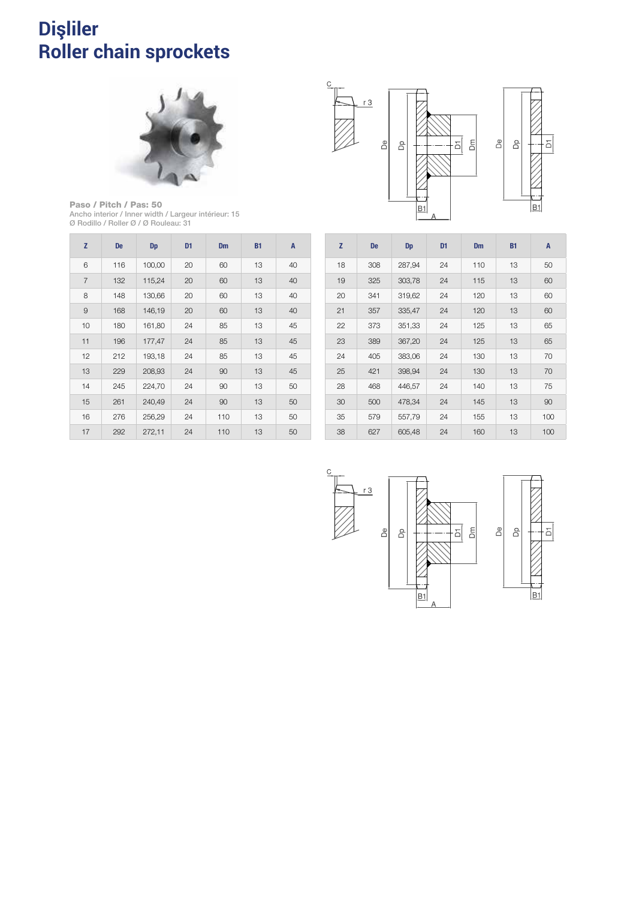# Dişliler
# Roller chain sprockets

**Paso / Pitch / Pas: 50**
Ancho interior / Inner width / Largeur intérieur: 15
Ø Rodillo / Roller Ø / Ø Rouleau: 31

| Z | De | Dp | D1 | Dm | B1 | A |
|---|---|---|---|---|---|---|
| 6 | 116 | 100,00 | 20 | 60 | 13 | 40 |
| 7 | 132 | 115,24 | 20 | 60 | 13 | 40 |
| 8 | 148 | 130,66 | 20 | 60 | 13 | 40 |
| 9 | 168 | 146,19 | 20 | 60 | 13 | 40 |
| 10 | 180 | 161,80 | 24 | 85 | 13 | 45 |
| 11 | 196 | 177,47 | 24 | 85 | 13 | 45 |
| 12 | 212 | 193,18 | 24 | 85 | 13 | 45 |
| 13 | 229 | 208,93 | 24 | 90 | 13 | 45 |
| 14 | 245 | 224,70 | 24 | 90 | 13 | 50 |
| 15 | 261 | 240,49 | 24 | 90 | 13 | 50 |
| 16 | 276 | 256,29 | 24 | 110 | 13 | 50 |
| 17 | 292 | 272,11 | 24 | 110 | 13 | 50 |

| Z | De | Dp | D1 | Dm | B1 | A |
|---|---|---|---|---|---|---|
| 18 | 308 | 287,94 | 24 | 110 | 13 | 50 |
| 19 | 325 | 303,78 | 24 | 115 | 13 | 60 |
| 20 | 341 | 319,62 | 24 | 120 | 13 | 60 |
| 21 | 357 | 335,47 | 24 | 120 | 13 | 60 |
| 22 | 373 | 351,33 | 24 | 125 | 13 | 65 |
| 23 | 389 | 367,20 | 24 | 125 | 13 | 65 |
| 24 | 405 | 383,06 | 24 | 130 | 13 | 70 |
| 25 | 421 | 398,94 | 24 | 130 | 13 | 70 |
| 28 | 468 | 446,57 | 24 | 140 | 13 | 75 |
| 30 | 500 | 478,34 | 24 | 145 | 13 | 90 |
| 35 | 579 | 557,79 | 24 | 155 | 13 | 100 |
| 38 | 627 | 605,48 | 24 | 160 | 13 | 100 |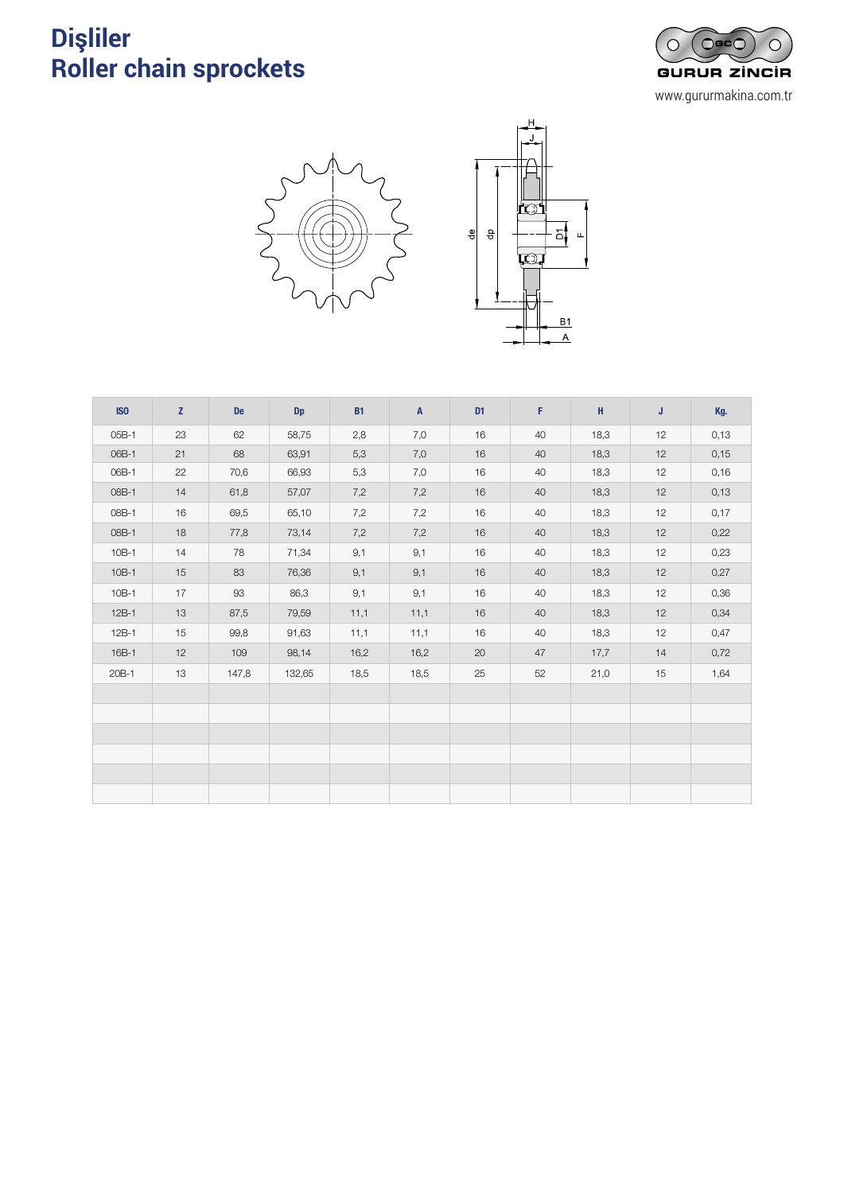# Dişliler
# Roller chain sprockets

GURUR ZİNCİR

www.gururmakina.com.tr

H
J
de
dp
D1
F
B1
A

| ISO | Z | De | Dp | B1 | A | D1 | F | H | J | Kg. |
|---|---|---|---|---|---|---|---|---|---|---|
| 05B-1 | 23 | 62 | 58,75 | 2,8 | 7,0 | 16 | 40 | 18,3 | 12 | 0,13 |
| 06B-1 | 21 | 68 | 63,91 | 5,3 | 7,0 | 16 | 40 | 18,3 | 12 | 0,15 |
| 06B-1 | 22 | 70,6 | 66,93 | 5,3 | 7,0 | 16 | 40 | 18,3 | 12 | 0,16 |
| 08B-1 | 14 | 61,8 | 57,07 | 7,2 | 7,2 | 16 | 40 | 18,3 | 12 | 0,13 |
| 08B-1 | 16 | 69,5 | 65,10 | 7,2 | 7,2 | 16 | 40 | 18,3 | 12 | 0,17 |
| 08B-1 | 18 | 77,8 | 73,14 | 7,2 | 7,2 | 16 | 40 | 18,3 | 12 | 0,22 |
| 10B-1 | 14 | 78 | 71,34 | 9,1 | 9,1 | 16 | 40 | 18,3 | 12 | 0,23 |
| 10B-1 | 15 | 83 | 76,36 | 9,1 | 9,1 | 16 | 40 | 18,3 | 12 | 0,27 |
| 10B-1 | 17 | 93 | 86,3 | 9,1 | 9,1 | 16 | 40 | 18,3 | 12 | 0,36 |
| 12B-1 | 13 | 87,5 | 79,59 | 11,1 | 11,1 | 16 | 40 | 18,3 | 12 | 0,34 |
| 12B-1 | 15 | 99,8 | 91,63 | 11,1 | 11,1 | 16 | 40 | 18,3 | 12 | 0,47 |
| 16B-1 | 12 | 109 | 98,14 | 16,2 | 16,2 | 20 | 47 | 17,7 | 14 | 0,72 |
| 20B-1 | 13 | 147,8 | 132,65 | 18,5 | 18,5 | 25 | 52 | 21,0 | 15 | 1,64 |